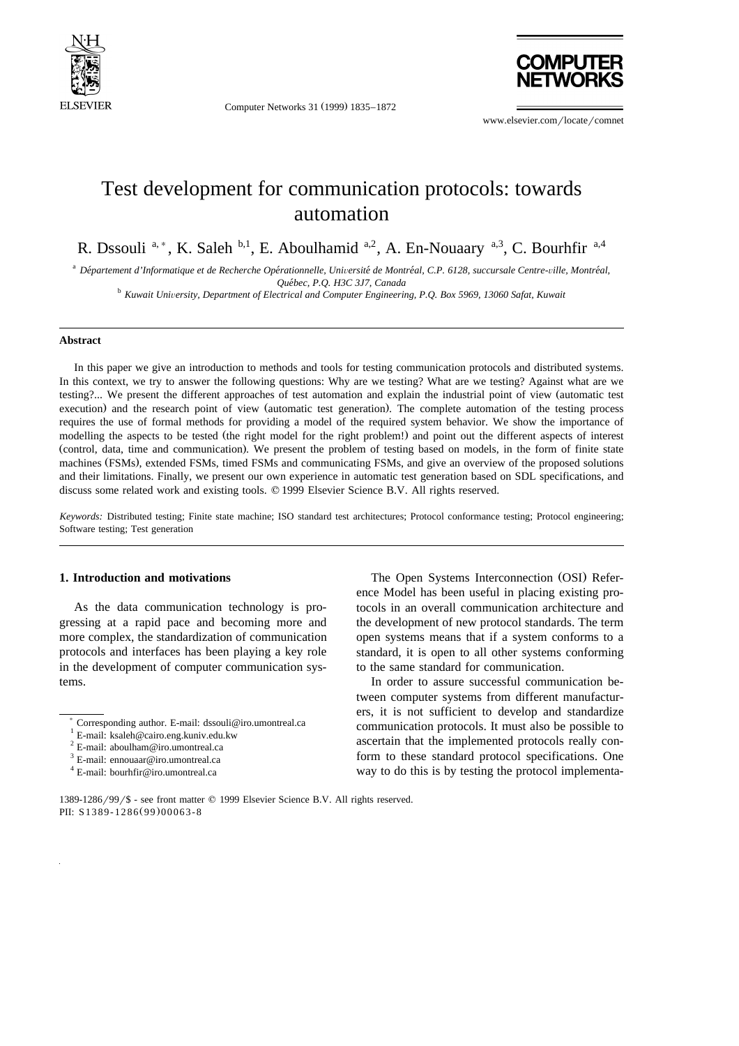# Test development for communication protocols: towards automation

R. Dssouli [a,*], K. Saleh [b,1], E. Aboulhamid [a,2], A. En-Nouaary [a,3], C. Bourhfir [a,4]

[a] *Département d'Informatique et de Recherche Opérationnelle, Université de Montréal, C.P. 6128, succursale Centre-ville, Montréal, Québec, P.Q. H3C 3J7, Canada*

[b] *Kuwait University, Department of Electrical and Computer Engineering, P.O. Box 5969, 13060 Safat, Kuwait*

---

**Abstract**

In this paper we give an introduction to methods and tools for testing communication protocols and distributed systems. In this context, we try to answer the following questions: Why are we testing? What are we testing? Against what are we testing?... We present the different approaches of test automation and explain the industrial point of view (automatic test execution) and the research point of view (automatic test generation). The complete automation of the testing process requires the use of formal methods for providing a model of the required system behavior. We show the importance of modelling the aspects to be tested (the right model for the right problem!) and point out the different aspects of interest (control, data, time and communication). We present the problem of testing based on models, in the form of finite state machines (FSMs), extended FSMs, timed FSMs and communicating FSMs, and give an overview of the proposed solutions and their limitations. Finally, we present our own experience in automatic test generation based on SDL specifications, and discuss some related work and existing tools. © 1999 Elsevier Science B.V. All rights reserved.

*Keywords:* Distributed testing; Finite state machine; ISO standard test architectures; Protocol conformance testing; Protocol engineering; Software testing; Test generation

---

## 1. Introduction and motivations

As the data communication technology is progressing at a rapid pace and becoming more and more complex, the standardization of communication protocols and interfaces has been playing a key role in the development of computer communication systems.

The Open Systems Interconnection (OSI) Reference Model has been useful in placing existing protocols in an overall communication architecture and the development of new protocol standards. The term open systems means that if a system conforms to a standard, it is open to all other systems conforming to the same standard for communication.

In order to assure successful communication between computer systems from different manufacturers, it is not sufficient to develop and standardize communication protocols. It must also be possible to ascertain that the implemented protocols really conform to these standard protocol specifications. One way to do this is by testing the protocol implementa-

---

[*] Corresponding author. E-mail: dssouli@iro.umontreal.ca

[1] E-mail: ksaleh@cairo.eng.kuniv.edu.kw

[2] E-mail: aboulham@iro.umontreal.ca

[3] E-mail: ennouaar@iro.umontreal.ca

[4] E-mail: bourhfir@iro.umontreal.ca

1389-1286/99/$ - see front matter © 1999 Elsevier Science B.V. All rights reserved.
PII: S1389-1286(99)00063-8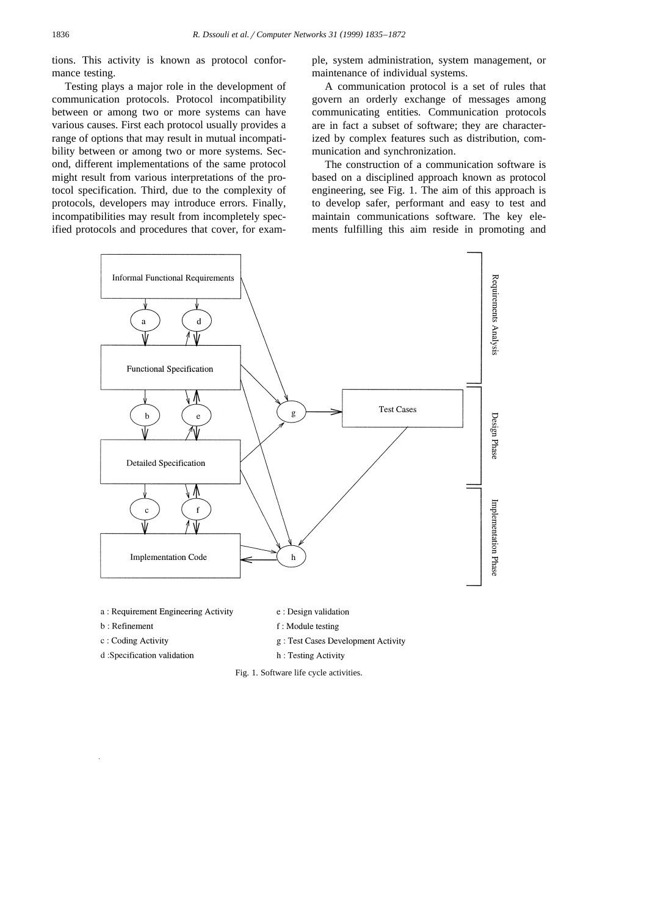tions. This activity is known as protocol conformance testing.

Testing plays a major role in the development of communication protocols. Protocol incompatibility between or among two or more systems can have various causes. First each protocol usually provides a range of options that may result in mutual incompatibility between or among two or more systems. Second, different implementations of the same protocol might result from various interpretations of the protocol specification. Third, due to the complexity of protocols, developers may introduce errors. Finally, incompatibilities may result from incompletely specified protocols and procedures that cover, for example, system administration, system management, or maintenance of individual systems.

A communication protocol is a set of rules that govern an orderly exchange of messages among communicating entities. Communication protocols are in fact a subset of software; they are characterized by complex features such as distribution, communication and synchronization.

The construction of a communication software is based on a disciplined approach known as protocol engineering, see Fig. 1. The aim of this approach is to develop safer, performant and easy to test and maintain communications software. The key elements fulfilling this aim reside in promoting and

Informal Functional Requirements

Functional Specification

Detailed Specification

Implementation Code

Test Cases

Requirements Analysis

Design Phase

Implementation Phase

a : Requirement Engineering Activity

b : Refinement

c : Coding Activity

d :Specification validation

e : Design validation

f : Module testing

g : Test Cases Development Activity

h : Testing Activity

Fig. 1. Software life cycle activities.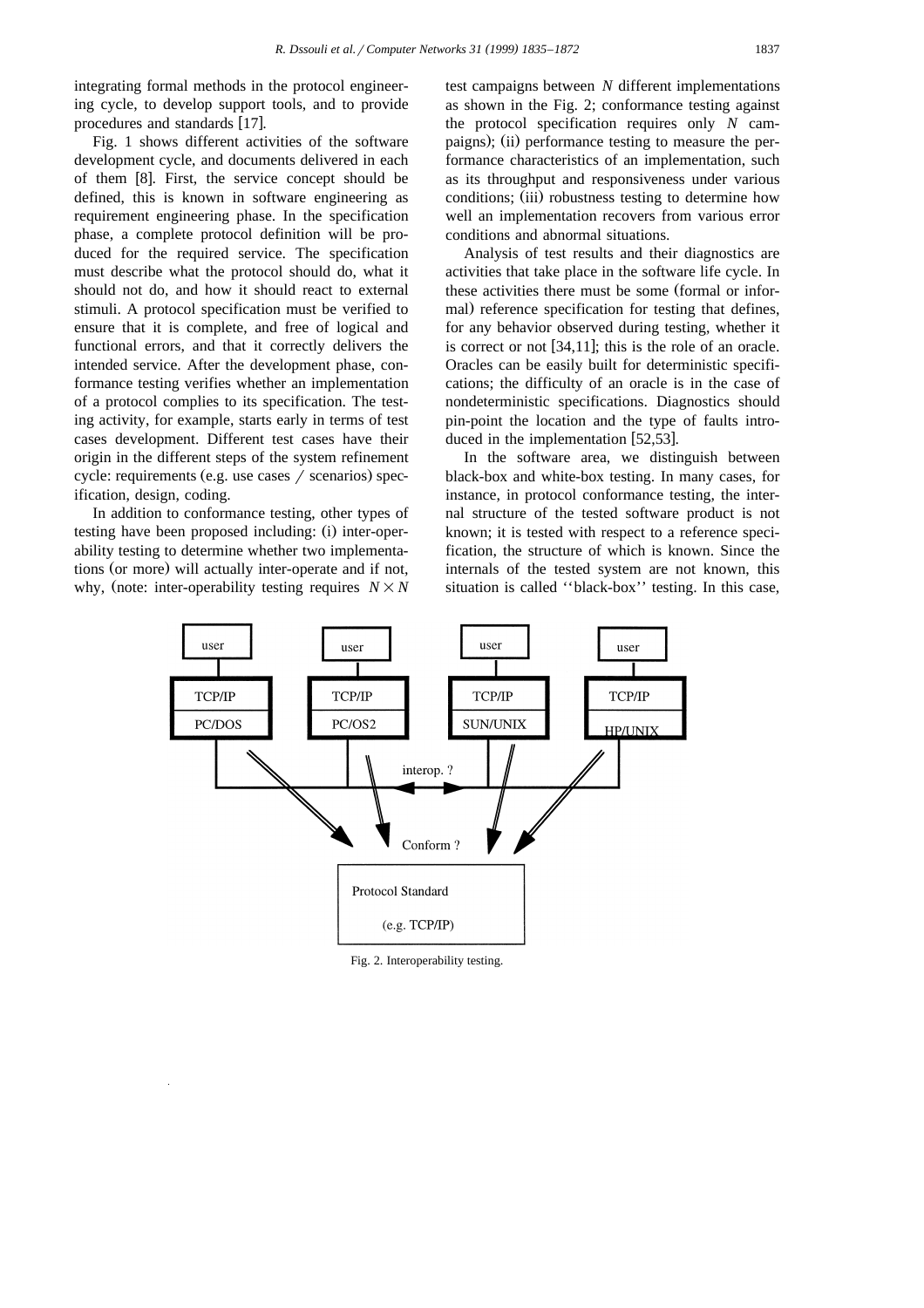integrating formal methods in the protocol engineering cycle, to develop support tools, and to provide procedures and standards [17].

Fig. 1 shows different activities of the software development cycle, and documents delivered in each of them [8]. First, the service concept should be defined, this is known in software engineering as requirement engineering phase. In the specification phase, a complete protocol definition will be produced for the required service. The specification must describe what the protocol should do, what it should not do, and how it should react to external stimuli. A protocol specification must be verified to ensure that it is complete, and free of logical and functional errors, and that it correctly delivers the intended service. After the development phase, conformance testing verifies whether an implementation of a protocol complies to its specification. The testing activity, for example, starts early in terms of test cases development. Different test cases have their origin in the different steps of the system refinement cycle: requirements (e.g. use cases / scenarios) specification, design, coding.

In addition to conformance testing, other types of testing have been proposed including: (i) inter-operability testing to determine whether two implementations (or more) will actually inter-operate and if not, why, (note: inter-operability testing requires $N \times N$ test campaigns between $N$ different implementations as shown in the Fig. 2; conformance testing against the protocol specification requires only $N$ campaigns); (ii) performance testing to measure the performance characteristics of an implementation, such as its throughput and responsiveness under various conditions; (iii) robustness testing to determine how well an implementation recovers from various error conditions and abnormal situations.

Analysis of test results and their diagnostics are activities that take place in the software life cycle. In these activities there must be some (formal or informal) reference specification for testing that defines, for any behavior observed during testing, whether it is correct or not [34,11]; this is the role of an oracle. Oracles can be easily built for deterministic specifications; the difficulty of an oracle is in the case of nondeterministic specifications. Diagnostics should pin-point the location and the type of faults introduced in the implementation [52,53].

In the software area, we distinguish between black-box and white-box testing. In many cases, for instance, in protocol conformance testing, the internal structure of the tested software product is not known; it is tested with respect to a reference specification, the structure of which is known. Since the internals of the tested system are not known, this situation is called ''black-box'' testing. In this case,

Fig. 2. Interoperability testing.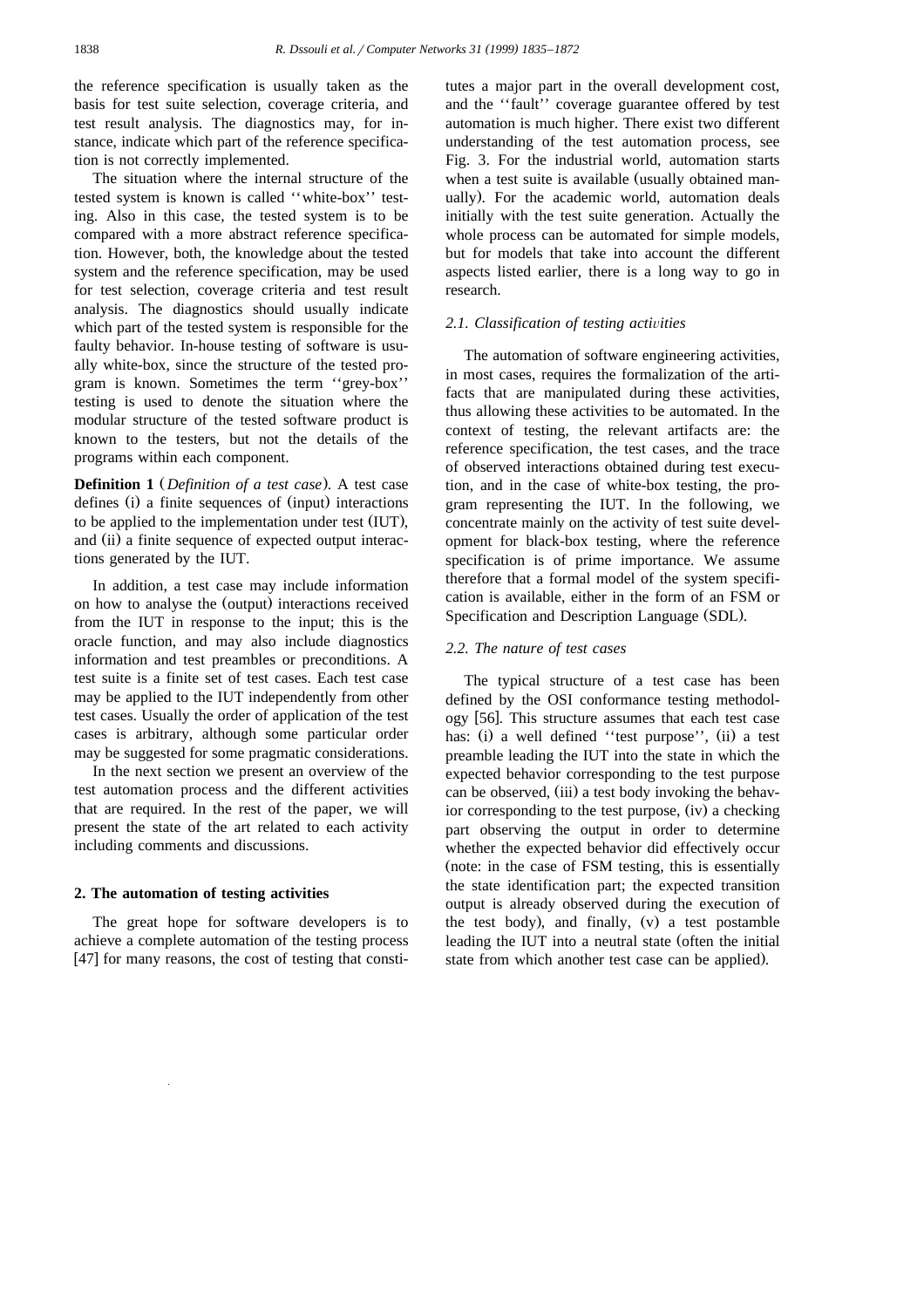the reference specification is usually taken as the basis for test suite selection, coverage criteria, and test result analysis. The diagnostics may, for instance, indicate which part of the reference specification is not correctly implemented.

The situation where the internal structure of the tested system is known is called ''white-box'' testing. Also in this case, the tested system is to be compared with a more abstract reference specification. However, both, the knowledge about the tested system and the reference specification, may be used for test selection, coverage criteria and test result analysis. The diagnostics should usually indicate which part of the tested system is responsible for the faulty behavior. In-house testing of software is usually white-box, since the structure of the tested program is known. Sometimes the term ''grey-box'' testing is used to denote the situation where the modular structure of the tested software product is known to the testers, but not the details of the programs within each component.

**Definition 1** (*Definition of a test case*). A test case defines (i) a finite sequences of (input) interactions to be applied to the implementation under test (IUT), and (ii) a finite sequence of expected output interactions generated by the IUT.

In addition, a test case may include information on how to analyse the (output) interactions received from the IUT in response to the input; this is the oracle function, and may also include diagnostics information and test preambles or preconditions. A test suite is a finite set of test cases. Each test case may be applied to the IUT independently from other test cases. Usually the order of application of the test cases is arbitrary, although some particular order may be suggested for some pragmatic considerations.

In the next section we present an overview of the test automation process and the different activities that are required. In the rest of the paper, we will present the state of the art related to each activity including comments and discussions.

## 2. The automation of testing activities

The great hope for software developers is to achieve a complete automation of the testing process [47] for many reasons, the cost of testing that constitutes a major part in the overall development cost, and the ''fault'' coverage guarantee offered by test automation is much higher. There exist two different understanding of the test automation process, see Fig. 3. For the industrial world, automation starts when a test suite is available (usually obtained manually). For the academic world, automation deals initially with the test suite generation. Actually the whole process can be automated for simple models, but for models that take into account the different aspects listed earlier, there is a long way to go in research.

### 2.1. Classification of testing activities

The automation of software engineering activities, in most cases, requires the formalization of the artifacts that are manipulated during these activities, thus allowing these activities to be automated. In the context of testing, the relevant artifacts are: the reference specification, the test cases, and the trace of observed interactions obtained during test execution, and in the case of white-box testing, the program representing the IUT. In the following, we concentrate mainly on the activity of test suite development for black-box testing, where the reference specification is of prime importance. We assume therefore that a formal model of the system specification is available, either in the form of an FSM or Specification and Description Language (SDL).

### 2.2. The nature of test cases

The typical structure of a test case has been defined by the OSI conformance testing methodology [56]. This structure assumes that each test case has: (i) a well defined ''test purpose'', (ii) a test preamble leading the IUT into the state in which the expected behavior corresponding to the test purpose can be observed, (iii) a test body invoking the behavior corresponding to the test purpose, (iv) a checking part observing the output in order to determine whether the expected behavior did effectively occur (note: in the case of FSM testing, this is essentially the state identification part; the expected transition output is already observed during the execution of the test body), and finally, (v) a test postamble leading the IUT into a neutral state (often the initial state from which another test case can be applied).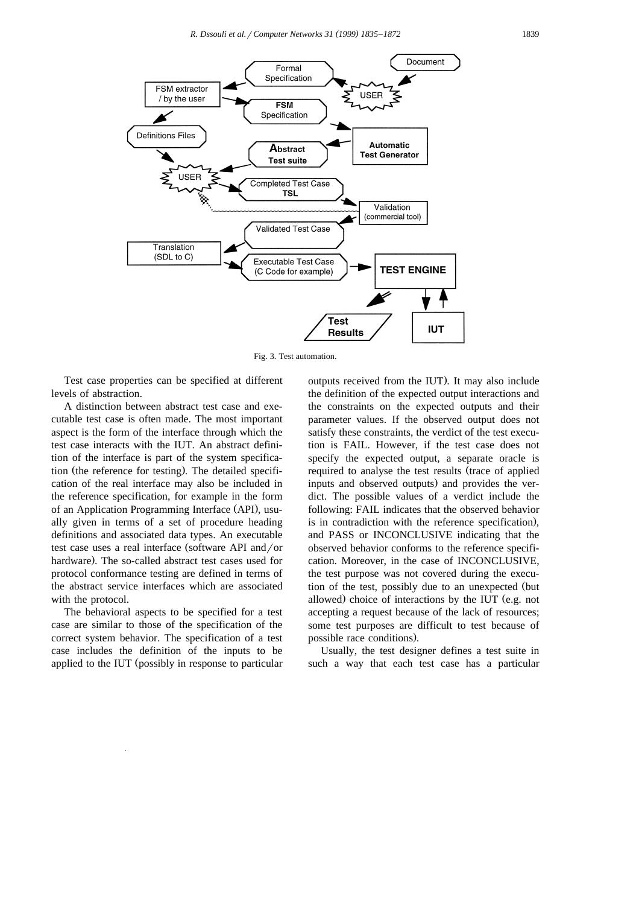Fig. 3. Test automation.

Test case properties can be specified at different levels of abstraction.

A distinction between abstract test case and executable test case is often made. The most important aspect is the form of the interface through which the test case interacts with the IUT. An abstract definition of the interface is part of the system specification (the reference for testing). The detailed specification of the real interface may also be included in the reference specification, for example in the form of an Application Programming Interface (API), usually given in terms of a set of procedure heading definitions and associated data types. An executable test case uses a real interface (software API and/or hardware). The so-called abstract test cases used for protocol conformance testing are defined in terms of the abstract service interfaces which are associated with the protocol.

The behavioral aspects to be specified for a test case are similar to those of the specification of the correct system behavior. The specification of a test case includes the definition of the inputs to be applied to the IUT (possibly in response to particular outputs received from the IUT). It may also include the definition of the expected output interactions and the constraints on the expected outputs and their parameter values. If the observed output does not satisfy these constraints, the verdict of the test execution is FAIL. However, if the test case does not specify the expected output, a separate oracle is required to analyse the test results (trace of applied inputs and observed outputs) and provides the verdict. The possible values of a verdict include the following: FAIL indicates that the observed behavior is in contradiction with the reference specification), and PASS or INCONCLUSIVE indicating that the observed behavior conforms to the reference specification. Moreover, in the case of INCONCLUSIVE, the test purpose was not covered during the execution of the test, possibly due to an unexpected (but allowed) choice of interactions by the IUT (e.g. not accepting a request because of the lack of resources; some test purposes are difficult to test because of possible race conditions).

Usually, the test designer defines a test suite in such a way that each test case has a particular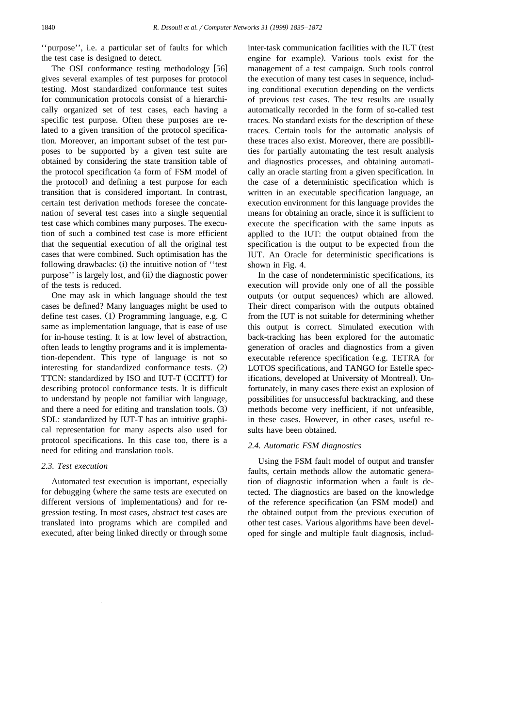''purpose'', i.e. a particular set of faults for which the test case is designed to detect.

The OSI conformance testing methodology [56] gives several examples of test purposes for protocol testing. Most standardized conformance test suites for communication protocols consist of a hierarchically organized set of test cases, each having a specific test purpose. Often these purposes are related to a given transition of the protocol specification. Moreover, an important subset of the test purposes to be supported by a given test suite are obtained by considering the state transition table of the protocol specification (a form of FSM model of the protocol) and defining a test purpose for each transition that is considered important. In contrast, certain test derivation methods foresee the concatenation of several test cases into a single sequential test case which combines many purposes. The execution of such a combined test case is more efficient that the sequential execution of all the original test cases that were combined. Such optimisation has the following drawbacks: (i) the intuitive notion of ''test purpose'' is largely lost, and (ii) the diagnostic power of the tests is reduced.

One may ask in which language should the test cases be defined? Many languages might be used to define test cases. (1) Programming language, e.g. C same as implementation language, that is ease of use for in-house testing. It is at low level of abstraction, often leads to lengthy programs and it is implementation-dependent. This type of language is not so interesting for standardized conformance tests. (2) TTCN: standardized by ISO and IUT-T (CCITT) for describing protocol conformance tests. It is difficult to understand by people not familiar with language, and there a need for editing and translation tools. (3) SDL: standardized by IUT-T has an intuitive graphical representation for many aspects also used for protocol specifications. In this case too, there is a need for editing and translation tools.

### 2.3. Test execution

Automated test execution is important, especially for debugging (where the same tests are executed on different versions of implementations) and for regression testing. In most cases, abstract test cases are translated into programs which are compiled and executed, after being linked directly or through some inter-task communication facilities with the IUT (test engine for example). Various tools exist for the management of a test campaign. Such tools control the execution of many test cases in sequence, including conditional execution depending on the verdicts of previous test cases. The test results are usually automatically recorded in the form of so-called test traces. No standard exists for the description of these traces. Certain tools for the automatic analysis of these traces also exist. Moreover, there are possibilities for partially automating the test result analysis and diagnostics processes, and obtaining automatically an oracle starting from a given specification. In the case of a deterministic specification which is written in an executable specification language, an execution environment for this language provides the means for obtaining an oracle, since it is sufficient to execute the specification with the same inputs as applied to the IUT: the output obtained from the specification is the output to be expected from the IUT. An Oracle for deterministic specifications is shown in Fig. 4.

In the case of nondeterministic specifications, its execution will provide only one of all the possible outputs (or output sequences) which are allowed. Their direct comparison with the outputs obtained from the IUT is not suitable for determining whether this output is correct. Simulated execution with back-tracking has been explored for the automatic generation of oracles and diagnostics from a given executable reference specification (e.g. TETRA for LOTOS specifications, and TANGO for Estelle specifications, developed at University of Montreal). Unfortunately, in many cases there exist an explosion of possibilities for unsuccessful backtracking, and these methods become very inefficient, if not unfeasible, in these cases. However, in other cases, useful results have been obtained.

### 2.4. Automatic FSM diagnostics

Using the FSM fault model of output and transfer faults, certain methods allow the automatic generation of diagnostic information when a fault is detected. The diagnostics are based on the knowledge of the reference specification (an FSM model) and the obtained output from the previous execution of other test cases. Various algorithms have been developed for single and multiple fault diagnosis, includ-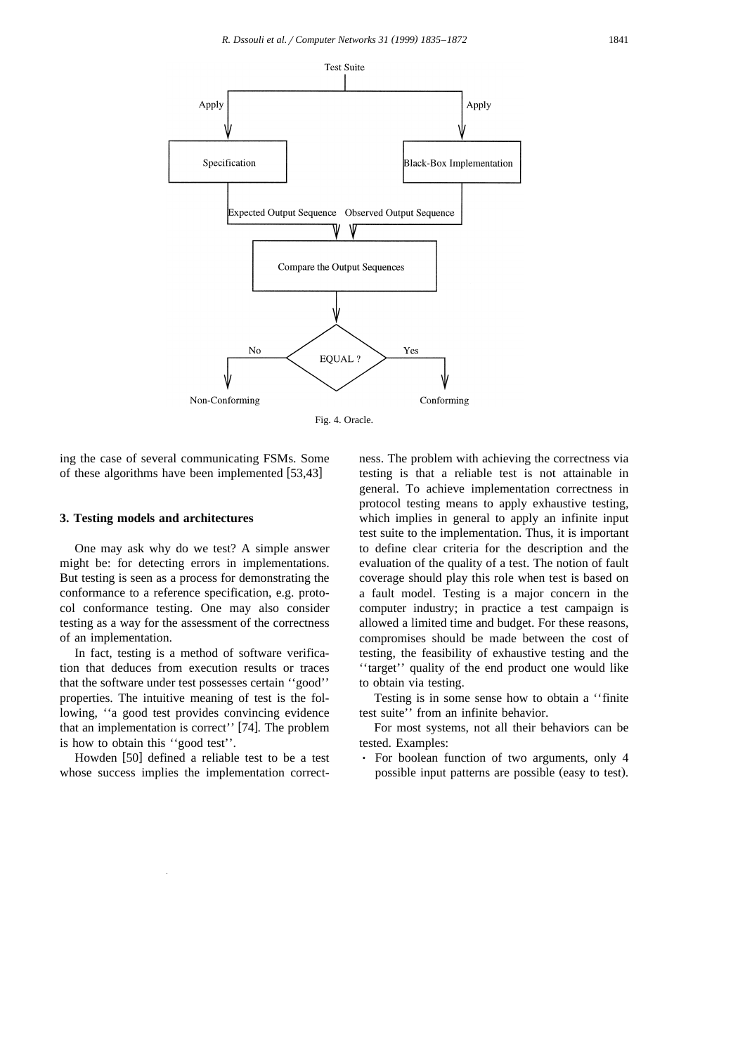Test Suite

Apply → Specification → Expected Output Sequence

Apply → Black-Box Implementation → Observed Output Sequence

Compare the Output Sequences

EQUAL ? — No → Non-Conforming; Yes → Conforming

Fig. 4. Oracle.

ing the case of several communicating FSMs. Some of these algorithms have been implemented [53,43]

## 3. Testing models and architectures

One may ask why do we test? A simple answer might be: for detecting errors in implementations. But testing is seen as a process for demonstrating the conformance to a reference specification, e.g. protocol conformance testing. One may also consider testing as a way for the assessment of the correctness of an implementation.

In fact, testing is a method of software verification that deduces from execution results or traces that the software under test possesses certain ''good'' properties. The intuitive meaning of test is the following, ''a good test provides convincing evidence that an implementation is correct'' [74]. The problem is how to obtain this ''good test''.

Howden [50] defined a reliable test to be a test whose success implies the implementation correctness. The problem with achieving the correctness via testing is that a reliable test is not attainable in general. To achieve implementation correctness in protocol testing means to apply exhaustive testing, which implies in general to apply an infinite input test suite to the implementation. Thus, it is important to define clear criteria for the description and the evaluation of the quality of a test. The notion of fault coverage should play this role when test is based on a fault model. Testing is a major concern in the computer industry; in practice a test campaign is allowed a limited time and budget. For these reasons, compromises should be made between the cost of testing, the feasibility of exhaustive testing and the ''target'' quality of the end product one would like to obtain via testing.

Testing is in some sense how to obtain a ''finite test suite'' from an infinite behavior.

For most systems, not all their behaviors can be tested. Examples:

- For boolean function of two arguments, only 4 possible input patterns are possible (easy to test).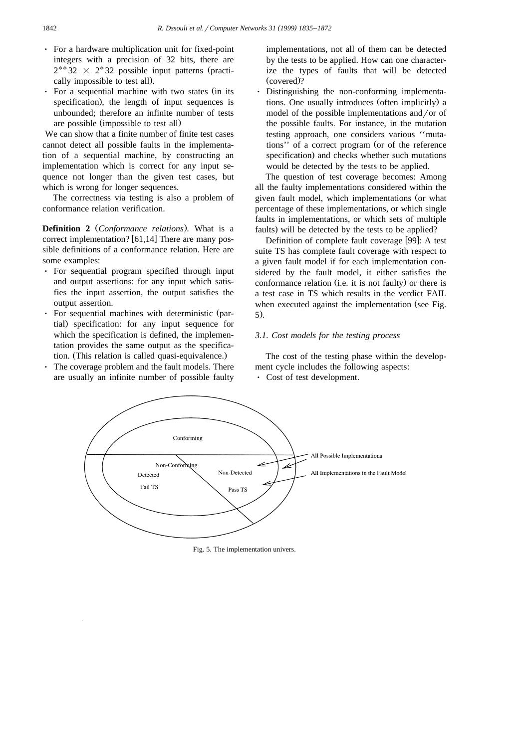- For a hardware multiplication unit for fixed-point integers with a precision of 32 bits, there are $2^{**}32 \times 2^{*}32$ possible input patterns (practically impossible to test all).
- For a sequential machine with two states (in its specification), the length of input sequences is unbounded; therefore an infinite number of tests are possible (impossible to test all)

We can show that a finite number of finite test cases cannot detect all possible faults in the implementation of a sequential machine, by constructing an implementation which is correct for any input sequence not longer than the given test cases, but which is wrong for longer sequences.

The correctness via testing is also a problem of conformance relation verification.

**Definition 2** (*Conformance relations*). What is a correct implementation? [61,14] There are many possible definitions of a conformance relation. Here are some examples:

- For sequential program specified through input and output assertions: for any input which satisfies the input assertion, the output satisfies the output assertion.
- For sequential machines with deterministic (partial) specification: for any input sequence for which the specification is defined, the implementation provides the same output as the specification. (This relation is called quasi-equivalence.)
- The coverage problem and the fault models. There are usually an infinite number of possible faulty implementations, not all of them can be detected by the tests to be applied. How can one characterize the types of faults that will be detected (covered)?
- Distinguishing the non-conforming implementations. One usually introduces (often implicitly) a model of the possible implementations and/or of the possible faults. For instance, in the mutation testing approach, one considers various ''mutations'' of a correct program (or of the reference specification) and checks whether such mutations would be detected by the tests to be applied.

The question of test coverage becomes: Among all the faulty implementations considered within the given fault model, which implementations (or what percentage of these implementations, or which single faults in implementations, or which sets of multiple faults) will be detected by the tests to be applied?

Definition of complete fault coverage [99]: A test suite TS has complete fault coverage with respect to a given fault model if for each implementation considered by the fault model, it either satisfies the conformance relation (i.e. it is not faulty) or there is a test case in TS which results in the verdict FAIL when executed against the implementation (see Fig. 5).

### 3.1. Cost models for the testing process

The cost of the testing phase within the development cycle includes the following aspects:

- Cost of test development.

Fig. 5. The implementation univers.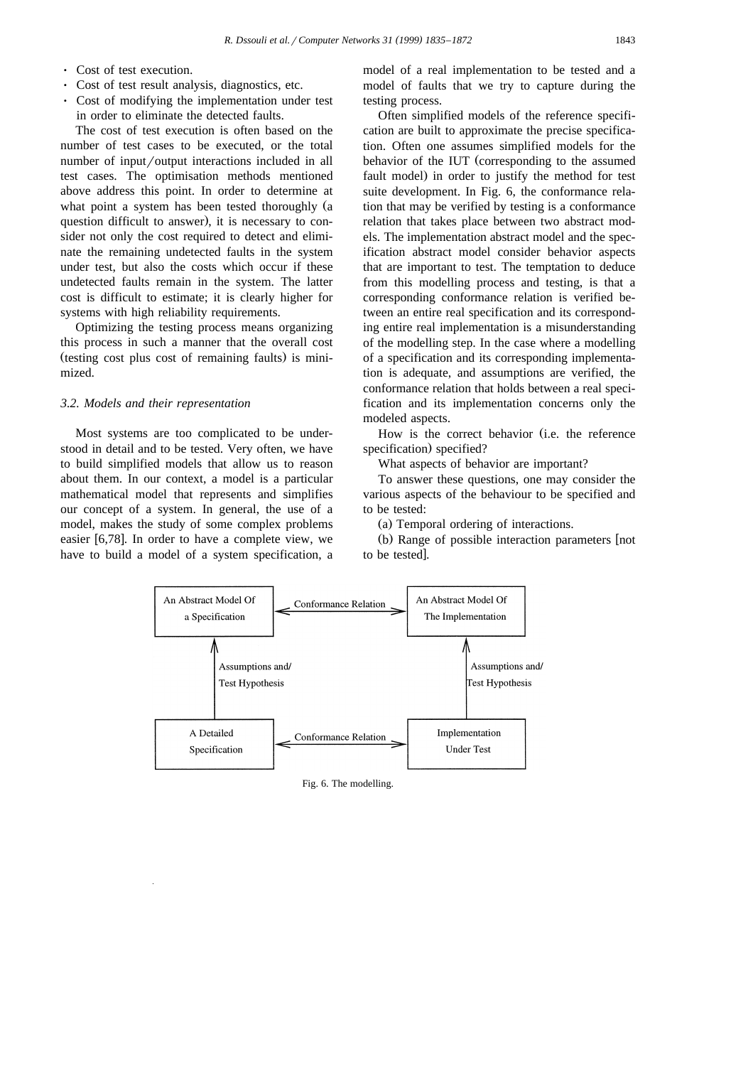- Cost of test execution.
- Cost of test result analysis, diagnostics, etc.
- Cost of modifying the implementation under test in order to eliminate the detected faults.

The cost of test execution is often based on the number of test cases to be executed, or the total number of input/output interactions included in all test cases. The optimisation methods mentioned above address this point. In order to determine at what point a system has been tested thoroughly (a question difficult to answer), it is necessary to consider not only the cost required to detect and eliminate the remaining undetected faults in the system under test, but also the costs which occur if these undetected faults remain in the system. The latter cost is difficult to estimate; it is clearly higher for systems with high reliability requirements.

Optimizing the testing process means organizing this process in such a manner that the overall cost (testing cost plus cost of remaining faults) is minimized.

### 3.2. Models and their representation

Most systems are too complicated to be understood in detail and to be tested. Very often, we have to build simplified models that allow us to reason about them. In our context, a model is a particular mathematical model that represents and simplifies our concept of a system. In general, the use of a model, makes the study of some complex problems easier [6,78]. In order to have a complete view, we have to build a model of a system specification, a model of a real implementation to be tested and a model of faults that we try to capture during the testing process.

Often simplified models of the reference specification are built to approximate the precise specification. Often one assumes simplified models for the behavior of the IUT (corresponding to the assumed fault model) in order to justify the method for test suite development. In Fig. 6, the conformance relation that may be verified by testing is a conformance relation that takes place between two abstract models. The implementation abstract model and the specification abstract model consider behavior aspects that are important to test. The temptation to deduce from this modelling process and testing, is that a corresponding conformance relation is verified between an entire real specification and its corresponding entire real implementation is a misunderstanding of the modelling step. In the case where a modelling of a specification and its corresponding implementation is adequate, and assumptions are verified, the conformance relation that holds between a real specification and its implementation concerns only the modeled aspects.

How is the correct behavior (i.e. the reference specification) specified?

What aspects of behavior are important?

To answer these questions, one may consider the various aspects of the behaviour to be specified and to be tested:

(a) Temporal ordering of interactions.

(b) Range of possible interaction parameters [not to be tested].

An Abstract Model Of a Specification ⟷ Conformance Relation ⟷ An Abstract Model Of The Implementation

Assumptions and/ Test Hypothesis | Assumptions and/ Test Hypothesis

A Detailed Specification ⟷ Conformance Relation ⟷ Implementation Under Test

Fig. 6. The modelling.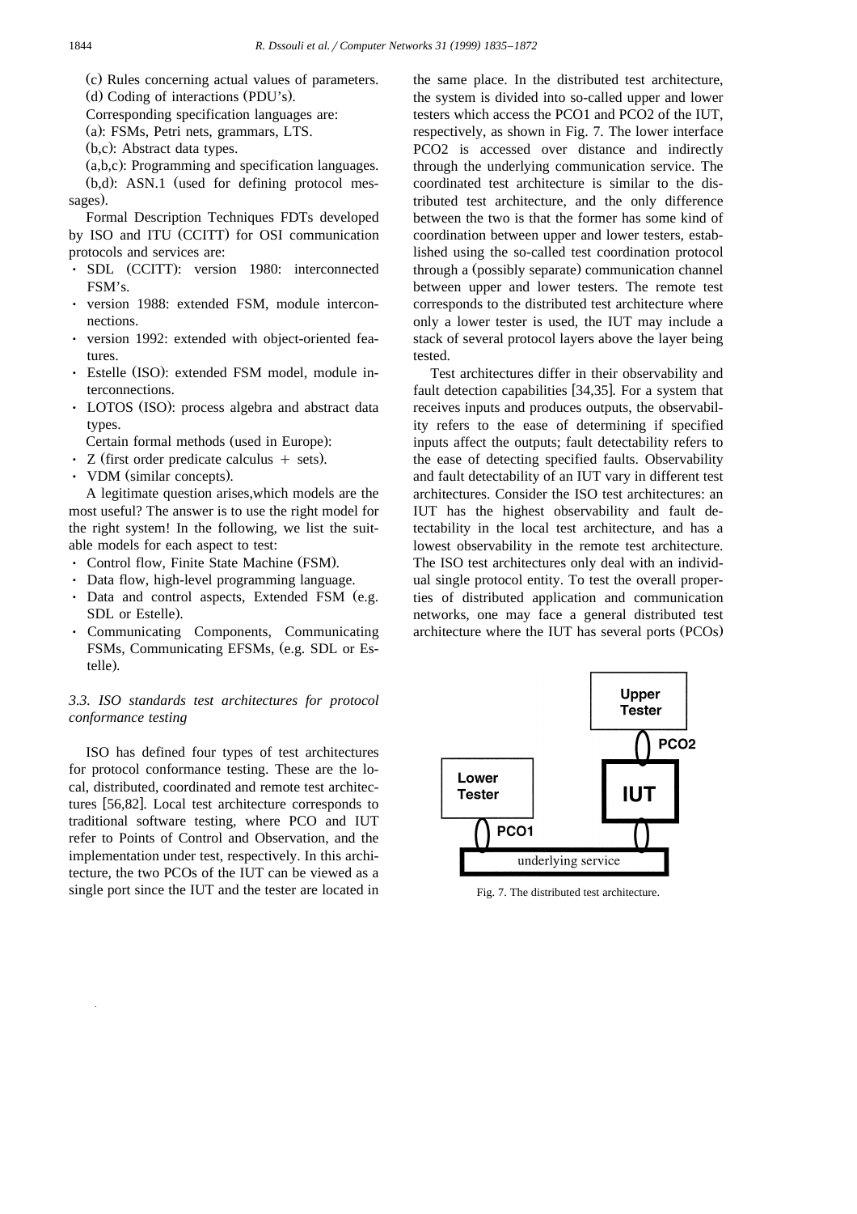(c) Rules concerning actual values of parameters.

(d) Coding of interactions (PDU's).

Corresponding specification languages are:

(a): FSMs, Petri nets, grammars, LTS.

(b,c): Abstract data types.

(a,b,c): Programming and specification languages.

(b,d): ASN.1 (used for defining protocol messages).

Formal Description Techniques FDTs developed by ISO and ITU (CCITT) for OSI communication protocols and services are:

- SDL (CCITT): version 1980: interconnected FSM's.
- version 1988: extended FSM, module interconnections.
- version 1992: extended with object-oriented features.
- Estelle (ISO): extended FSM model, module interconnections.
- LOTOS (ISO): process algebra and abstract data types.

Certain formal methods (used in Europe):

- Z (first order predicate calculus + sets).
- VDM (similar concepts).

A legitimate question arises, which models are the most useful? The answer is to use the right model for the right system! In the following, we list the suitable models for each aspect to test:

- Control flow, Finite State Machine (FSM).
- Data flow, high-level programming language.
- Data and control aspects, Extended FSM (e.g. SDL or Estelle).
- Communicating Components, Communicating FSMs, Communicating EFSMs, (e.g. SDL or Estelle).

### *3.3. ISO standards test architectures for protocol conformance testing*

ISO has defined four types of test architectures for protocol conformance testing. These are the local, distributed, coordinated and remote test architectures [56,82]. Local test architecture corresponds to traditional software testing, where PCO and IUT refer to Points of Control and Observation, and the implementation under test, respectively. In this architecture, the two PCOs of the IUT can be viewed as a single port since the IUT and the tester are located in the same place. In the distributed test architecture, the system is divided into so-called upper and lower testers which access the PCO1 and PCO2 of the IUT, respectively, as shown in Fig. 7. The lower interface PCO2 is accessed over distance and indirectly through the underlying communication service. The coordinated test architecture is similar to the distributed test architecture, and the only difference between the two is that the former has some kind of coordination between upper and lower testers, established using the so-called test coordination protocol through a (possibly separate) communication channel between upper and lower testers. The remote test corresponds to the distributed test architecture where only a lower tester is used, the IUT may include a stack of several protocol layers above the layer being tested.

Test architectures differ in their observability and fault detection capabilities [34,35]. For a system that receives inputs and produces outputs, the observability refers to the ease of determining if specified inputs affect the outputs; fault detectability refers to the ease of detecting specified faults. Observability and fault detectability of an IUT vary in different test architectures. Consider the ISO test architectures: an IUT has the highest observability and fault detectability in the local test architecture, and has a lowest observability in the remote test architecture. The ISO test architectures only deal with an individual single protocol entity. To test the overall properties of distributed application and communication networks, one may face a general distributed test architecture where the IUT has several ports (PCOs)

Fig. 7. The distributed test architecture.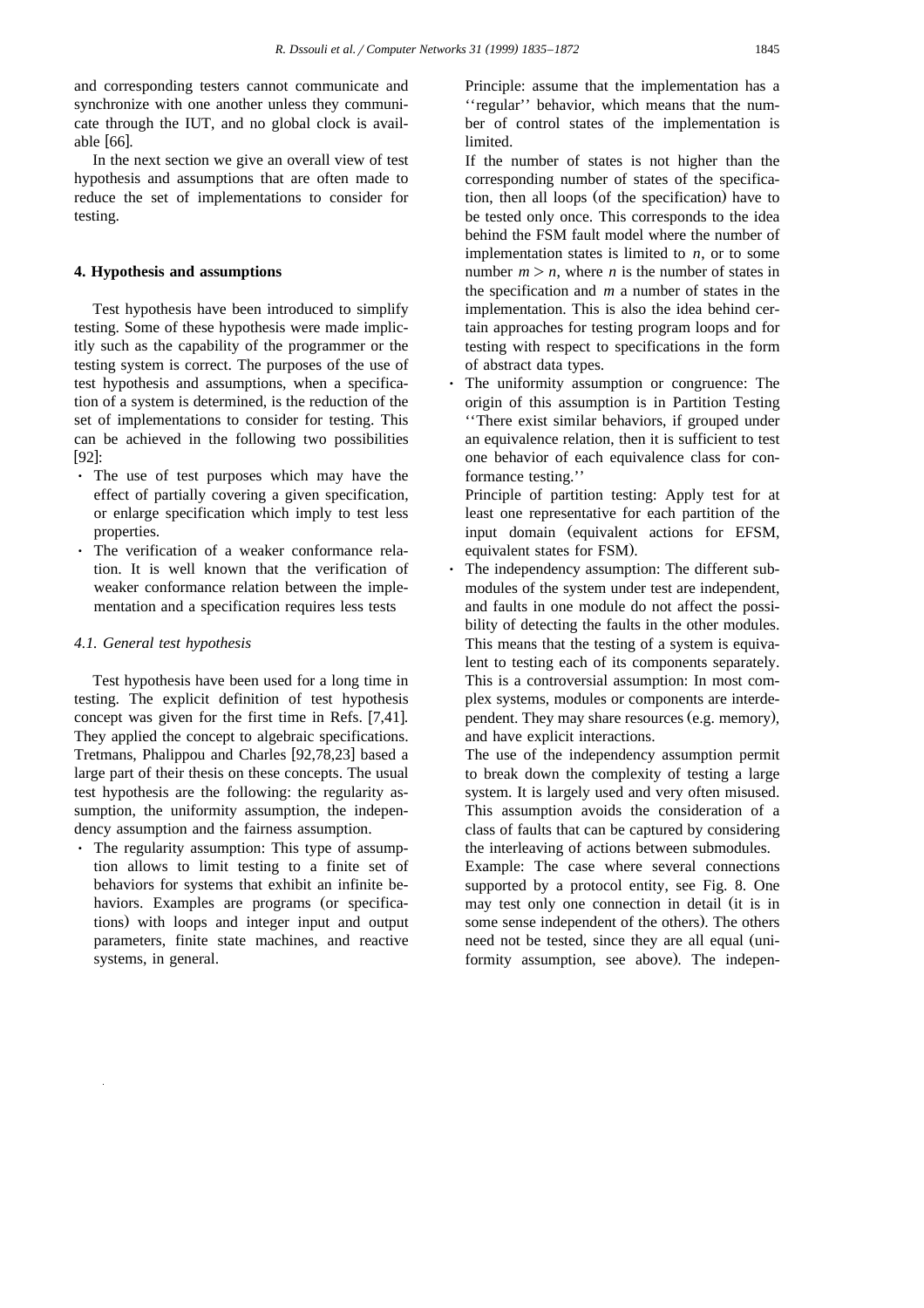and corresponding testers cannot communicate and synchronize with one another unless they communicate through the IUT, and no global clock is available [66].

In the next section we give an overall view of test hypothesis and assumptions that are often made to reduce the set of implementations to consider for testing.

## 4. Hypothesis and assumptions

Test hypothesis have been introduced to simplify testing. Some of these hypothesis were made implicitly such as the capability of the programmer or the testing system is correct. The purposes of the use of test hypothesis and assumptions, when a specification of a system is determined, is the reduction of the set of implementations to consider for testing. This can be achieved in the following two possibilities [92]:

- The use of test purposes which may have the effect of partially covering a given specification, or enlarge specification which imply to test less properties.
- The verification of a weaker conformance relation. It is well known that the verification of weaker conformance relation between the implementation and a specification requires less tests

### *4.1. General test hypothesis*

Test hypothesis have been used for a long time in testing. The explicit definition of test hypothesis concept was given for the first time in Refs. [7,41]. They applied the concept to algebraic specifications. Tretmans, Phalippou and Charles [92,78,23] based a large part of their thesis on these concepts. The usual test hypothesis are the following: the regularity assumption, the uniformity assumption, the independency assumption and the fairness assumption.

- The regularity assumption: This type of assumption allows to limit testing to a finite set of behaviors for systems that exhibit an infinite behaviors. Examples are programs (or specifications) with loops and integer input and output parameters, finite state machines, and reactive systems, in general.

  Principle: assume that the implementation has a ''regular'' behavior, which means that the number of control states of the implementation is limited.

  If the number of states is not higher than the corresponding number of states of the specification, then all loops (of the specification) have to be tested only once. This corresponds to the idea behind the FSM fault model where the number of implementation states is limited to $n$, or to some number $m > n$, where $n$ is the number of states in the specification and $m$ a number of states in the implementation. This is also the idea behind certain approaches for testing program loops and for testing with respect to specifications in the form of abstract data types.
- The uniformity assumption or congruence: The origin of this assumption is in Partition Testing ''There exist similar behaviors, if grouped under an equivalence relation, then it is sufficient to test one behavior of each equivalence class for conformance testing.''

  Principle of partition testing: Apply test for at least one representative for each partition of the input domain (equivalent actions for EFSM, equivalent states for FSM).
- The independency assumption: The different submodules of the system under test are independent, and faults in one module do not affect the possibility of detecting the faults in the other modules. This means that the testing of a system is equivalent to testing each of its components separately. This is a controversial assumption: In most complex systems, modules or components are interdependent. They may share resources (e.g. memory), and have explicit interactions.

  The use of the independency assumption permit to break down the complexity of testing a large system. It is largely used and very often misused. This assumption avoids the consideration of a class of faults that can be captured by considering the interleaving of actions between submodules.

  Example: The case where several connections supported by a protocol entity, see Fig. 8. One may test only one connection in detail (it is in some sense independent of the others). The others need not be tested, since they are all equal (uniformity assumption, see above). The indepen-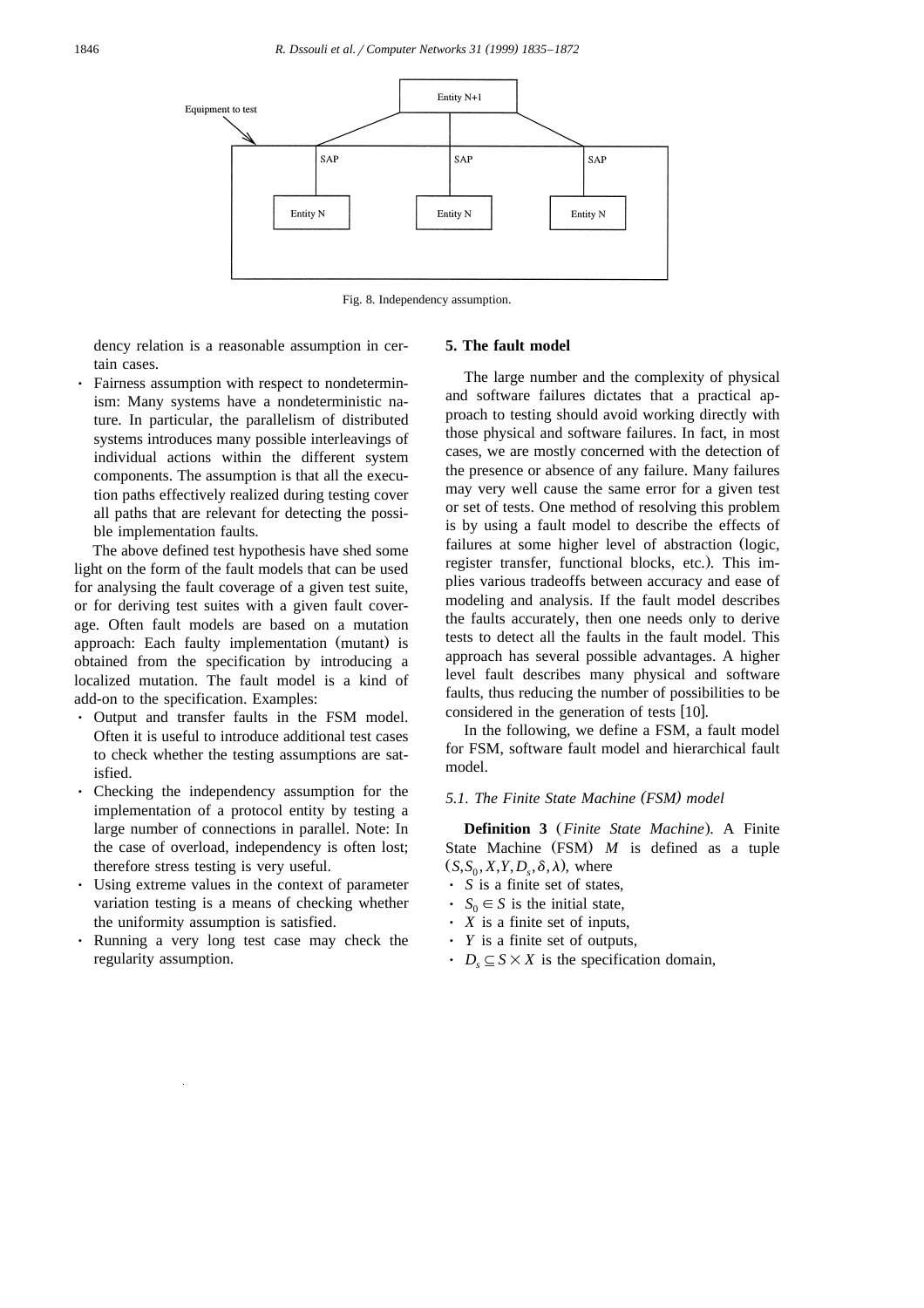Equipment to test

Entity N+1

SAP

SAP

SAP

Entity N

Entity N

Entity N

Fig. 8. Independency assumption.

dency relation is a reasonable assumption in certain cases.

- Fairness assumption with respect to nondeterminism: Many systems have a nondeterministic nature. In particular, the parallelism of distributed systems introduces many possible interleavings of individual actions within the different system components. The assumption is that all the execution paths effectively realized during testing cover all paths that are relevant for detecting the possible implementation faults.

The above defined test hypothesis have shed some light on the form of the fault models that can be used for analysing the fault coverage of a given test suite, or for deriving test suites with a given fault coverage. Often fault models are based on a mutation approach: Each faulty implementation (mutant) is obtained from the specification by introducing a localized mutation. The fault model is a kind of add-on to the specification. Examples:

- Output and transfer faults in the FSM model. Often it is useful to introduce additional test cases to check whether the testing assumptions are satisfied.
- Checking the independency assumption for the implementation of a protocol entity by testing a large number of connections in parallel. Note: In the case of overload, independency is often lost; therefore stress testing is very useful.
- Using extreme values in the context of parameter variation testing is a means of checking whether the uniformity assumption is satisfied.
- Running a very long test case may check the regularity assumption.

## 5. The fault model

The large number and the complexity of physical and software failures dictates that a practical approach to testing should avoid working directly with those physical and software failures. In fact, in most cases, we are mostly concerned with the detection of the presence or absence of any failure. Many failures may very well cause the same error for a given test or set of tests. One method of resolving this problem is by using a fault model to describe the effects of failures at some higher level of abstraction (logic, register transfer, functional blocks, etc.). This implies various tradeoffs between accuracy and ease of modeling and analysis. If the fault model describes the faults accurately, then one needs only to derive tests to detect all the faults in the fault model. This approach has several possible advantages. A higher level fault describes many physical and software faults, thus reducing the number of possibilities to be considered in the generation of tests [10].

In the following, we define a FSM, a fault model for FSM, software fault model and hierarchical fault model.

### *5.1. The Finite State Machine (FSM) model*

**Definition 3** (*Finite State Machine*). A Finite State Machine (FSM) $M$ is defined as a tuple $(S, S_0, X, Y, D_s, \delta, \lambda)$, where

- $S$ is a finite set of states,
- $S_0 \in S$ is the initial state,
- $X$ is a finite set of inputs,
- $Y$ is a finite set of outputs,
- $D_s \subseteq S \times X$ is the specification domain,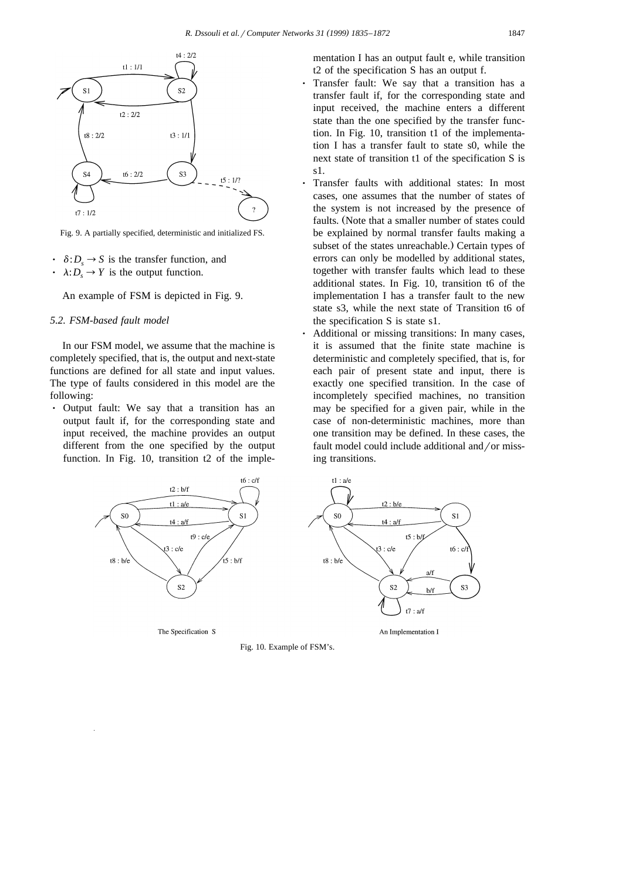Fig. 9. A partially specified, deterministic and initialized FS.

- $\delta: D_s \to S$ is the transfer function, and
- $\lambda: D_s \to Y$ is the output function.

An example of FSM is depicted in Fig. 9.

### *5.2. FSM-based fault model*

In our FSM model, we assume that the machine is completely specified, that is, the output and next-state functions are defined for all state and input values. The type of faults considered in this model are the following:

- Output fault: We say that a transition has an output fault if, for the corresponding state and input received, the machine provides an output different from the one specified by the output function. In Fig. 10, transition t2 of the implementation I has an output fault e, while transition t2 of the specification S has an output f.
- Transfer fault: We say that a transition has a transfer fault if, for the corresponding state and input received, the machine enters a different state than the one specified by the transfer function. In Fig. 10, transition t1 of the implementation I has a transfer fault to state s0, while the next state of transition t1 of the specification S is s1.
- Transfer faults with additional states: In most cases, one assumes that the number of states of the system is not increased by the presence of faults. (Note that a smaller number of states could be explained by normal transfer faults making a subset of the states unreachable.) Certain types of errors can only be modelled by additional states, together with transfer faults which lead to these additional states. In Fig. 10, transition t6 of the implementation I has a transfer fault to the new state s3, while the next state of Transition t6 of the specification S is state s1.
- Additional or missing transitions: In many cases, it is assumed that the finite state machine is deterministic and completely specified, that is, for each pair of present state and input, there is exactly one specified transition. In the case of incompletely specified machines, no transition may be specified for a given pair, while in the case of non-deterministic machines, more than one transition may be defined. In these cases, the fault model could include additional and/or missing transitions.

The Specification S

An Implementation I

Fig. 10. Example of FSM's.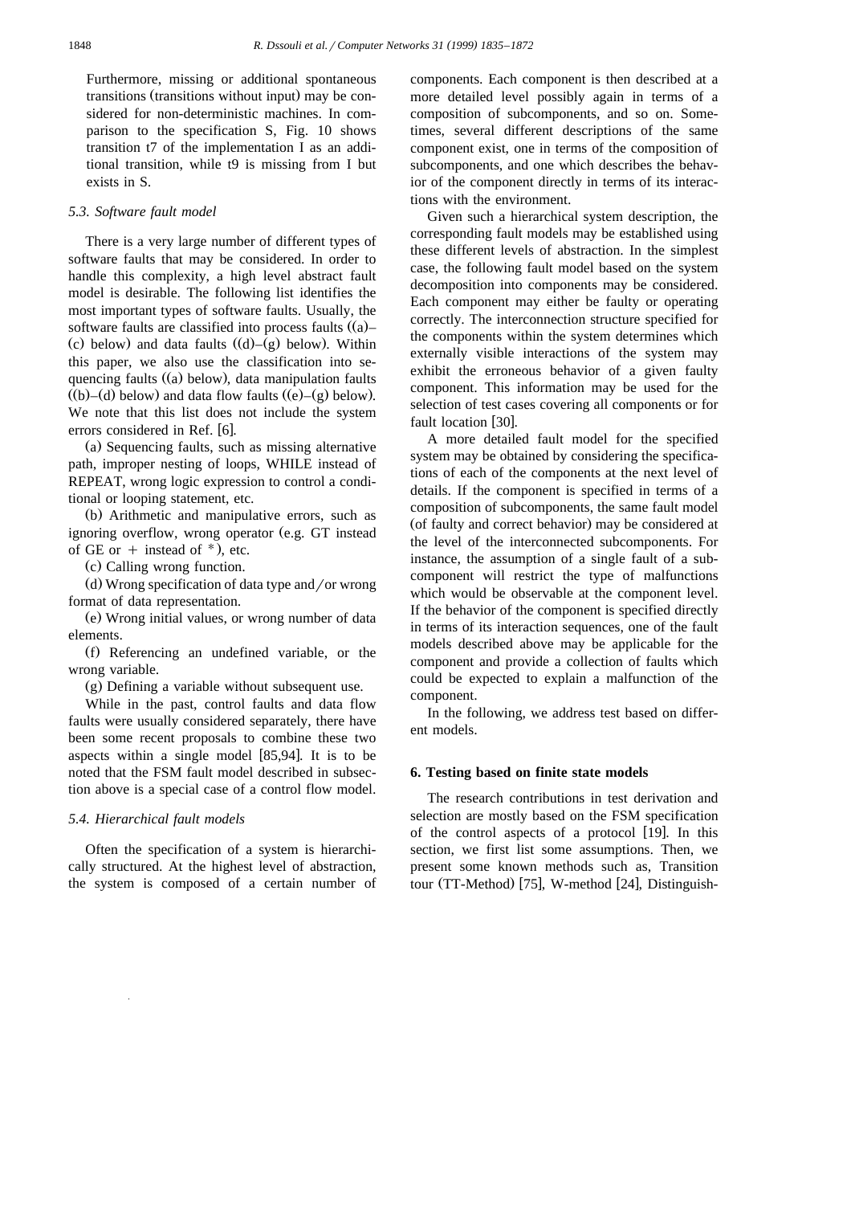Furthermore, missing or additional spontaneous transitions (transitions without input) may be considered for non-deterministic machines. In comparison to the specification S, Fig. 10 shows transition t7 of the implementation I as an additional transition, while t9 is missing from I but exists in S.

### 5.3. Software fault model

There is a very large number of different types of software faults that may be considered. In order to handle this complexity, a high level abstract fault model is desirable. The following list identifies the most important types of software faults. Usually, the software faults are classified into process faults ((a)–(c) below) and data faults ((d)–(g) below). Within this paper, we also use the classification into sequencing faults ((a) below), data manipulation faults ((b)–(d) below) and data flow faults ((e)–(g) below). We note that this list does not include the system errors considered in Ref. [6].

(a) Sequencing faults, such as missing alternative path, improper nesting of loops, WHILE instead of REPEAT, wrong logic expression to control a conditional or looping statement, etc.

(b) Arithmetic and manipulative errors, such as ignoring overflow, wrong operator (e.g. GT instead of GE or + instead of *), etc.

(c) Calling wrong function.

(d) Wrong specification of data type and/or wrong format of data representation.

(e) Wrong initial values, or wrong number of data elements.

(f) Referencing an undefined variable, or the wrong variable.

(g) Defining a variable without subsequent use.

While in the past, control faults and data flow faults were usually considered separately, there have been some recent proposals to combine these two aspects within a single model [85,94]. It is to be noted that the FSM fault model described in subsection above is a special case of a control flow model.

### 5.4. Hierarchical fault models

Often the specification of a system is hierarchically structured. At the highest level of abstraction, the system is composed of a certain number of components. Each component is then described at a more detailed level possibly again in terms of a composition of subcomponents, and so on. Sometimes, several different descriptions of the same component exist, one in terms of the composition of subcomponents, and one which describes the behavior of the component directly in terms of its interactions with the environment.

Given such a hierarchical system description, the corresponding fault models may be established using these different levels of abstraction. In the simplest case, the following fault model based on the system decomposition into components may be considered. Each component may either be faulty or operating correctly. The interconnection structure specified for the components within the system determines which externally visible interactions of the system may exhibit the erroneous behavior of a given faulty component. This information may be used for the selection of test cases covering all components or for fault location [30].

A more detailed fault model for the specified system may be obtained by considering the specifications of each of the components at the next level of details. If the component is specified in terms of a composition of subcomponents, the same fault model (of faulty and correct behavior) may be considered at the level of the interconnected subcomponents. For instance, the assumption of a single fault of a subcomponent will restrict the type of malfunctions which would be observable at the component level. If the behavior of the component is specified directly in terms of its interaction sequences, one of the fault models described above may be applicable for the component and provide a collection of faults which could be expected to explain a malfunction of the component.

In the following, we address test based on different models.

## 6. Testing based on finite state models

The research contributions in test derivation and selection are mostly based on the FSM specification of the control aspects of a protocol [19]. In this section, we first list some assumptions. Then, we present some known methods such as, Transition tour (TT-Method) [75], W-method [24], Distinguish-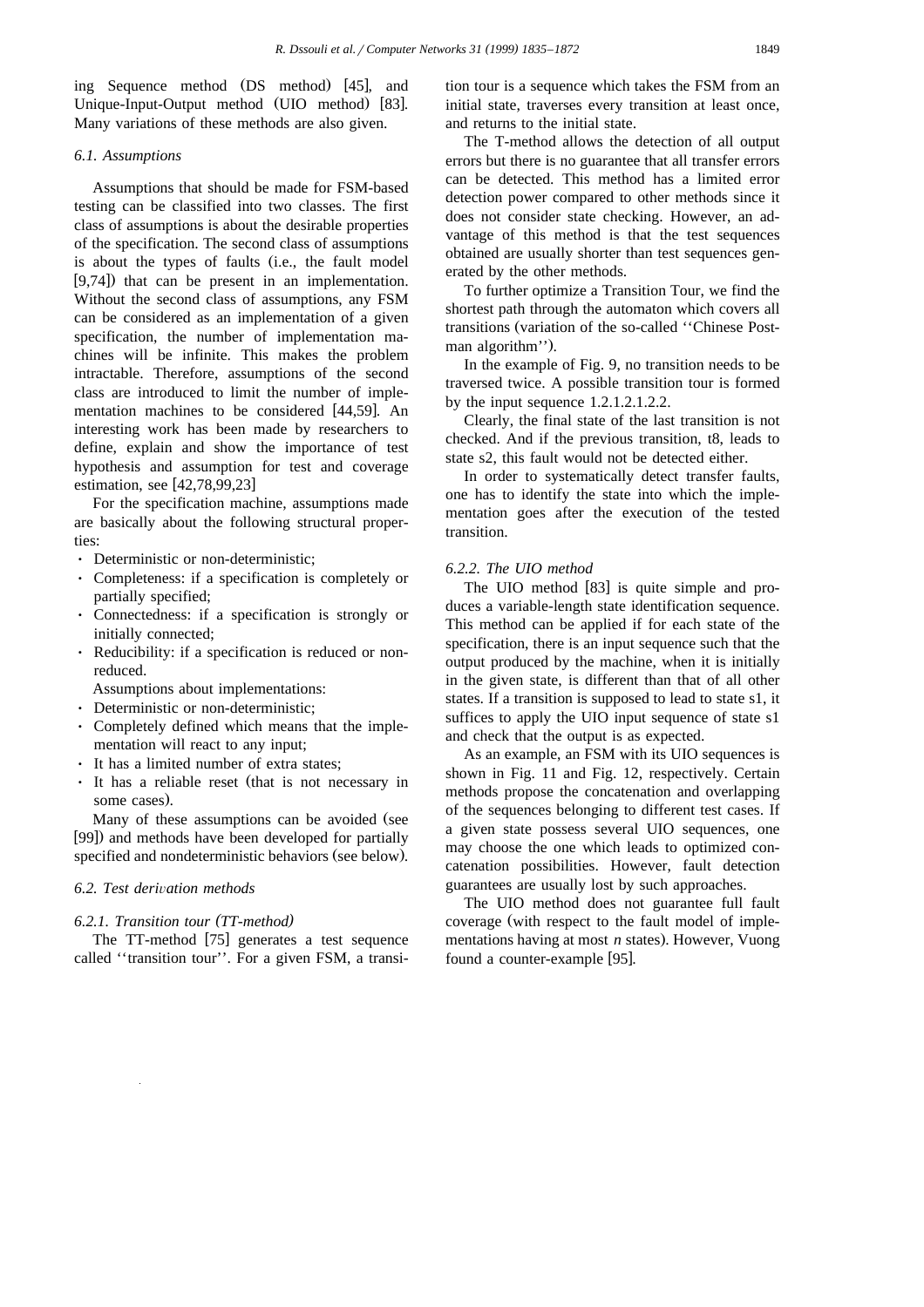ing Sequence method (DS method) [45], and Unique-Input-Output method (UIO method) [83]. Many variations of these methods are also given.

### 6.1. Assumptions

Assumptions that should be made for FSM-based testing can be classified into two classes. The first class of assumptions is about the desirable properties of the specification. The second class of assumptions is about the types of faults (i.e., the fault model [9,74]) that can be present in an implementation. Without the second class of assumptions, any FSM can be considered as an implementation of a given specification, the number of implementation machines will be infinite. This makes the problem intractable. Therefore, assumptions of the second class are introduced to limit the number of implementation machines to be considered [44,59]. An interesting work has been made by researchers to define, explain and show the importance of test hypothesis and assumption for test and coverage estimation, see [42,78,99,23]

For the specification machine, assumptions made are basically about the following structural properties:

- Deterministic or non-deterministic;
- Completeness: if a specification is completely or partially specified;
- Connectedness: if a specification is strongly or initially connected;
- Reducibility: if a specification is reduced or non-reduced.

Assumptions about implementations:

- Deterministic or non-deterministic;
- Completely defined which means that the implementation will react to any input;
- It has a limited number of extra states;
- It has a reliable reset (that is not necessary in some cases).

Many of these assumptions can be avoided (see [99]) and methods have been developed for partially specified and nondeterministic behaviors (see below).

### 6.2. Test derivation methods

#### 6.2.1. Transition tour (TT-method)

The TT-method [75] generates a test sequence called ''transition tour''. For a given FSM, a transition tour is a sequence which takes the FSM from an initial state, traverses every transition at least once, and returns to the initial state.

The T-method allows the detection of all output errors but there is no guarantee that all transfer errors can be detected. This method has a limited error detection power compared to other methods since it does not consider state checking. However, an advantage of this method is that the test sequences obtained are usually shorter than test sequences generated by the other methods.

To further optimize a Transition Tour, we find the shortest path through the automaton which covers all transitions (variation of the so-called ''Chinese Postman algorithm'').

In the example of Fig. 9, no transition needs to be traversed twice. A possible transition tour is formed by the input sequence 1.2.1.2.1.2.2.

Clearly, the final state of the last transition is not checked. And if the previous transition, t8, leads to state s2, this fault would not be detected either.

In order to systematically detect transfer faults, one has to identify the state into which the implementation goes after the execution of the tested transition.

#### 6.2.2. The UIO method

The UIO method [83] is quite simple and produces a variable-length state identification sequence. This method can be applied if for each state of the specification, there is an input sequence such that the output produced by the machine, when it is initially in the given state, is different than that of all other states. If a transition is supposed to lead to state s1, it suffices to apply the UIO input sequence of state s1 and check that the output is as expected.

As an example, an FSM with its UIO sequences is shown in Fig. 11 and Fig. 12, respectively. Certain methods propose the concatenation and overlapping of the sequences belonging to different test cases. If a given state possess several UIO sequences, one may choose the one which leads to optimized concatenation possibilities. However, fault detection guarantees are usually lost by such approaches.

The UIO method does not guarantee full fault coverage (with respect to the fault model of implementations having at most $n$ states). However, Vuong found a counter-example [95].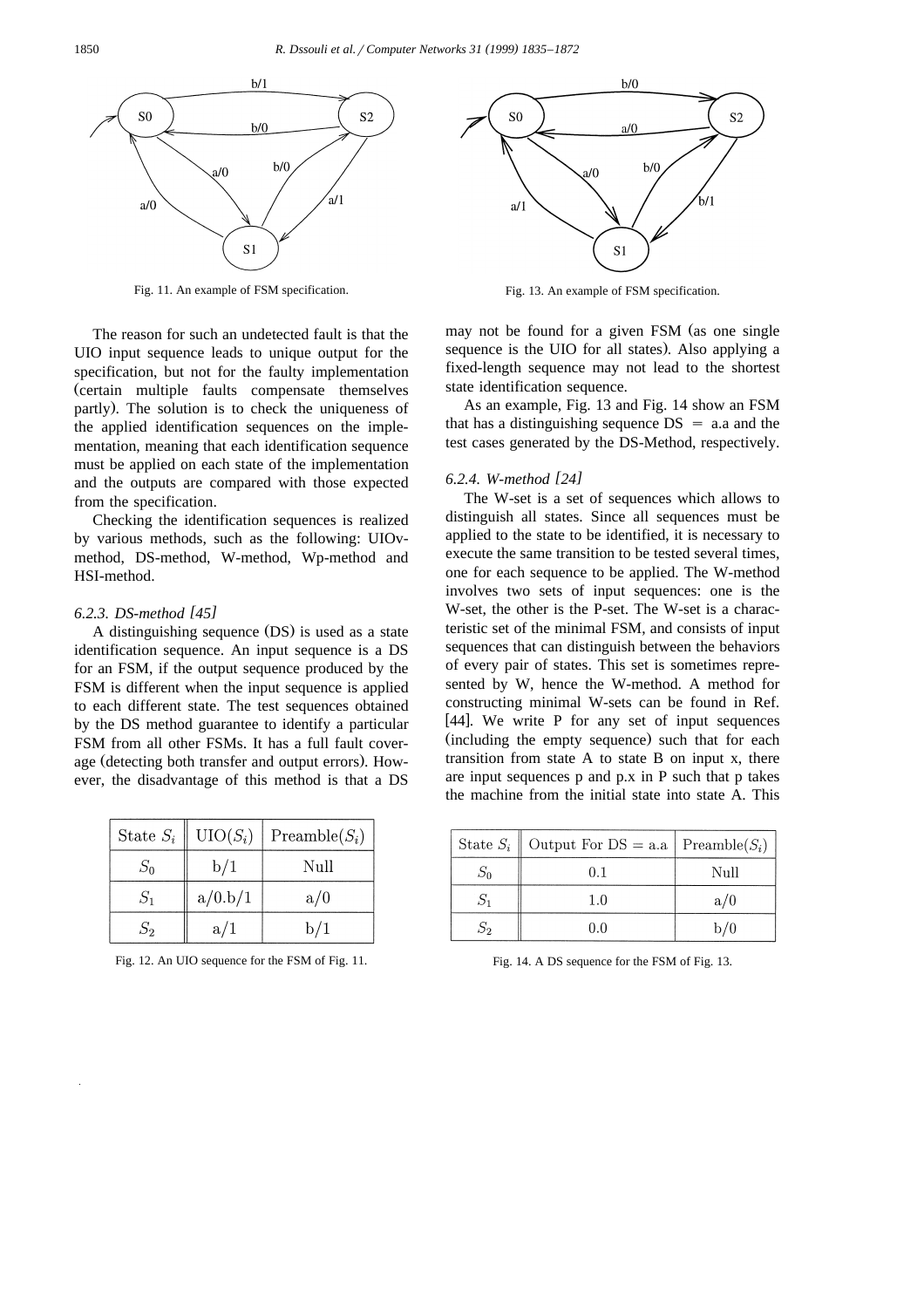Fig. 11. An example of FSM specification.

Fig. 13. An example of FSM specification.

The reason for such an undetected fault is that the UIO input sequence leads to unique output for the specification, but not for the faulty implementation (certain multiple faults compensate themselves partly). The solution is to check the uniqueness of the applied identification sequences on the implementation, meaning that each identification sequence must be applied on each state of the implementation and the outputs are compared with those expected from the specification.

Checking the identification sequences is realized by various methods, such as the following: UIOv-method, DS-method, W-method, Wp-method and HSI-method.

*6.2.3. DS-method [45]*

A distinguishing sequence (DS) is used as a state identification sequence. An input sequence is a DS for an FSM, if the output sequence produced by the FSM is different when the input sequence is applied to each different state. The test sequences obtained by the DS method guarantee to identify a particular FSM from all other FSMs. It has a full fault coverage (detecting both transfer and output errors). However, the disadvantage of this method is that a DS may not be found for a given FSM (as one single sequence is the UIO for all states). Also applying a fixed-length sequence may not lead to the shortest state identification sequence.

As an example, Fig. 13 and Fig. 14 show an FSM that has a distinguishing sequence DS = a.a and the test cases generated by the DS-Method, respectively.

| State $S_i$ | UIO($S_i$) | Preamble($S_i$) |
|---|---|---|
| $S_0$ | b/1 | Null |
| $S_1$ | a/0.b/1 | a/0 |
| $S_2$ | a/1 | b/1 |

Fig. 12. An UIO sequence for the FSM of Fig. 11.

| State $S_i$ | Output For DS = a.a | Preamble($S_i$) |
|---|---|---|
| $S_0$ | 0.1 | Null |
| $S_1$ | 1.0 | a/0 |
| $S_2$ | 0.0 | b/0 |

Fig. 14. A DS sequence for the FSM of Fig. 13.

*6.2.4. W-method [24]*

The W-set is a set of sequences which allows to distinguish all states. Since all sequences must be applied to the state to be identified, it is necessary to execute the same transition to be tested several times, one for each sequence to be applied. The W-method involves two sets of input sequences: one is the W-set, the other is the P-set. The W-set is a characteristic set of the minimal FSM, and consists of input sequences that can distinguish between the behaviors of every pair of states. This set is sometimes represented by W, hence the W-method. A method for constructing minimal W-sets can be found in Ref. [44]. We write P for any set of input sequences (including the empty sequence) such that for each transition from state A to state B on input x, there are input sequences p and p.x in P such that p takes the machine from the initial state into state A. This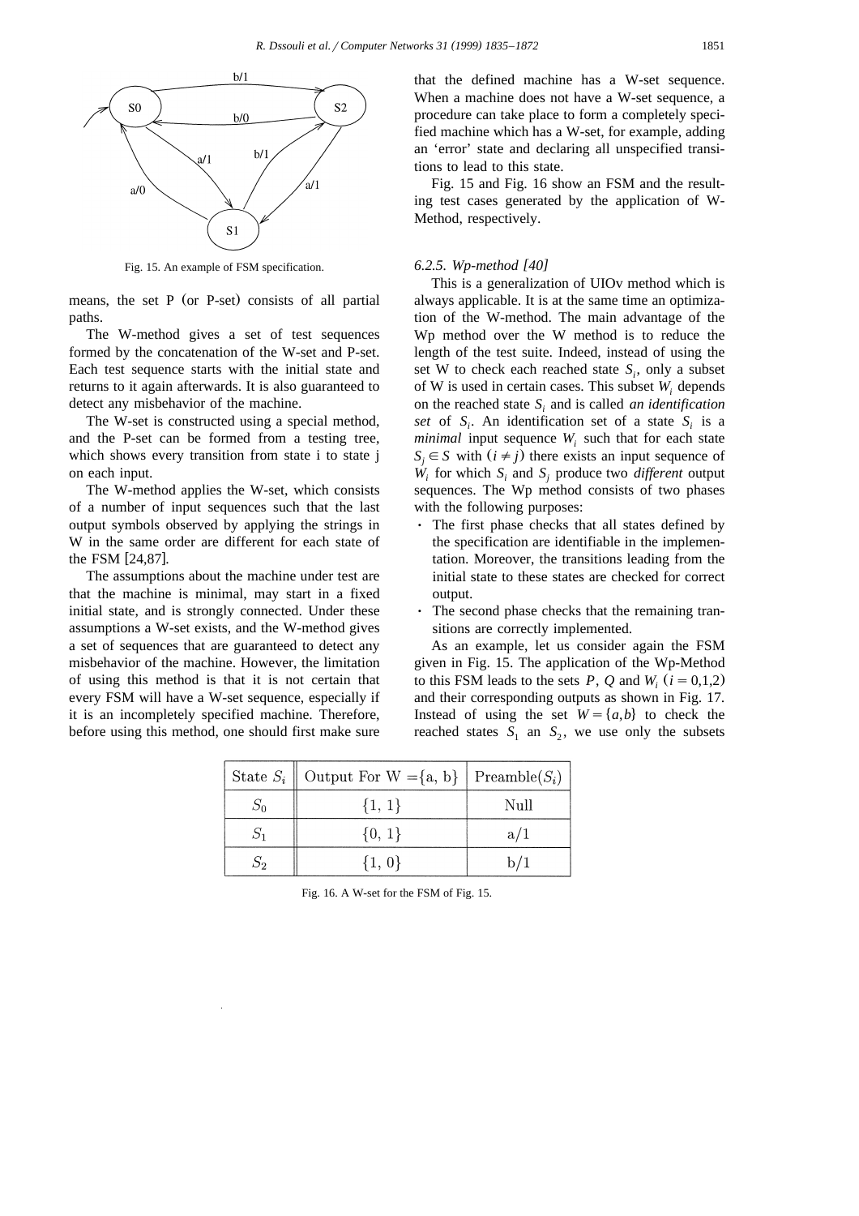b/1

S0

S2

b/0

a/1

b/1

a/0

a/1

S1

Fig. 15. An example of FSM specification.

means, the set P (or P-set) consists of all partial paths.

The W-method gives a set of test sequences formed by the concatenation of the W-set and P-set. Each test sequence starts with the initial state and returns to it again afterwards. It is also guaranteed to detect any misbehavior of the machine.

The W-set is constructed using a special method, and the P-set can be formed from a testing tree, which shows every transition from state i to state j on each input.

The W-method applies the W-set, which consists of a number of input sequences such that the last output symbols observed by applying the strings in W in the same order are different for each state of the FSM [24,87].

The assumptions about the machine under test are that the machine is minimal, may start in a fixed initial state, and is strongly connected. Under these assumptions a W-set exists, and the W-method gives a set of sequences that are guaranteed to detect any misbehavior of the machine. However, the limitation of using this method is that it is not certain that every FSM will have a W-set sequence, especially if it is an incompletely specified machine. Therefore, before using this method, one should first make sure that the defined machine has a W-set sequence. When a machine does not have a W-set sequence, a procedure can take place to form a completely specified machine which has a W-set, for example, adding an 'error' state and declaring all unspecified transitions to lead to this state.

Fig. 15 and Fig. 16 show an FSM and the resulting test cases generated by the application of W-Method, respectively.

### 6.2.5. Wp-method [40]

This is a generalization of UIOv method which is always applicable. It is at the same time an optimization of the W-method. The main advantage of the Wp method over the W method is to reduce the length of the test suite. Indeed, instead of using the set W to check each reached state $S_i$, only a subset of W is used in certain cases. This subset $W_i$ depends on the reached state $S_i$ and is called *an identification set* of $S_i$. An identification set of a state $S_i$ is a *minimal* input sequence $W_i$ such that for each state $S_j \in S$ with $(i \neq j)$ there exists an input sequence of $W_i$ for which $S_i$ and $S_j$ produce two *different* output sequences. The Wp method consists of two phases with the following purposes:

- The first phase checks that all states defined by the specification are identifiable in the implementation. Moreover, the transitions leading from the initial state to these states are checked for correct output.
- The second phase checks that the remaining transitions are correctly implemented.

As an example, let us consider again the FSM given in Fig. 15. The application of the Wp-Method to this FSM leads to the sets $P$, $Q$ and $W_i$ $(i = 0,1,2)$ and their corresponding outputs as shown in Fig. 17. Instead of using the set $W = \{a,b\}$ to check the reached states $S_1$ an $S_2$, we use only the subsets

| State $S_i$ | Output For W ={a, b} | Preamble($S_i$) |
|---|---|---|
| $S_0$ | {1, 1} | Null |
| $S_1$ | {0, 1} | a/1 |
| $S_2$ | {1, 0} | b/1 |

Fig. 16. A W-set for the FSM of Fig. 15.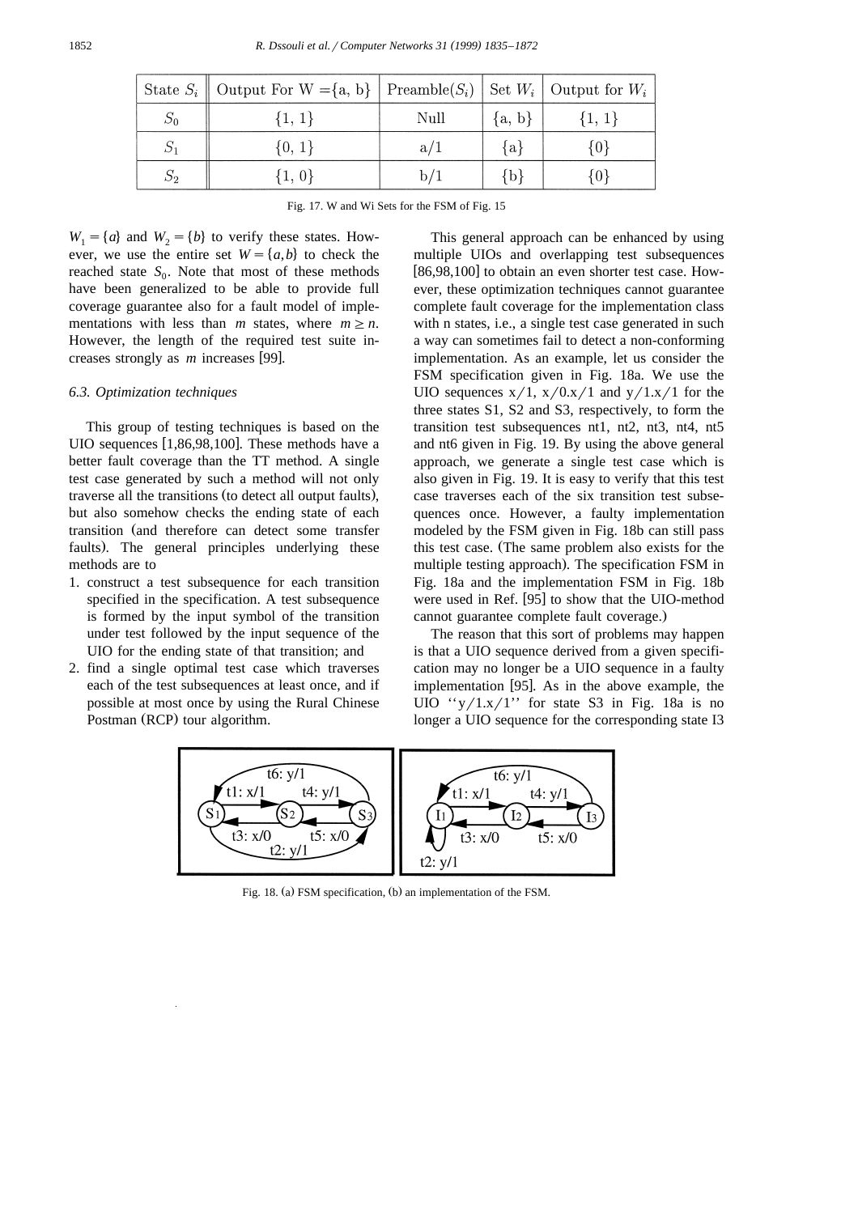| State $S_i$ | Output For W ={a, b} | Preamble($S_i$) | Set $W_i$ | Output for $W_i$ |
|---|---|---|---|---|
| $S_0$ | {1, 1} | Null | {a, b} | {1, 1} |
| $S_1$ | {0, 1} | a/1 | {a} | {0} |
| $S_2$ | {1, 0} | b/1 | {b} | {0} |

Fig. 17. W and Wi Sets for the FSM of Fig. 15

$W_1 = \{a\}$ and $W_2 = \{b\}$ to verify these states. However, we use the entire set $W = \{a,b\}$ to check the reached state $S_0$. Note that most of these methods have been generalized to be able to provide full coverage guarantee also for a fault model of implementations with less than $m$ states, where $m \geq n$. However, the length of the required test suite increases strongly as $m$ increases [99].

### 6.3. Optimization techniques

This group of testing techniques is based on the UIO sequences [1,86,98,100]. These methods have a better fault coverage than the TT method. A single test case generated by such a method will not only traverse all the transitions (to detect all output faults), but also somehow checks the ending state of each transition (and therefore can detect some transfer faults). The general principles underlying these methods are to

1. construct a test subsequence for each transition specified in the specification. A test subsequence is formed by the input symbol of the transition under test followed by the input sequence of the UIO for the ending state of that transition; and
2. find a single optimal test case which traverses each of the test subsequences at least once, and if possible at most once by using the Rural Chinese Postman (RCP) tour algorithm.

This general approach can be enhanced by using multiple UIOs and overlapping test subsequences [86,98,100] to obtain an even shorter test case. However, these optimization techniques cannot guarantee complete fault coverage for the implementation class with n states, i.e., a single test case generated in such a way can sometimes fail to detect a non-conforming implementation. As an example, let us consider the FSM specification given in Fig. 18a. We use the UIO sequences x/1, x/0.x/1 and y/1.x/1 for the three states S1, S2 and S3, respectively, to form the transition test subsequences nt1, nt2, nt3, nt4, nt5 and nt6 given in Fig. 19. By using the above general approach, we generate a single test case which is also given in Fig. 19. It is easy to verify that this test case traverses each of the six transition test subsequences once. However, a faulty implementation modeled by the FSM given in Fig. 18b can still pass this test case. (The same problem also exists for the multiple testing approach). The specification FSM in Fig. 18a and the implementation FSM in Fig. 18b were used in Ref. [95] to show that the UIO-method cannot guarantee complete fault coverage.)

The reason that this sort of problems may happen is that a UIO sequence derived from a given specification may no longer be a UIO sequence in a faulty implementation [95]. As in the above example, the UIO "y/1.x/1" for state S3 in Fig. 18a is no longer a UIO sequence for the corresponding state I3

Fig. 18. (a) FSM specification, (b) an implementation of the FSM.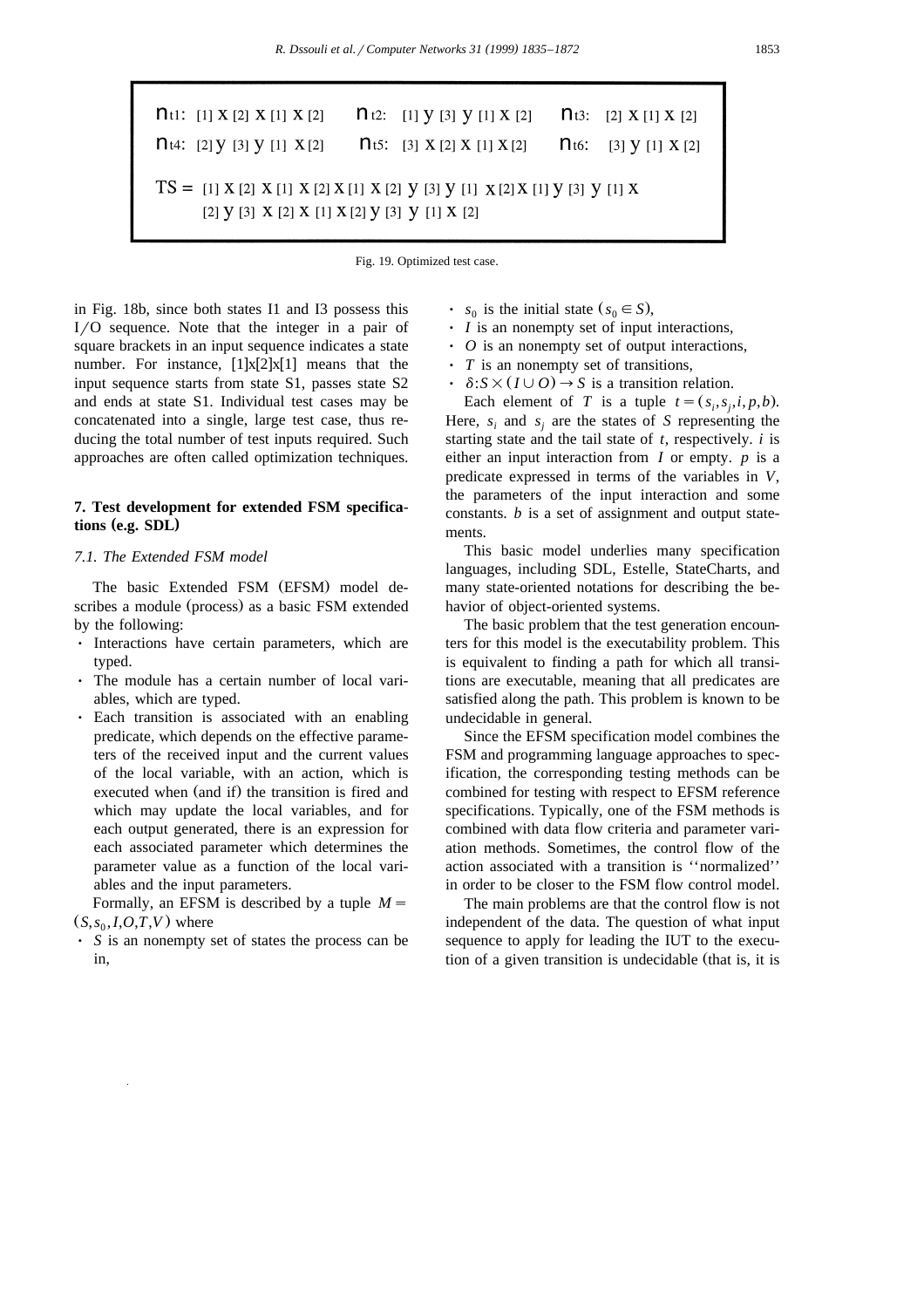$n_{t1}$: [1] x [2] x [1] x [2]     $n_{t2}$: [1] y [3] y [1] x [2]     $n_{t3}$: [2] x [1] x [2]

$n_{t4}$: [2] y [3] y [1] x [2]     $n_{t5}$: [3] x [2] x [1] x [2]     $n_{t6}$: [3] y [1] x [2]

TS = [1] x [2] x [1] x [2] x [1] x [2] y [3] y [1] x [2] x [1] y [3] y [1] x [2] y [3] x [2] x [1] x [2] y [3] y [1] x [2]

Fig. 19. Optimized test case.

in Fig. 18b, since both states I1 and I3 possess this I/O sequence. Note that the integer in a pair of square brackets in an input sequence indicates a state number. For instance, [1]x[2]x[1] means that the input sequence starts from state S1, passes state S2 and ends at state S1. Individual test cases may be concatenated into a single, large test case, thus reducing the total number of test inputs required. Such approaches are often called optimization techniques.

## 7. Test development for extended FSM specifications (e.g. SDL)

### 7.1. The Extended FSM model

The basic Extended FSM (EFSM) model describes a module (process) as a basic FSM extended by the following:

- Interactions have certain parameters, which are typed.
- The module has a certain number of local variables, which are typed.
- Each transition is associated with an enabling predicate, which depends on the effective parameters of the received input and the current values of the local variable, with an action, which is executed when (and if) the transition is fired and which may update the local variables, and for each output generated, there is an expression for each associated parameter which determines the parameter value as a function of the local variables and the input parameters.

Formally, an EFSM is described by a tuple $M = (S, s_0, I, O, T, V)$ where

- $S$ is an nonempty set of states the process can be in,
- $s_0$ is the initial state ($s_0 \in S$),
- $I$ is an nonempty set of input interactions,
- $O$ is an nonempty set of output interactions,
- $T$ is an nonempty set of transitions,
- $\delta: S \times (I \cup O) \rightarrow S$ is a transition relation.

Each element of $T$ is a tuple $t = (s_i, s_j, i, p, b)$. Here, $s_i$ and $s_j$ are the states of $S$ representing the starting state and the tail state of $t$, respectively. $i$ is either an input interaction from $I$ or empty. $p$ is a predicate expressed in terms of the variables in $V$, the parameters of the input interaction and some constants. $b$ is a set of assignment and output statements.

This basic model underlies many specification languages, including SDL, Estelle, StateCharts, and many state-oriented notations for describing the behavior of object-oriented systems.

The basic problem that the test generation encounters for this model is the executability problem. This is equivalent to finding a path for which all transitions are executable, meaning that all predicates are satisfied along the path. This problem is known to be undecidable in general.

Since the EFSM specification model combines the FSM and programming language approaches to specification, the corresponding testing methods can be combined for testing with respect to EFSM reference specifications. Typically, one of the FSM methods is combined with data flow criteria and parameter variation methods. Sometimes, the control flow of the action associated with a transition is ''normalized'' in order to be closer to the FSM flow control model.

The main problems are that the control flow is not independent of the data. The question of what input sequence to apply for leading the IUT to the execution of a given transition is undecidable (that is, it is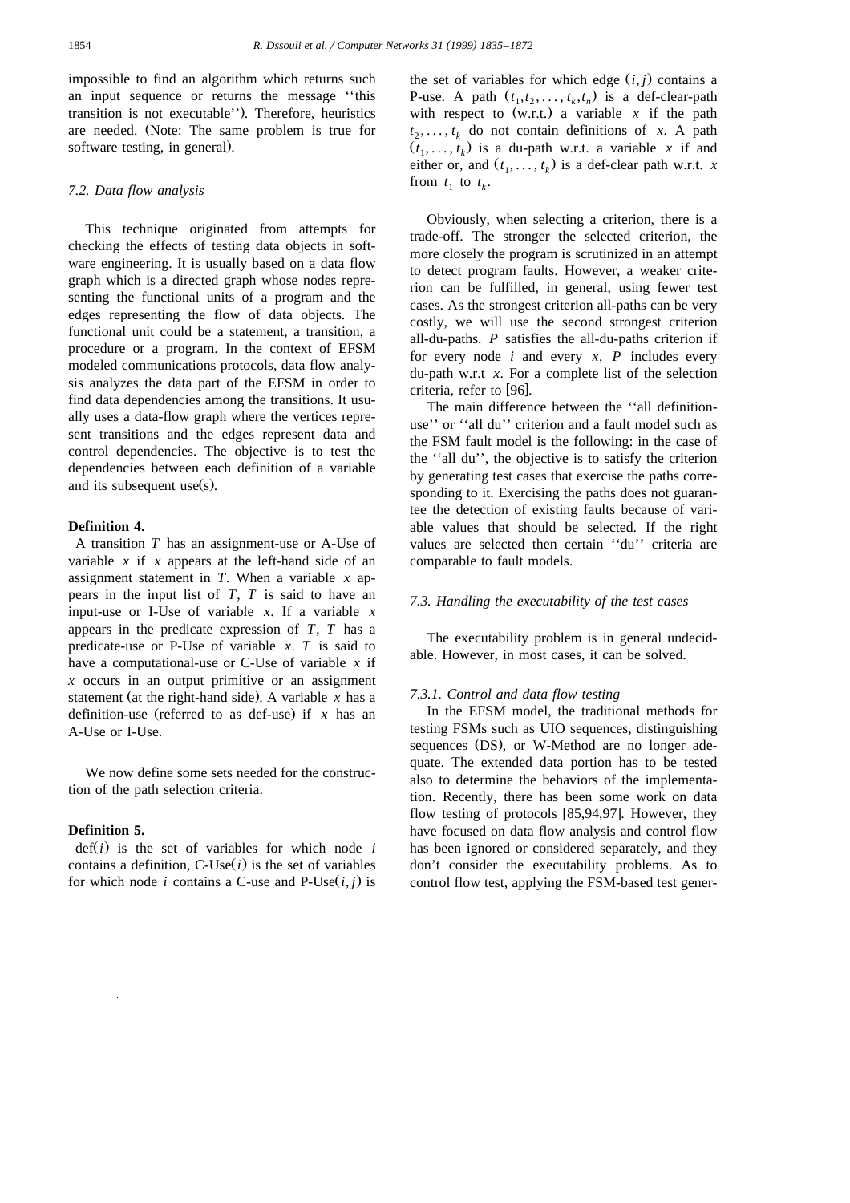impossible to find an algorithm which returns such an input sequence or returns the message ''this transition is not executable''). Therefore, heuristics are needed. (Note: The same problem is true for software testing, in general).

### *7.2. Data flow analysis*

This technique originated from attempts for checking the effects of testing data objects in software engineering. It is usually based on a data flow graph which is a directed graph whose nodes representing the functional units of a program and the edges representing the flow of data objects. The functional unit could be a statement, a transition, a procedure or a program. In the context of EFSM modeled communications protocols, data flow analysis analyzes the data part of the EFSM in order to find data dependencies among the transitions. It usually uses a data-flow graph where the vertices represent transitions and the edges represent data and control dependencies. The objective is to test the dependencies between each definition of a variable and its subsequent use(s).

**Definition 4.**

A transition $T$ has an assignment-use or A-Use of variable $x$ if $x$ appears at the left-hand side of an assignment statement in $T$. When a variable $x$ appears in the input list of $T$, $T$ is said to have an input-use or I-Use of variable $x$. If a variable $x$ appears in the predicate expression of $T$, $T$ has a predicate-use or P-Use of variable $x$. $T$ is said to have a computational-use or C-Use of variable $x$ if $x$ occurs in an output primitive or an assignment statement (at the right-hand side). A variable $x$ has a definition-use (referred to as def-use) if $x$ has an A-Use or I-Use.

We now define some sets needed for the construction of the path selection criteria.

**Definition 5.**

$\text{def}(i)$ is the set of variables for which node $i$ contains a definition, $\text{C-Use}(i)$ is the set of variables for which node $i$ contains a C-use and $\text{P-Use}(i,j)$ is the set of variables for which edge $(i,j)$ contains a P-use. A path $(t_1, t_2, \ldots, t_k, t_n)$ is a def-clear-path with respect to (w.r.t.) a variable $x$ if the path $t_2, \ldots, t_k$ do not contain definitions of $x$. A path $(t_1, \ldots, t_k)$ is a du-path w.r.t. a variable $x$ if and either or, and $(t_1, \ldots, t_k)$ is a def-clear path w.r.t. $x$ from $t_1$ to $t_k$.

Obviously, when selecting a criterion, there is a trade-off. The stronger the selected criterion, the more closely the program is scrutinized in an attempt to detect program faults. However, a weaker criterion can be fulfilled, in general, using fewer test cases. As the strongest criterion all-paths can be very costly, we will use the second strongest criterion all-du-paths. $P$ satisfies the all-du-paths criterion if for every node $i$ and every $x$, $P$ includes every du-path w.r.t $x$. For a complete list of the selection criteria, refer to [96].

The main difference between the ''all definition-use'' or ''all du'' criterion and a fault model such as the FSM fault model is the following: in the case of the ''all du'', the objective is to satisfy the criterion by generating test cases that exercise the paths corresponding to it. Exercising the paths does not guarantee the detection of existing faults because of variable values that should be selected. If the right values are selected then certain ''du'' criteria are comparable to fault models.

### *7.3. Handling the executability of the test cases*

The executability problem is in general undecidable. However, in most cases, it can be solved.

#### *7.3.1. Control and data flow testing*

In the EFSM model, the traditional methods for testing FSMs such as UIO sequences, distinguishing sequences (DS), or W-Method are no longer adequate. The extended data portion has to be tested also to determine the behaviors of the implementation. Recently, there has been some work on data flow testing of protocols [85,94,97]. However, they have focused on data flow analysis and control flow has been ignored or considered separately, and they don't consider the executability problems. As to control flow test, applying the FSM-based test gener-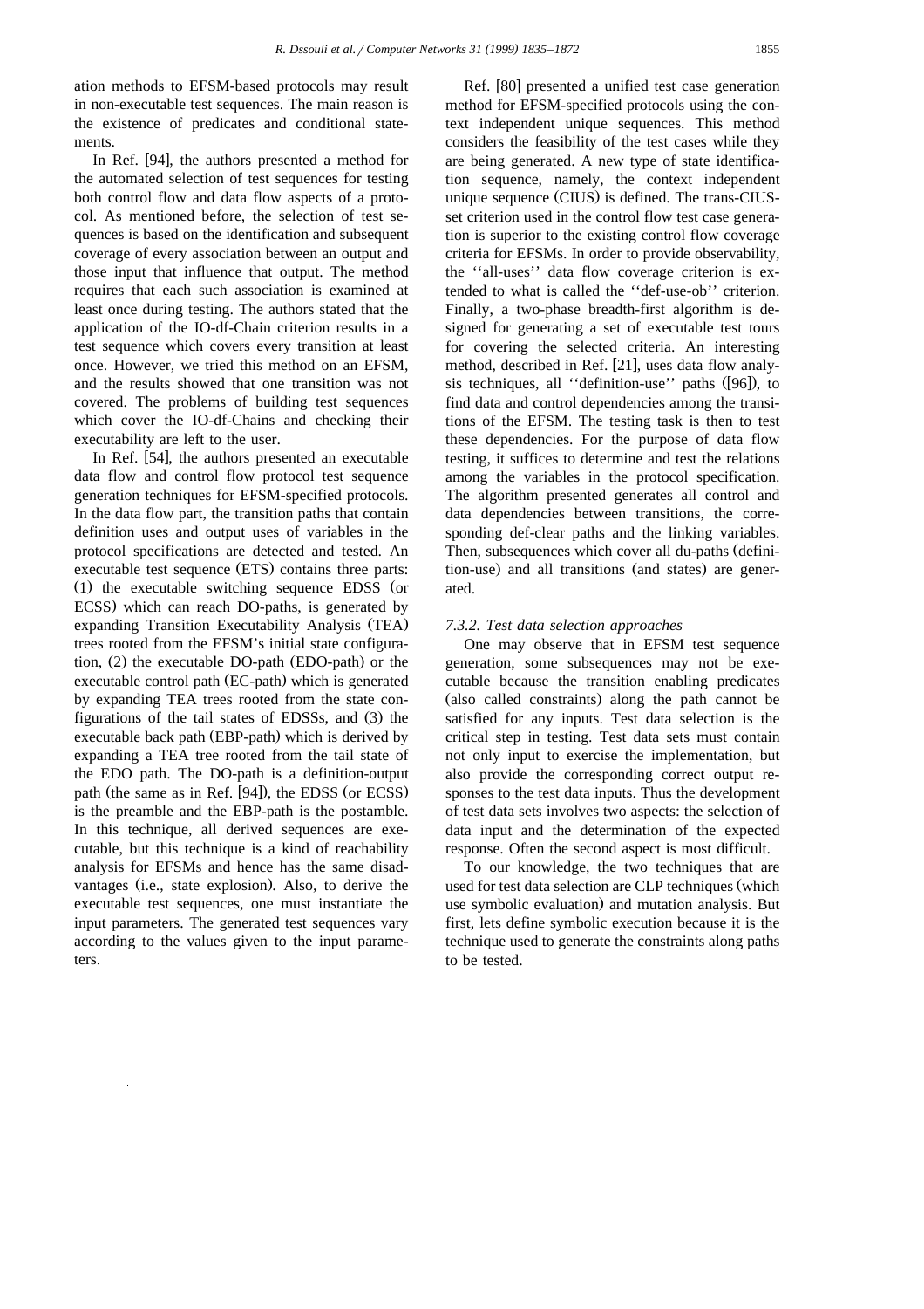ation methods to EFSM-based protocols may result in non-executable test sequences. The main reason is the existence of predicates and conditional statements.

In Ref. [94], the authors presented a method for the automated selection of test sequences for testing both control flow and data flow aspects of a protocol. As mentioned before, the selection of test sequences is based on the identification and subsequent coverage of every association between an output and those input that influence that output. The method requires that each such association is examined at least once during testing. The authors stated that the application of the IO-df-Chain criterion results in a test sequence which covers every transition at least once. However, we tried this method on an EFSM, and the results showed that one transition was not covered. The problems of building test sequences which cover the IO-df-Chains and checking their executability are left to the user.

In Ref. [54], the authors presented an executable data flow and control flow protocol test sequence generation techniques for EFSM-specified protocols. In the data flow part, the transition paths that contain definition uses and output uses of variables in the protocol specifications are detected and tested. An executable test sequence (ETS) contains three parts: (1) the executable switching sequence EDSS (or ECSS) which can reach DO-paths, is generated by expanding Transition Executability Analysis (TEA) trees rooted from the EFSM's initial state configuration, (2) the executable DO-path (EDO-path) or the executable control path (EC-path) which is generated by expanding TEA trees rooted from the state configurations of the tail states of EDSSs, and (3) the executable back path (EBP-path) which is derived by expanding a TEA tree rooted from the tail state of the EDO path. The DO-path is a definition-output path (the same as in Ref. [94]), the EDSS (or ECSS) is the preamble and the EBP-path is the postamble. In this technique, all derived sequences are executable, but this technique is a kind of reachability analysis for EFSMs and hence has the same disadvantages (i.e., state explosion). Also, to derive the executable test sequences, one must instantiate the input parameters. The generated test sequences vary according to the values given to the input parameters.

Ref. [80] presented a unified test case generation method for EFSM-specified protocols using the context independent unique sequences. This method considers the feasibility of the test cases while they are being generated. A new type of state identification sequence, namely, the context independent unique sequence (CIUS) is defined. The trans-CIUS-set criterion used in the control flow test case generation is superior to the existing control flow coverage criteria for EFSMs. In order to provide observability, the ''all-uses'' data flow coverage criterion is extended to what is called the ''def-use-ob'' criterion. Finally, a two-phase breadth-first algorithm is designed for generating a set of executable test tours for covering the selected criteria. An interesting method, described in Ref. [21], uses data flow analysis techniques, all ''definition-use'' paths ([96]), to find data and control dependencies among the transitions of the EFSM. The testing task is then to test these dependencies. For the purpose of data flow testing, it suffices to determine and test the relations among the variables in the protocol specification. The algorithm presented generates all control and data dependencies between transitions, the corresponding def-clear paths and the linking variables. Then, subsequences which cover all du-paths (definition-use) and all transitions (and states) are generated.

### 7.3.2. Test data selection approaches

One may observe that in EFSM test sequence generation, some subsequences may not be executable because the transition enabling predicates (also called constraints) along the path cannot be satisfied for any inputs. Test data selection is the critical step in testing. Test data sets must contain not only input to exercise the implementation, but also provide the corresponding correct output responses to the test data inputs. Thus the development of test data sets involves two aspects: the selection of data input and the determination of the expected response. Often the second aspect is most difficult.

To our knowledge, the two techniques that are used for test data selection are CLP techniques (which use symbolic evaluation) and mutation analysis. But first, lets define symbolic execution because it is the technique used to generate the constraints along paths to be tested.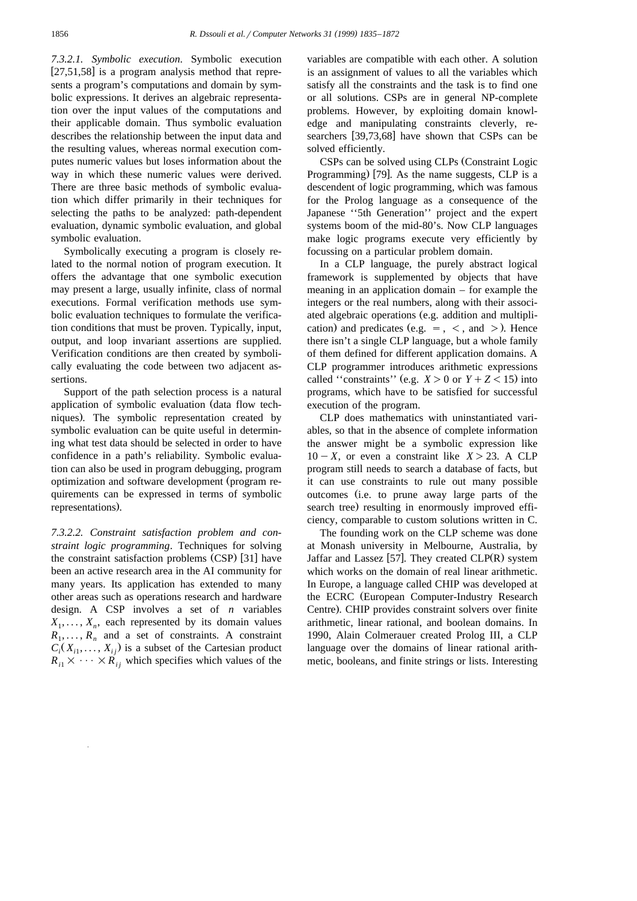*7.3.2.1. Symbolic execution*. Symbolic execution [27,51,58] is a program analysis method that represents a program's computations and domain by symbolic expressions. It derives an algebraic representation over the input values of the computations and their applicable domain. Thus symbolic evaluation describes the relationship between the input data and the resulting values, whereas normal execution computes numeric values but loses information about the way in which these numeric values were derived. There are three basic methods of symbolic evaluation which differ primarily in their techniques for selecting the paths to be analyzed: path-dependent evaluation, dynamic symbolic evaluation, and global symbolic evaluation.

Symbolically executing a program is closely related to the normal notion of program execution. It offers the advantage that one symbolic execution may present a large, usually infinite, class of normal executions. Formal verification methods use symbolic evaluation techniques to formulate the verification conditions that must be proven. Typically, input, output, and loop invariant assertions are supplied. Verification conditions are then created by symbolically evaluating the code between two adjacent assertions.

Support of the path selection process is a natural application of symbolic evaluation (data flow techniques). The symbolic representation created by symbolic evaluation can be quite useful in determining what test data should be selected in order to have confidence in a path's reliability. Symbolic evaluation can also be used in program debugging, program optimization and software development (program requirements can be expressed in terms of symbolic representations).

*7.3.2.2. Constraint satisfaction problem and constraint logic programming*. Techniques for solving the constraint satisfaction problems (CSP) [31] have been an active research area in the AI community for many years. Its application has extended to many other areas such as operations research and hardware design. A CSP involves a set of $n$ variables $X_1, \ldots, X_n$, each represented by its domain values $R_1, \ldots, R_n$ and a set of constraints. A constraint $C_i(X_{i1}, \ldots, X_{ij})$ is a subset of the Cartesian product $R_{i1} \times \cdots \times R_{ij}$ which specifies which values of the variables are compatible with each other. A solution is an assignment of values to all the variables which satisfy all the constraints and the task is to find one or all solutions. CSPs are in general NP-complete problems. However, by exploiting domain knowledge and manipulating constraints cleverly, researchers [39,73,68] have shown that CSPs can be solved efficiently.

CSPs can be solved using CLPs (Constraint Logic Programming) [79]. As the name suggests, CLP is a descendent of logic programming, which was famous for the Prolog language as a consequence of the Japanese ''5th Generation'' project and the expert systems boom of the mid-80's. Now CLP languages make logic programs execute very efficiently by focussing on a particular problem domain.

In a CLP language, the purely abstract logical framework is supplemented by objects that have meaning in an application domain – for example the integers or the real numbers, along with their associated algebraic operations (e.g. addition and multiplication) and predicates (e.g. $=$, $<$, and $>$). Hence there isn't a single CLP language, but a whole family of them defined for different application domains. A CLP programmer introduces arithmetic expressions called ''constraints'' (e.g. $X > 0$ or $Y + Z < 15$) into programs, which have to be satisfied for successful execution of the program.

CLP does mathematics with uninstantiated variables, so that in the absence of complete information the answer might be a symbolic expression like $10 - X$, or even a constraint like $X > 23$. A CLP program still needs to search a database of facts, but it can use constraints to rule out many possible outcomes (i.e. to prune away large parts of the search tree) resulting in enormously improved efficiency, comparable to custom solutions written in C.

The founding work on the CLP scheme was done at Monash university in Melbourne, Australia, by Jaffar and Lassez [57]. They created CLP(R) system which works on the domain of real linear arithmetic. In Europe, a language called CHIP was developed at the ECRC (European Computer-Industry Research Centre). CHIP provides constraint solvers over finite arithmetic, linear rational, and boolean domains. In 1990, Alain Colmerauer created Prolog III, a CLP language over the domains of linear rational arithmetic, booleans, and finite strings or lists. Interesting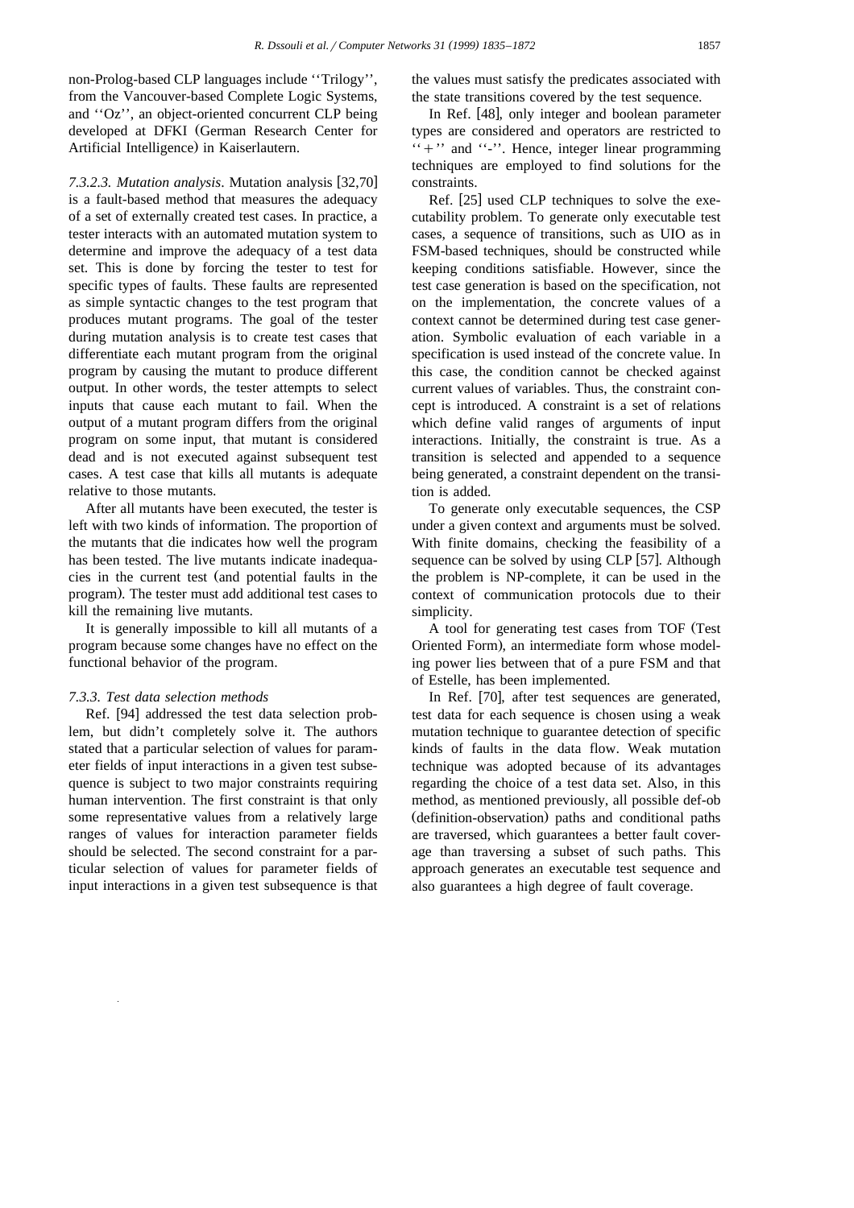non-Prolog-based CLP languages include ''Trilogy'', from the Vancouver-based Complete Logic Systems, and ''Oz'', an object-oriented concurrent CLP being developed at DFKI (German Research Center for Artificial Intelligence) in Kaiserlautern.

*7.3.2.3. Mutation analysis*. Mutation analysis [32,70] is a fault-based method that measures the adequacy of a set of externally created test cases. In practice, a tester interacts with an automated mutation system to determine and improve the adequacy of a test data set. This is done by forcing the tester to test for specific types of faults. These faults are represented as simple syntactic changes to the test program that produces mutant programs. The goal of the tester during mutation analysis is to create test cases that differentiate each mutant program from the original program by causing the mutant to produce different output. In other words, the tester attempts to select inputs that cause each mutant to fail. When the output of a mutant program differs from the original program on some input, that mutant is considered dead and is not executed against subsequent test cases. A test case that kills all mutants is adequate relative to those mutants.

After all mutants have been executed, the tester is left with two kinds of information. The proportion of the mutants that die indicates how well the program has been tested. The live mutants indicate inadequacies in the current test (and potential faults in the program). The tester must add additional test cases to kill the remaining live mutants.

It is generally impossible to kill all mutants of a program because some changes have no effect on the functional behavior of the program.

### 7.3.3. Test data selection methods

Ref. [94] addressed the test data selection problem, but didn't completely solve it. The authors stated that a particular selection of values for parameter fields of input interactions in a given test subsequence is subject to two major constraints requiring human intervention. The first constraint is that only some representative values from a relatively large ranges of values for interaction parameter fields should be selected. The second constraint for a particular selection of values for parameter fields of input interactions in a given test subsequence is that the values must satisfy the predicates associated with the state transitions covered by the test sequence.

In Ref. [48], only integer and boolean parameter types are considered and operators are restricted to ''+'' and ''-''. Hence, integer linear programming techniques are employed to find solutions for the constraints.

Ref. [25] used CLP techniques to solve the executability problem. To generate only executable test cases, a sequence of transitions, such as UIO as in FSM-based techniques, should be constructed while keeping conditions satisfiable. However, since the test case generation is based on the specification, not on the implementation, the concrete values of a context cannot be determined during test case generation. Symbolic evaluation of each variable in a specification is used instead of the concrete value. In this case, the condition cannot be checked against current values of variables. Thus, the constraint concept is introduced. A constraint is a set of relations which define valid ranges of arguments of input interactions. Initially, the constraint is true. As a transition is selected and appended to a sequence being generated, a constraint dependent on the transition is added.

To generate only executable sequences, the CSP under a given context and arguments must be solved. With finite domains, checking the feasibility of a sequence can be solved by using CLP [57]. Although the problem is NP-complete, it can be used in the context of communication protocols due to their simplicity.

A tool for generating test cases from TOF (Test Oriented Form), an intermediate form whose modeling power lies between that of a pure FSM and that of Estelle, has been implemented.

In Ref. [70], after test sequences are generated, test data for each sequence is chosen using a weak mutation technique to guarantee detection of specific kinds of faults in the data flow. Weak mutation technique was adopted because of its advantages regarding the choice of a test data set. Also, in this method, as mentioned previously, all possible def-ob (definition-observation) paths and conditional paths are traversed, which guarantees a better fault coverage than traversing a subset of such paths. This approach generates an executable test sequence and also guarantees a high degree of fault coverage.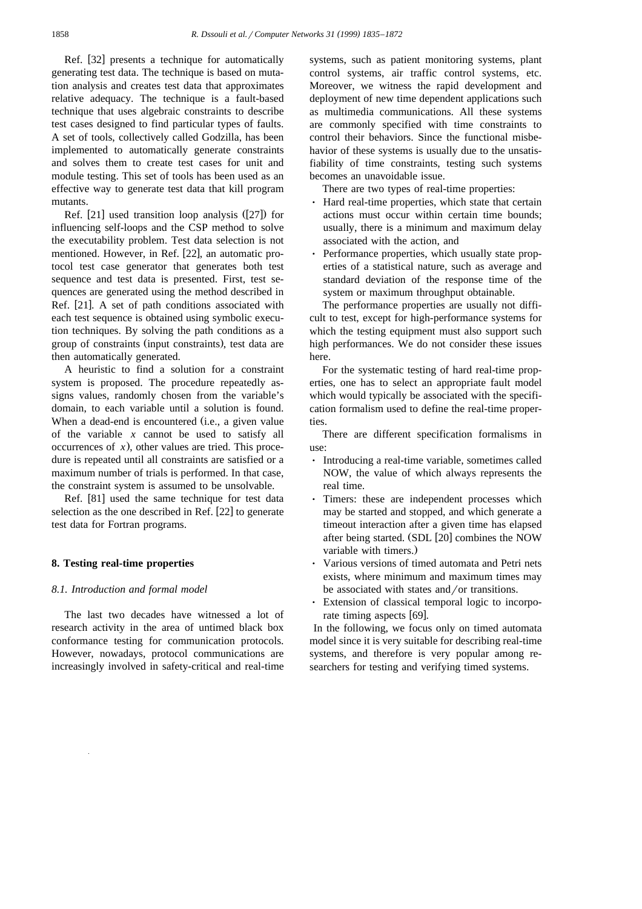Ref. [32] presents a technique for automatically generating test data. The technique is based on mutation analysis and creates test data that approximates relative adequacy. The technique is a fault-based technique that uses algebraic constraints to describe test cases designed to find particular types of faults. A set of tools, collectively called Godzilla, has been implemented to automatically generate constraints and solves them to create test cases for unit and module testing. This set of tools has been used as an effective way to generate test data that kill program mutants.

Ref. [21] used transition loop analysis ([27]) for influencing self-loops and the CSP method to solve the executability problem. Test data selection is not mentioned. However, in Ref. [22], an automatic protocol test case generator that generates both test sequence and test data is presented. First, test sequences are generated using the method described in Ref. [21]. A set of path conditions associated with each test sequence is obtained using symbolic execution techniques. By solving the path conditions as a group of constraints (input constraints), test data are then automatically generated.

A heuristic to find a solution for a constraint system is proposed. The procedure repeatedly assigns values, randomly chosen from the variable's domain, to each variable until a solution is found. When a dead-end is encountered (i.e., a given value of the variable $x$ cannot be used to satisfy all occurrences of $x$), other values are tried. This procedure is repeated until all constraints are satisfied or a maximum number of trials is performed. In that case, the constraint system is assumed to be unsolvable.

Ref. [81] used the same technique for test data selection as the one described in Ref. [22] to generate test data for Fortran programs.

## 8. Testing real-time properties

### *8.1. Introduction and formal model*

The last two decades have witnessed a lot of research activity in the area of untimed black box conformance testing for communication protocols. However, nowadays, protocol communications are increasingly involved in safety-critical and real-time systems, such as patient monitoring systems, plant control systems, air traffic control systems, etc. Moreover, we witness the rapid development and deployment of new time dependent applications such as multimedia communications. All these systems are commonly specified with time constraints to control their behaviors. Since the functional misbehavior of these systems is usually due to the unsatisfiability of time constraints, testing such systems becomes an unavoidable issue.

There are two types of real-time properties:

- Hard real-time properties, which state that certain actions must occur within certain time bounds; usually, there is a minimum and maximum delay associated with the action, and
- Performance properties, which usually state properties of a statistical nature, such as average and standard deviation of the response time of the system or maximum throughput obtainable.

The performance properties are usually not difficult to test, except for high-performance systems for which the testing equipment must also support such high performances. We do not consider these issues here.

For the systematic testing of hard real-time properties, one has to select an appropriate fault model which would typically be associated with the specification formalism used to define the real-time properties.

There are different specification formalisms in use:

- Introducing a real-time variable, sometimes called NOW, the value of which always represents the real time.
- Timers: these are independent processes which may be started and stopped, and which generate a timeout interaction after a given time has elapsed after being started. (SDL [20] combines the NOW variable with timers.)
- Various versions of timed automata and Petri nets exists, where minimum and maximum times may be associated with states and/or transitions.
- Extension of classical temporal logic to incorporate timing aspects [69].

In the following, we focus only on timed automata model since it is very suitable for describing real-time systems, and therefore is very popular among researchers for testing and verifying timed systems.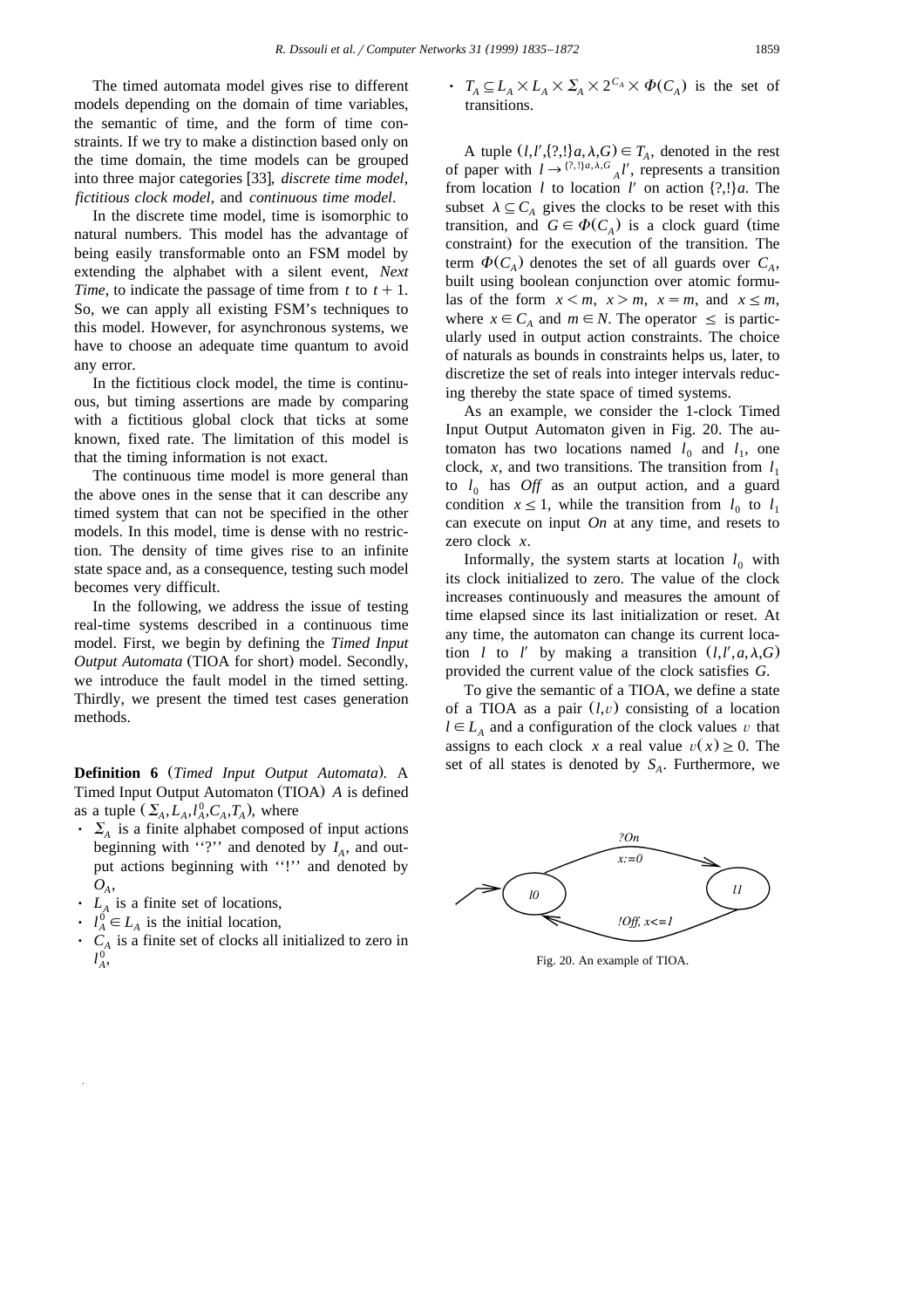The timed automata model gives rise to different models depending on the domain of time variables, the semantic of time, and the form of time constraints. If we try to make a distinction based only on the time domain, the time models can be grouped into three major categories [33], *discrete time model*, *fictitious clock model*, and *continuous time model*.

In the discrete time model, time is isomorphic to natural numbers. This model has the advantage of being easily transformable onto an FSM model by extending the alphabet with a silent event, *Next Time*, to indicate the passage of time from $t$ to $t+1$. So, we can apply all existing FSM's techniques to this model. However, for asynchronous systems, we have to choose an adequate time quantum to avoid any error.

In the fictitious clock model, the time is continuous, but timing assertions are made by comparing with a fictitious global clock that ticks at some known, fixed rate. The limitation of this model is that the timing information is not exact.

The continuous time model is more general than the above ones in the sense that it can describe any timed system that can not be specified in the other models. In this model, time is dense with no restriction. The density of time gives rise to an infinite state space and, as a consequence, testing such model becomes very difficult.

In the following, we address the issue of testing real-time systems described in a continuous time model. First, we begin by defining the *Timed Input Output Automata* (TIOA for short) model. Secondly, we introduce the fault model in the timed setting. Thirdly, we present the timed test cases generation methods.

**Definition 6** (*Timed Input Output Automata*). A Timed Input Output Automaton (TIOA) $A$ is defined as a tuple $(\Sigma_A, L_A, l_A^0, C_A, T_A)$, where

- $\Sigma_A$ is a finite alphabet composed of input actions beginning with "?" and denoted by $I_A$, and output actions beginning with "!" and denoted by $O_A$,
- $L_A$ is a finite set of locations,
- $l_A^0 \in L_A$ is the initial location,
- $C_A$ is a finite set of clocks all initialized to zero in $l_A^0$,
- $T_A \subseteq L_A \times L_A \times \Sigma_A \times 2^{C_A} \times \Phi(C_A)$ is the set of transitions.

A tuple $(l, l', \{?,!\}a, \lambda, G) \in T_A$, denoted in the rest of paper with $l \rightarrow^{\{?,!\}a,\lambda,G}{}_A l'$, represents a transition from location $l$ to location $l'$ on action $\{?,!\}a$. The subset $\lambda \subseteq C_A$ gives the clocks to be reset with this transition, and $G \in \Phi(C_A)$ is a clock guard (time constraint) for the execution of the transition. The term $\Phi(C_A)$ denotes the set of all guards over $C_A$, built using boolean conjunction over atomic formulas of the form $x < m$, $x > m$, $x = m$, and $x \leq m$, where $x \in C_A$ and $m \in N$. The operator $\leq$ is particularly used in output action constraints. The choice of naturals as bounds in constraints helps us, later, to discretize the set of reals into integer intervals reducing thereby the state space of timed systems.

As an example, we consider the 1-clock Timed Input Output Automaton given in Fig. 20. The automaton has two locations named $l_0$ and $l_1$, one clock, $x$, and two transitions. The transition from $l_1$ to $l_0$ has *Off* as an output action, and a guard condition $x \leq 1$, while the transition from $l_0$ to $l_1$ can execute on input *On* at any time, and resets to zero clock $x$.

Informally, the system starts at location $l_0$ with its clock initialized to zero. The value of the clock increases continuously and measures the amount of time elapsed since its last initialization or reset. At any time, the automaton can change its current location $l$ to $l'$ by making a transition $(l, l', a, \lambda, G)$ provided the current value of the clock satisfies $G$.

To give the semantic of a TIOA, we define a state of a TIOA as a pair $(l, \upsilon)$ consisting of a location $l \in L_A$ and a configuration of the clock values $\upsilon$ that assigns to each clock $x$ a real value $\upsilon(x) \geq 0$. The set of all states is denoted by $S_A$. Furthermore, we

Fig. 20. An example of TIOA.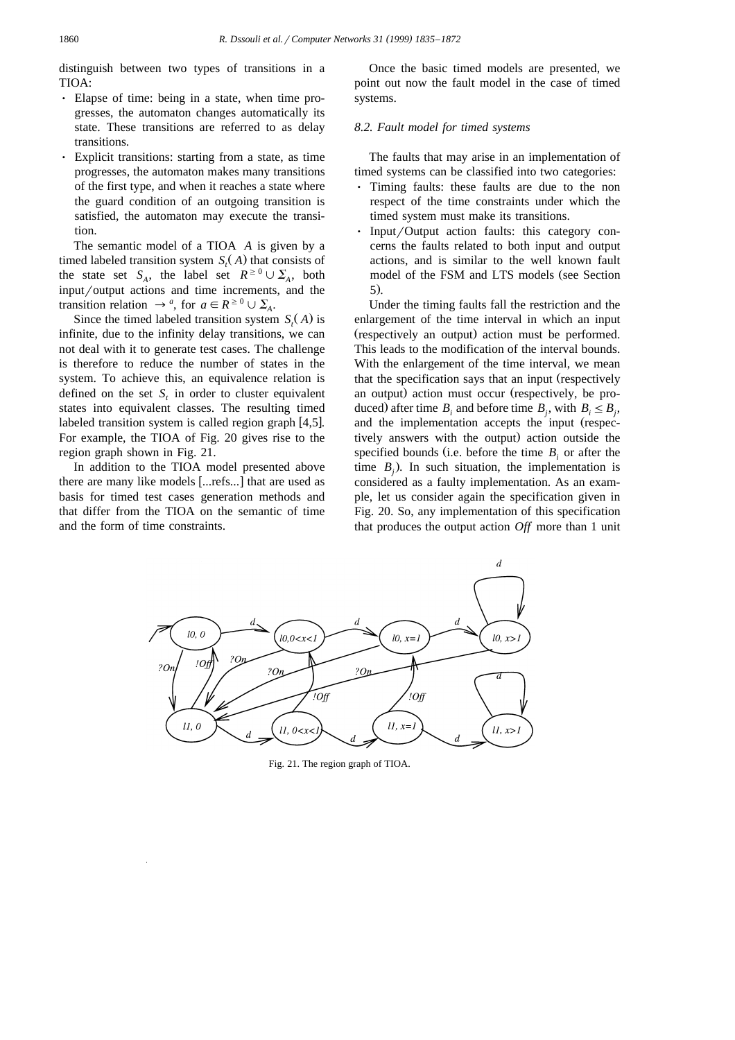distinguish between two types of transitions in a TIOA:

- Elapse of time: being in a state, when time progresses, the automaton changes automatically its state. These transitions are referred to as delay transitions.
- Explicit transitions: starting from a state, as time progresses, the automaton makes many transitions of the first type, and when it reaches a state where the guard condition of an outgoing transition is satisfied, the automaton may execute the transition.

The semantic model of a TIOA $A$ is given by a timed labeled transition system $S_t(A)$ that consists of the state set $S_A$, the label set $R^{\geq 0} \cup \Sigma_A$, both input/output actions and time increments, and the transition relation $\rightarrow^a$, for $a \in R^{\geq 0} \cup \Sigma_A$.

Since the timed labeled transition system $S_t(A)$ is infinite, due to the infinity delay transitions, we can not deal with it to generate test cases. The challenge is therefore to reduce the number of states in the system. To achieve this, an equivalence relation is defined on the set $S_t$ in order to cluster equivalent states into equivalent classes. The resulting timed labeled transition system is called region graph [4,5]. For example, the TIOA of Fig. 20 gives rise to the region graph shown in Fig. 21.

In addition to the TIOA model presented above there are many like models [...refs...] that are used as basis for timed test cases generation methods and that differ from the TIOA on the semantic of time and the form of time constraints.

Once the basic timed models are presented, we point out now the fault model in the case of timed systems.

### 8.2. Fault model for timed systems

The faults that may arise in an implementation of timed systems can be classified into two categories:

- Timing faults: these faults are due to the non respect of the time constraints under which the timed system must make its transitions.
- Input/Output action faults: this category concerns the faults related to both input and output actions, and is similar to the well known fault model of the FSM and LTS models (see Section 5).

Under the timing faults fall the restriction and the enlargement of the time interval in which an input (respectively an output) action must be performed. This leads to the modification of the interval bounds. With the enlargement of the time interval, we mean that the specification says that an input (respectively an output) action must occur (respectively, be produced) after time $B_i$ and before time $B_j$, with $B_i \leq B_j$, and the implementation accepts the input (respectively answers with the output) action outside the specified bounds (i.e. before the time $B_i$ or after the time $B_j$). In such situation, the implementation is considered as a faulty implementation. As an example, let us consider again the specification given in Fig. 20. So, any implementation of this specification that produces the output action *Off* more than 1 unit

Fig. 21. The region graph of TIOA.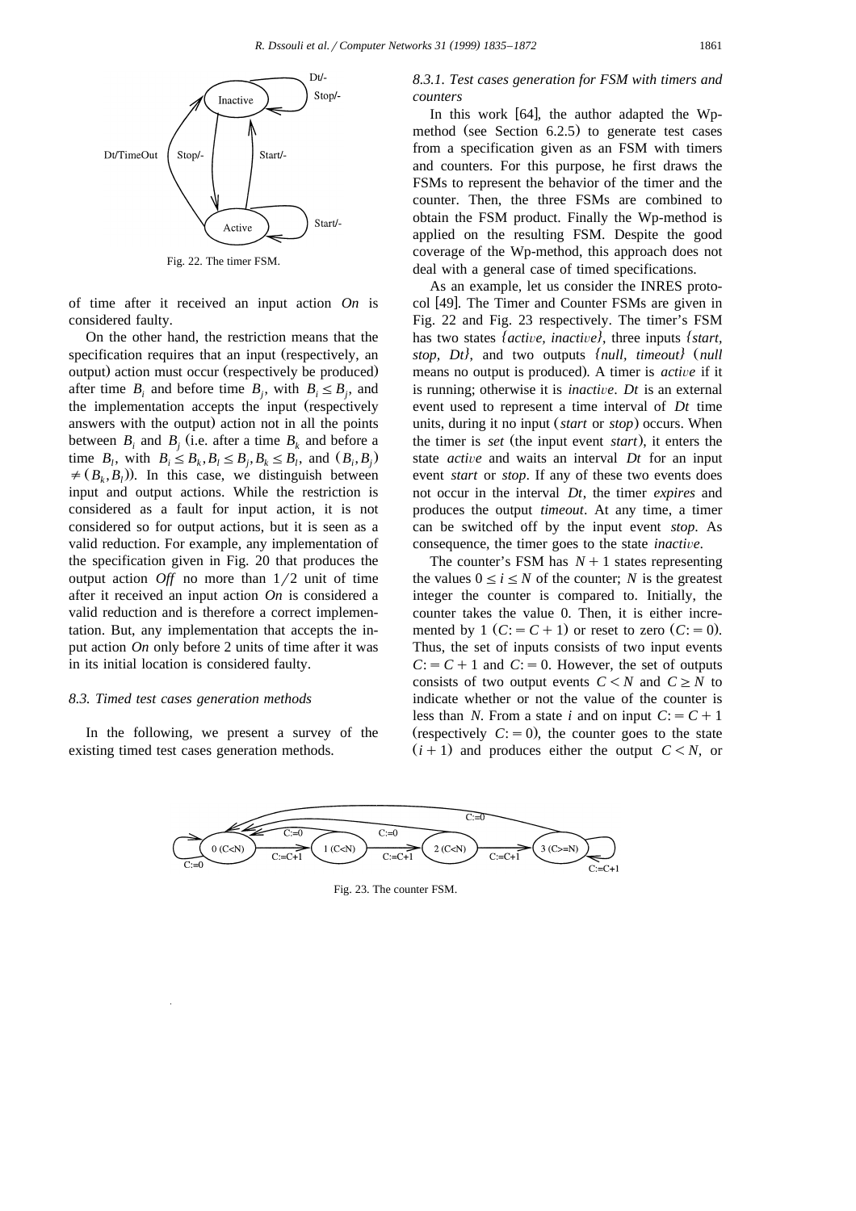Fig. 22. The timer FSM.

of time after it received an input action *On* is considered faulty.

On the other hand, the restriction means that the specification requires that an input (respectively, an output) action must occur (respectively be produced) after time $B_i$ and before time $B_j$, with $B_i \leq B_j$, and the implementation accepts the input (respectively answers with the output) action not in all the points between $B_i$ and $B_j$ (i.e. after a time $B_k$ and before a time $B_l$, with $B_i \leq B_k, B_l \leq B_j, B_k \leq B_l$, and $(B_i, B_j) \neq (B_k, B_l)$). In this case, we distinguish between input and output actions. While the restriction is considered as a fault for input action, it is not considered so for output actions, but it is seen as a valid reduction. For example, any implementation of the specification given in Fig. 20 that produces the output action *Off* no more than $1/2$ unit of time after it received an input action *On* is considered a valid reduction and is therefore a correct implementation. But, any implementation that accepts the input action *On* only before 2 units of time after it was in its initial location is considered faulty.

### *8.3. Timed test cases generation methods*

In the following, we present a survey of the existing timed test cases generation methods.

#### *8.3.1. Test cases generation for FSM with timers and counters*

In this work [64], the author adapted the Wp-method (see Section 6.2.5) to generate test cases from a specification given as an FSM with timers and counters. For this purpose, he first draws the FSMs to represent the behavior of the timer and the counter. Then, the three FSMs are combined to obtain the FSM product. Finally the Wp-method is applied on the resulting FSM. Despite the good coverage of the Wp-method, this approach does not deal with a general case of timed specifications.

As an example, let us consider the INRES protocol [49]. The Timer and Counter FSMs are given in Fig. 22 and Fig. 23 respectively. The timer's FSM has two states *{active, inactive}*, three inputs *{start, stop, Dt}*, and two outputs *{null, timeout}* (*null* means no output is produced). A timer is *active* if it is running; otherwise it is *inactive*. *Dt* is an external event used to represent a time interval of *Dt* time units, during it no input (*start* or *stop*) occurs. When the timer is *set* (the input event *start*), it enters the state *active* and waits an interval *Dt* for an input event *start* or *stop*. If any of these two events does not occur in the interval *Dt*, the timer *expires* and produces the output *timeout*. At any time, a timer can be switched off by the input event *stop*. As consequence, the timer goes to the state *inactive*.

The counter's FSM has $N+1$ states representing the values $0 \leq i \leq N$ of the counter; $N$ is the greatest integer the counter is compared to. Initially, the counter takes the value 0. Then, it is either incremented by 1 ($C := C + 1$) or reset to zero ($C := 0$). Thus, the set of inputs consists of two input events $C := C + 1$ and $C := 0$. However, the set of outputs consists of two output events $C < N$ and $C \geq N$ to indicate whether or not the value of the counter is less than $N$. From a state $i$ and on input $C := C + 1$ (respectively $C := 0$), the counter goes to the state $(i+1)$ and produces either the output $C < N$, or

Fig. 23. The counter FSM.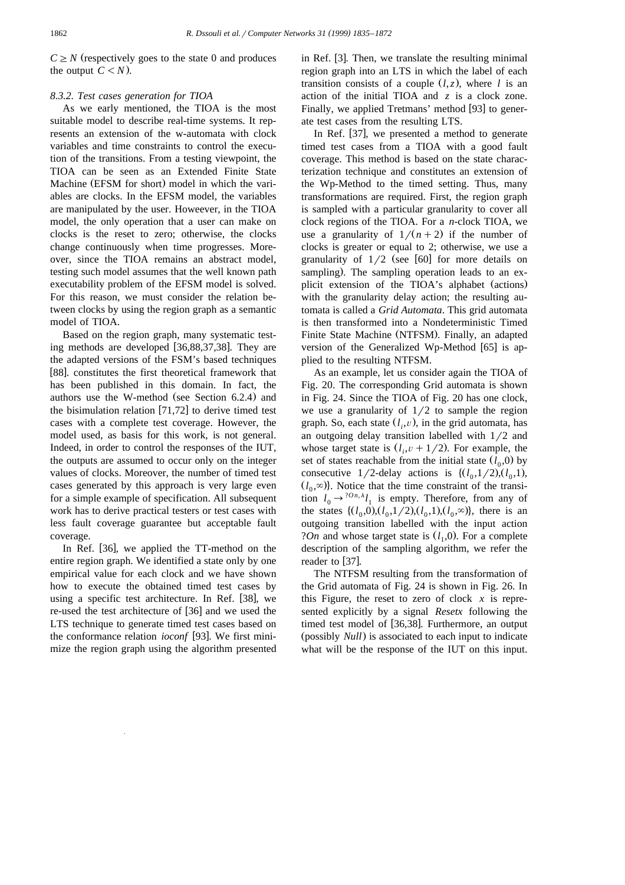$C \geq N$ (respectively goes to the state 0 and produces the output $C < N$).

### 8.3.2. Test cases generation for TIOA

As we early mentioned, the TIOA is the most suitable model to describe real-time systems. It represents an extension of the w-automata with clock variables and time constraints to control the execution of the transitions. From a testing viewpoint, the TIOA can be seen as an Extended Finite State Machine (EFSM for short) model in which the variables are clocks. In the EFSM model, the variables are manipulated by the user. However, in the TIOA model, the only operation that a user can make on clocks is the reset to zero; otherwise, the clocks change continuously when time progresses. Moreover, since the TIOA remains an abstract model, testing such model assumes that the well known path executability problem of the EFSM model is solved. For this reason, we must consider the relation between clocks by using the region graph as a semantic model of TIOA.

Based on the region graph, many systematic testing methods are developed [36,88,37,38]. They are the adapted versions of the FSM's based techniques [88]. constitutes the first theoretical framework that has been published in this domain. In fact, the authors use the W-method (see Section 6.2.4) and the bisimulation relation [71,72] to derive timed test cases with a complete test coverage. However, the model used, as basis for this work, is not general. Indeed, in order to control the responses of the IUT, the outputs are assumed to occur only on the integer values of clocks. Moreover, the number of timed test cases generated by this approach is very large even for a simple example of specification. All subsequent work has to derive practical testers or test cases with less fault coverage guarantee but acceptable fault coverage.

In Ref. [36], we applied the TT-method on the entire region graph. We identified a state only by one empirical value for each clock and we have shown how to execute the obtained timed test cases by using a specific test architecture. In Ref. [38], we re-used the test architecture of [36] and we used the LTS technique to generate timed test cases based on the conformance relation *ioconf* [93]. We first minimize the region graph using the algorithm presented in Ref. [3]. Then, we translate the resulting minimal region graph into an LTS in which the label of each transition consists of a couple $(l,z)$, where $l$ is an action of the initial TIOA and $z$ is a clock zone. Finally, we applied Tretmans' method [93] to generate test cases from the resulting LTS.

In Ref. [37], we presented a method to generate timed test cases from a TIOA with a good fault coverage. This method is based on the state characterization technique and constitutes an extension of the Wp-Method to the timed setting. Thus, many transformations are required. First, the region graph is sampled with a particular granularity to cover all clock regions of the TIOA. For a $n$-clock TIOA, we use a granularity of $1/(n+2)$ if the number of clocks is greater or equal to 2; otherwise, we use a granularity of $1/2$ (see [60] for more details on sampling). The sampling operation leads to an explicit extension of the TIOA's alphabet (actions) with the granularity delay action; the resulting automata is called a *Grid Automata*. This grid automata is then transformed into a Nondeterministic Timed Finite State Machine (NTFSM). Finally, an adapted version of the Generalized Wp-Method [65] is applied to the resulting NTFSM.

As an example, let us consider again the TIOA of Fig. 20. The corresponding Grid automata is shown in Fig. 24. Since the TIOA of Fig. 20 has one clock, we use a granularity of $1/2$ to sample the region graph. So, each state $(l_i,v)$, in the grid automata, has an outgoing delay transition labelled with $1/2$ and whose target state is $(l_i,v+1/2)$. For example, the set of states reachable from the initial state $(l_0,0)$ by consecutive $1/2$-delay actions is $\{(l_0,1/2),(l_0,1),(l_0,\infty)\}$. Notice that the time constraint of the transition $l_0 \rightarrow^{?On,\lambda} l_1$ is empty. Therefore, from any of the states $\{(l_0,0),(l_0,1/2),(l_0,1),(l_0,\infty)\}$, there is an outgoing transition labelled with the input action *?On* and whose target state is $(l_1,0)$. For a complete description of the sampling algorithm, we refer the reader to [37].

The NTFSM resulting from the transformation of the Grid automata of Fig. 24 is shown in Fig. 26. In this Figure, the reset to zero of clock $x$ is represented explicitly by a signal *Resetx* following the timed test model of [36,38]. Furthermore, an output (possibly *Null*) is associated to each input to indicate what will be the response of the IUT on this input.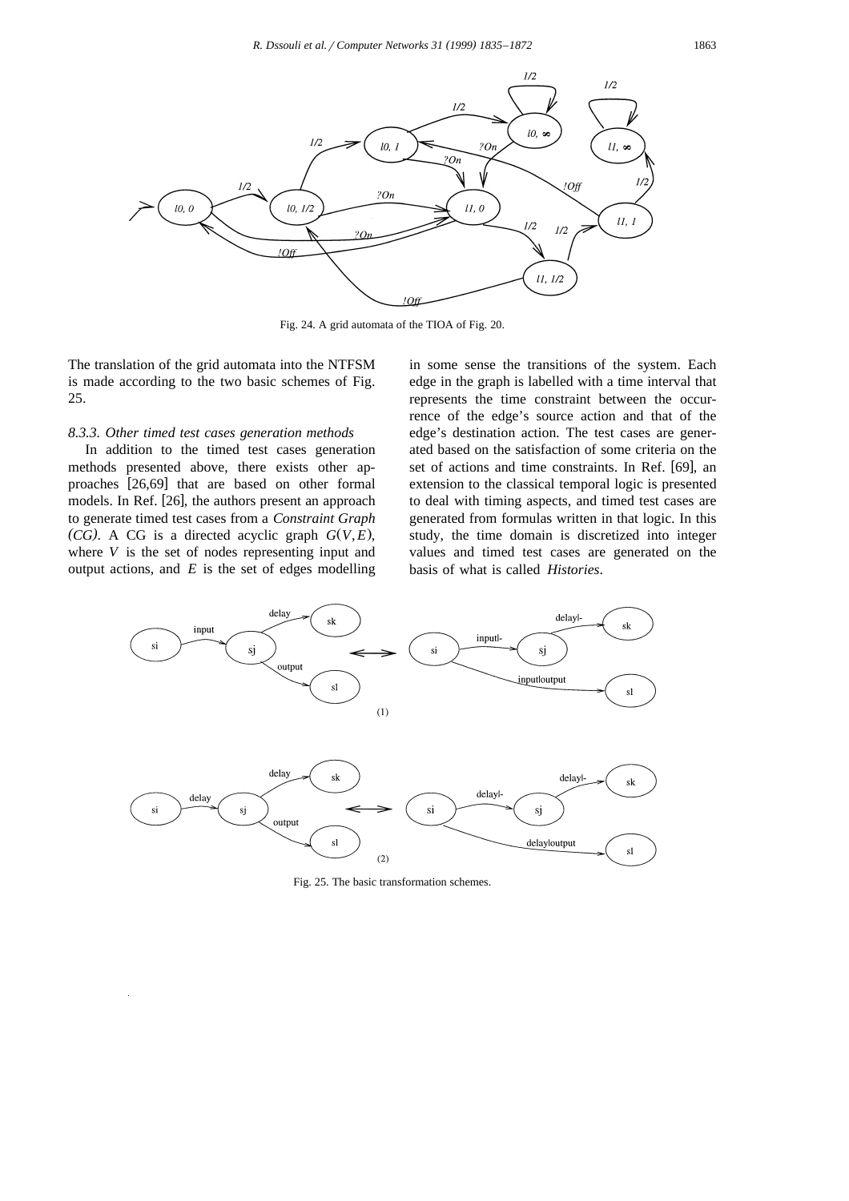Fig. 24. A grid automata of the TIOA of Fig. 20.

The translation of the grid automata into the NTFSM is made according to the two basic schemes of Fig. 25.

### 8.3.3. Other timed test cases generation methods

In addition to the timed test cases generation methods presented above, there exists other approaches [26,69] that are based on other formal models. In Ref. [26], the authors present an approach to generate timed test cases from a *Constraint Graph (CG)*. A CG is a directed acyclic graph $G(V,E)$, where $V$ is the set of nodes representing input and output actions, and $E$ is the set of edges modelling in some sense the transitions of the system. Each edge in the graph is labelled with a time interval that represents the time constraint between the occurrence of the edge's source action and that of the edge's destination action. The test cases are generated based on the satisfaction of some criteria on the set of actions and time constraints. In Ref. [69], an extension to the classical temporal logic is presented to deal with timing aspects, and timed test cases are generated from formulas written in that logic. In this study, the time domain is discretized into integer values and timed test cases are generated on the basis of what is called *Histories*.

Fig. 25. The basic transformation schemes.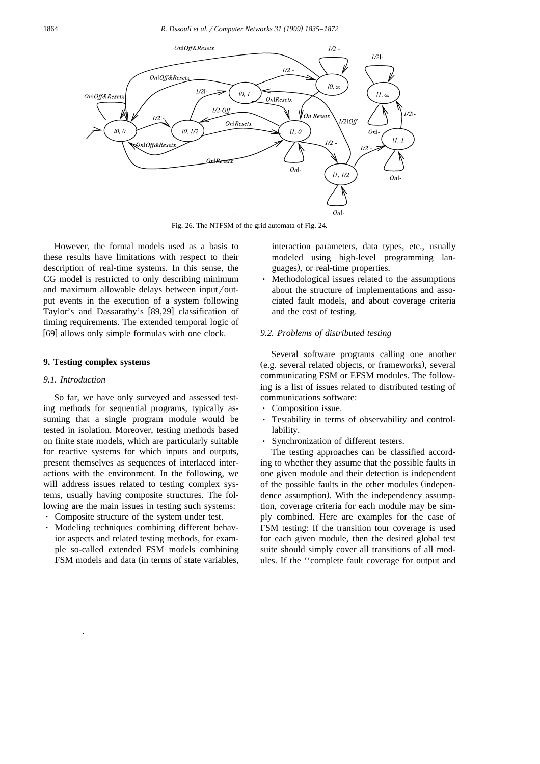Fig. 26. The NTFSM of the grid automata of Fig. 24.

However, the formal models used as a basis to these results have limitations with respect to their description of real-time systems. In this sense, the CG model is restricted to only describing minimum and maximum allowable delays between input/output events in the execution of a system following Taylor's and Dassarathy's [89,29] classification of timing requirements. The extended temporal logic of [69] allows only simple formulas with one clock.

## 9. Testing complex systems

### 9.1. Introduction

So far, we have only surveyed and assessed testing methods for sequential programs, typically assuming that a single program module would be tested in isolation. Moreover, testing methods based on finite state models, which are particularly suitable for reactive systems for which inputs and outputs, present themselves as sequences of interlaced interactions with the environment. In the following, we will address issues related to testing complex systems, usually having composite structures. The following are the main issues in testing such systems:

- Composite structure of the system under test.
- Modeling techniques combining different behavior aspects and related testing methods, for example so-called extended FSM models combining FSM models and data (in terms of state variables, interaction parameters, data types, etc., usually modeled using high-level programming languages), or real-time properties.
- Methodological issues related to the assumptions about the structure of implementations and associated fault models, and about coverage criteria and the cost of testing.

### 9.2. Problems of distributed testing

Several software programs calling one another (e.g. several related objects, or frameworks), several communicating FSM or EFSM modules. The following is a list of issues related to distributed testing of communications software:

- Composition issue.
- Testability in terms of observability and controllability.
- Synchronization of different testers.

The testing approaches can be classified according to whether they assume that the possible faults in one given module and their detection is independent of the possible faults in the other modules (independence assumption). With the independency assumption, coverage criteria for each module may be simply combined. Here are examples for the case of FSM testing: If the transition tour coverage is used for each given module, then the desired global test suite should simply cover all transitions of all modules. If the ''complete fault coverage for output and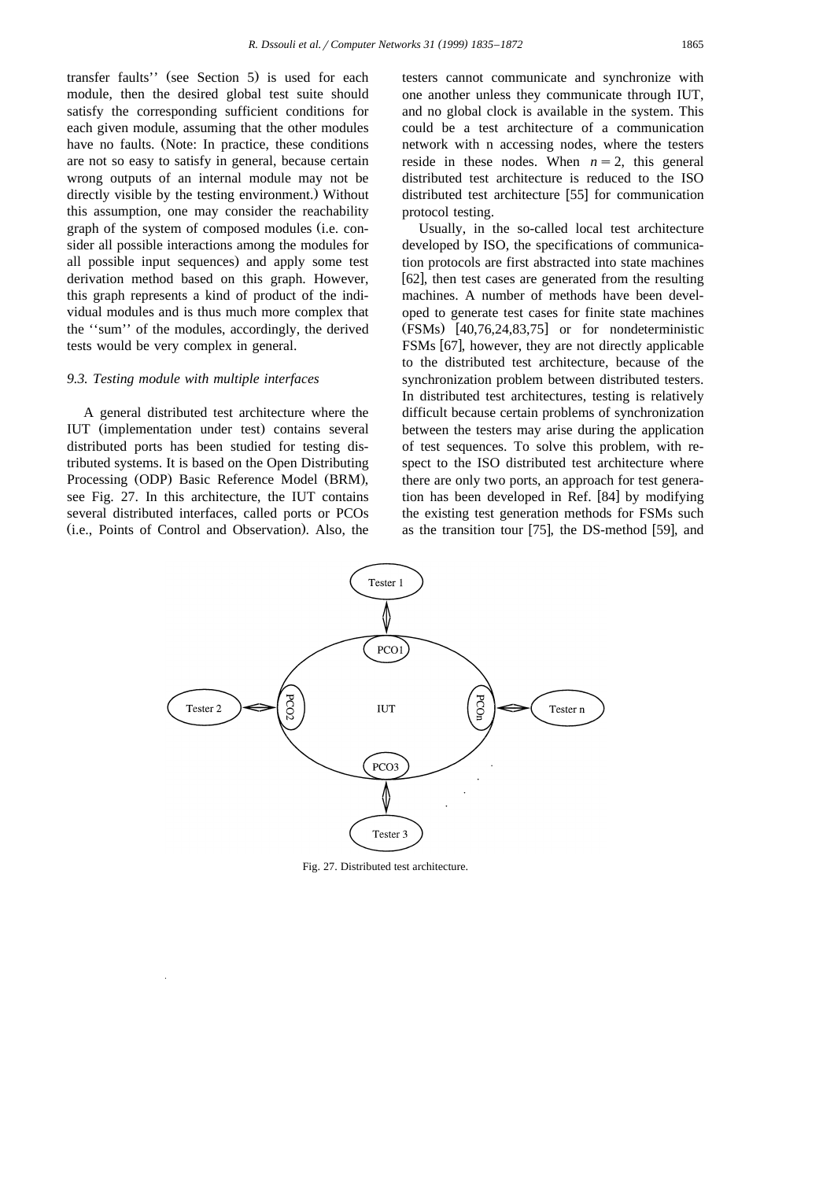transfer faults'' (see Section 5) is used for each module, then the desired global test suite should satisfy the corresponding sufficient conditions for each given module, assuming that the other modules have no faults. (Note: In practice, these conditions are not so easy to satisfy in general, because certain wrong outputs of an internal module may not be directly visible by the testing environment.) Without this assumption, one may consider the reachability graph of the system of composed modules (i.e. consider all possible interactions among the modules for all possible input sequences) and apply some test derivation method based on this graph. However, this graph represents a kind of product of the individual modules and is thus much more complex that the ''sum'' of the modules, accordingly, the derived tests would be very complex in general.

### 9.3. Testing module with multiple interfaces

A general distributed test architecture where the IUT (implementation under test) contains several distributed ports has been studied for testing distributed systems. It is based on the Open Distributing Processing (ODP) Basic Reference Model (BRM), see Fig. 27. In this architecture, the IUT contains several distributed interfaces, called ports or PCOs (i.e., Points of Control and Observation). Also, the testers cannot communicate and synchronize with one another unless they communicate through IUT, and no global clock is available in the system. This could be a test architecture of a communication network with n accessing nodes, where the testers reside in these nodes. When $n = 2$, this general distributed test architecture is reduced to the ISO distributed test architecture [55] for communication protocol testing.

Usually, in the so-called local test architecture developed by ISO, the specifications of communication protocols are first abstracted into state machines [62], then test cases are generated from the resulting machines. A number of methods have been developed to generate test cases for finite state machines (FSMs) [40,76,24,83,75] or for nondeterministic FSMs [67], however, they are not directly applicable to the distributed test architecture, because of the synchronization problem between distributed testers. In distributed test architectures, testing is relatively difficult because certain problems of synchronization between the testers may arise during the application of test sequences. To solve this problem, with respect to the ISO distributed test architecture where there are only two ports, an approach for test generation has been developed in Ref. [84] by modifying the existing test generation methods for FSMs such as the transition tour [75], the DS-method [59], and

Fig. 27. Distributed test architecture.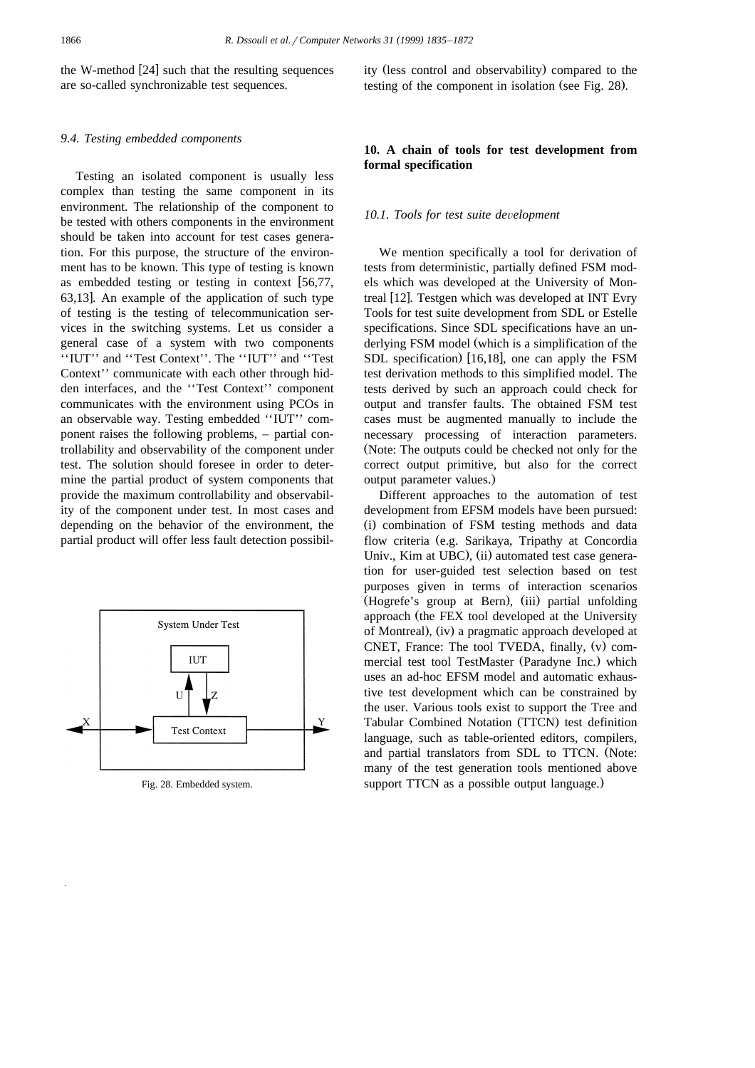the W-method [24] such that the resulting sequences are so-called synchronizable test sequences.

### 9.4. Testing embedded components

Testing an isolated component is usually less complex than testing the same component in its environment. The relationship of the component to be tested with others components in the environment should be taken into account for test cases generation. For this purpose, the structure of the environment has to be known. This type of testing is known as embedded testing or testing in context [56,77, 63,13]. An example of the application of such type of testing is the testing of telecommunication services in the switching systems. Let us consider a general case of a system with two components ''IUT'' and ''Test Context''. The ''IUT'' and ''Test Context'' communicate with each other through hidden interfaces, and the ''Test Context'' component communicates with the environment using PCOs in an observable way. Testing embedded ''IUT'' component raises the following problems, – partial controllability and observability of the component under test. The solution should foresee in order to determine the partial product of system components that provide the maximum controllability and observability of the component under test. In most cases and depending on the behavior of the environment, the partial product will offer less fault detection possibility (less control and observability) compared to the testing of the component in isolation (see Fig. 28).

Fig. 28. Embedded system.

## 10. A chain of tools for test development from formal specification

### 10.1. Tools for test suite development

We mention specifically a tool for derivation of tests from deterministic, partially defined FSM models which was developed at the University of Montreal [12]. Testgen which was developed at INT Evry Tools for test suite development from SDL or Estelle specifications. Since SDL specifications have an underlying FSM model (which is a simplification of the SDL specification) [16,18], one can apply the FSM test derivation methods to this simplified model. The tests derived by such an approach could check for output and transfer faults. The obtained FSM test cases must be augmented manually to include the necessary processing of interaction parameters. (Note: The outputs could be checked not only for the correct output primitive, but also for the correct output parameter values.)

Different approaches to the automation of test development from EFSM models have been pursued: (i) combination of FSM testing methods and data flow criteria (e.g. Sarikaya, Tripathy at Concordia Univ., Kim at UBC), (ii) automated test case generation for user-guided test selection based on test purposes given in terms of interaction scenarios (Hogrefe's group at Bern), (iii) partial unfolding approach (the FEX tool developed at the University of Montreal), (iv) a pragmatic approach developed at CNET, France: The tool TVEDA, finally, (v) commercial test tool TestMaster (Paradyne Inc.) which uses an ad-hoc EFSM model and automatic exhaustive test development which can be constrained by the user. Various tools exist to support the Tree and Tabular Combined Notation (TTCN) test definition language, such as table-oriented editors, compilers, and partial translators from SDL to TTCN. (Note: many of the test generation tools mentioned above support TTCN as a possible output language.)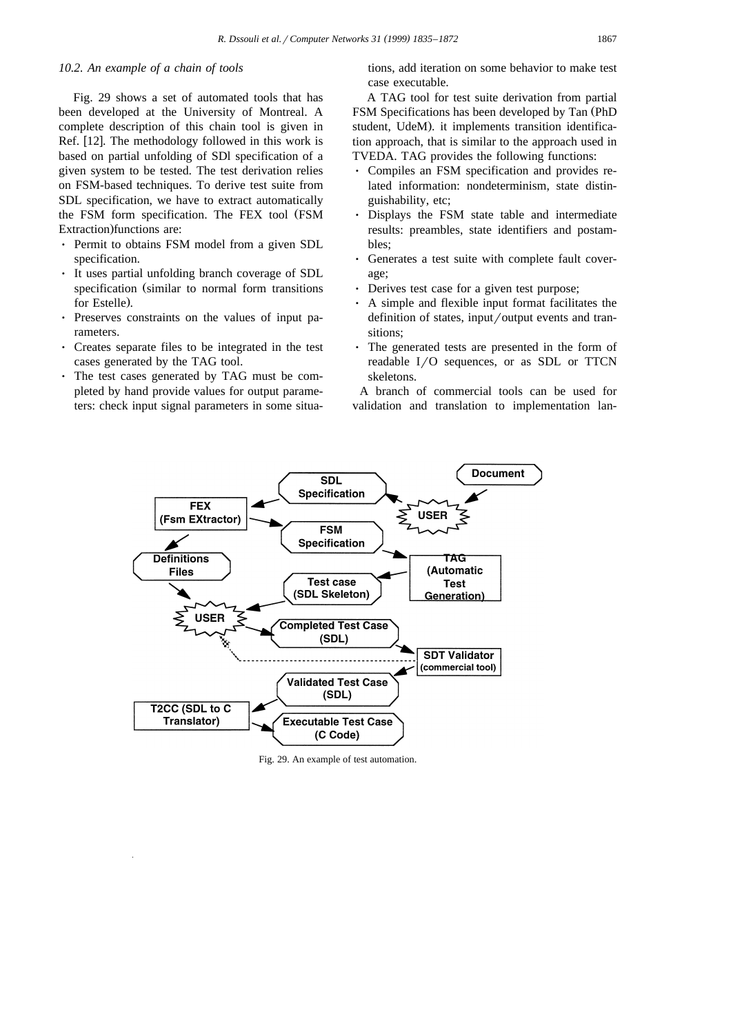### 10.2. An example of a chain of tools

Fig. 29 shows a set of automated tools that has been developed at the University of Montreal. A complete description of this chain tool is given in Ref. [12]. The methodology followed in this work is based on partial unfolding of SDl specification of a given system to be tested. The test derivation relies on FSM-based techniques. To derive test suite from SDL specification, we have to extract automatically the FSM form specification. The FEX tool (FSM Extraction)functions are:

- Permit to obtains FSM model from a given SDL specification.
- It uses partial unfolding branch coverage of SDL specification (similar to normal form transitions for Estelle).
- Preserves constraints on the values of input parameters.
- Creates separate files to be integrated in the test cases generated by the TAG tool.
- The test cases generated by TAG must be completed by hand provide values for output parameters: check input signal parameters in some situations, add iteration on some behavior to make test case executable.

A TAG tool for test suite derivation from partial FSM Specifications has been developed by Tan (PhD student, UdeM). it implements transition identification approach, that is similar to the approach used in TVEDA. TAG provides the following functions:

- Compiles an FSM specification and provides related information: nondeterminism, state distinguishability, etc;
- Displays the FSM state table and intermediate results: preambles, state identifiers and postambles;
- Generates a test suite with complete fault coverage;
- Derives test case for a given test purpose;
- A simple and flexible input format facilitates the definition of states, input/output events and transitions;
- The generated tests are presented in the form of readable I/O sequences, or as SDL or TTCN skeletons.

A branch of commercial tools can be used for validation and translation to implementation lan-

Fig. 29. An example of test automation.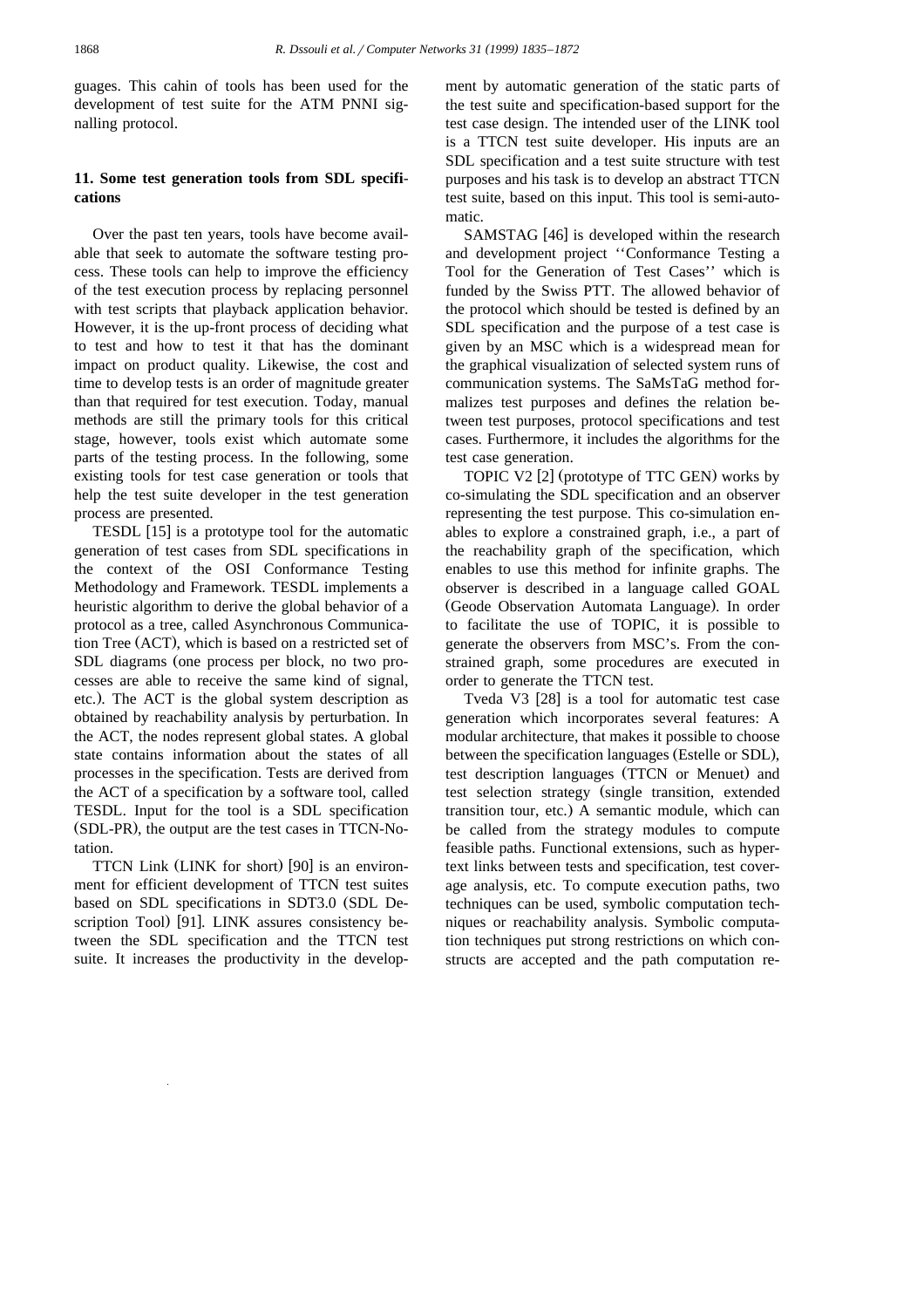guages. This cahin of tools has been used for the development of test suite for the ATM PNNI signalling protocol.

## 11. Some test generation tools from SDL specifications

Over the past ten years, tools have become available that seek to automate the software testing process. These tools can help to improve the efficiency of the test execution process by replacing personnel with test scripts that playback application behavior. However, it is the up-front process of deciding what to test and how to test it that has the dominant impact on product quality. Likewise, the cost and time to develop tests is an order of magnitude greater than that required for test execution. Today, manual methods are still the primary tools for this critical stage, however, tools exist which automate some parts of the testing process. In the following, some existing tools for test case generation or tools that help the test suite developer in the test generation process are presented.

TESDL [15] is a prototype tool for the automatic generation of test cases from SDL specifications in the context of the OSI Conformance Testing Methodology and Framework. TESDL implements a heuristic algorithm to derive the global behavior of a protocol as a tree, called Asynchronous Communication Tree (ACT), which is based on a restricted set of SDL diagrams (one process per block, no two processes are able to receive the same kind of signal, etc.). The ACT is the global system description as obtained by reachability analysis by perturbation. In the ACT, the nodes represent global states. A global state contains information about the states of all processes in the specification. Tests are derived from the ACT of a specification by a software tool, called TESDL. Input for the tool is a SDL specification (SDL-PR), the output are the test cases in TTCN-Notation.

TTCN Link (LINK for short) [90] is an environment for efficient development of TTCN test suites based on SDL specifications in SDT3.0 (SDL Description Tool) [91]. LINK assures consistency between the SDL specification and the TTCN test suite. It increases the productivity in the development by automatic generation of the static parts of the test suite and specification-based support for the test case design. The intended user of the LINK tool is a TTCN test suite developer. His inputs are an SDL specification and a test suite structure with test purposes and his task is to develop an abstract TTCN test suite, based on this input. This tool is semi-automatic.

SAMSTAG [46] is developed within the research and development project ''Conformance Testing a Tool for the Generation of Test Cases'' which is funded by the Swiss PTT. The allowed behavior of the protocol which should be tested is defined by an SDL specification and the purpose of a test case is given by an MSC which is a widespread mean for the graphical visualization of selected system runs of communication systems. The SaMsTaG method formalizes test purposes and defines the relation between test purposes, protocol specifications and test cases. Furthermore, it includes the algorithms for the test case generation.

TOPIC V2 [2] (prototype of TTC GEN) works by co-simulating the SDL specification and an observer representing the test purpose. This co-simulation enables to explore a constrained graph, i.e., a part of the reachability graph of the specification, which enables to use this method for infinite graphs. The observer is described in a language called GOAL (Geode Observation Automata Language). In order to facilitate the use of TOPIC, it is possible to generate the observers from MSC's. From the constrained graph, some procedures are executed in order to generate the TTCN test.

Tveda V3 [28] is a tool for automatic test case generation which incorporates several features: A modular architecture, that makes it possible to choose between the specification languages (Estelle or SDL), test description languages (TTCN or Menuet) and test selection strategy (single transition, extended transition tour, etc.) A semantic module, which can be called from the strategy modules to compute feasible paths. Functional extensions, such as hypertext links between tests and specification, test coverage analysis, etc. To compute execution paths, two techniques can be used, symbolic computation techniques or reachability analysis. Symbolic computation techniques put strong restrictions on which constructs are accepted and the path computation re-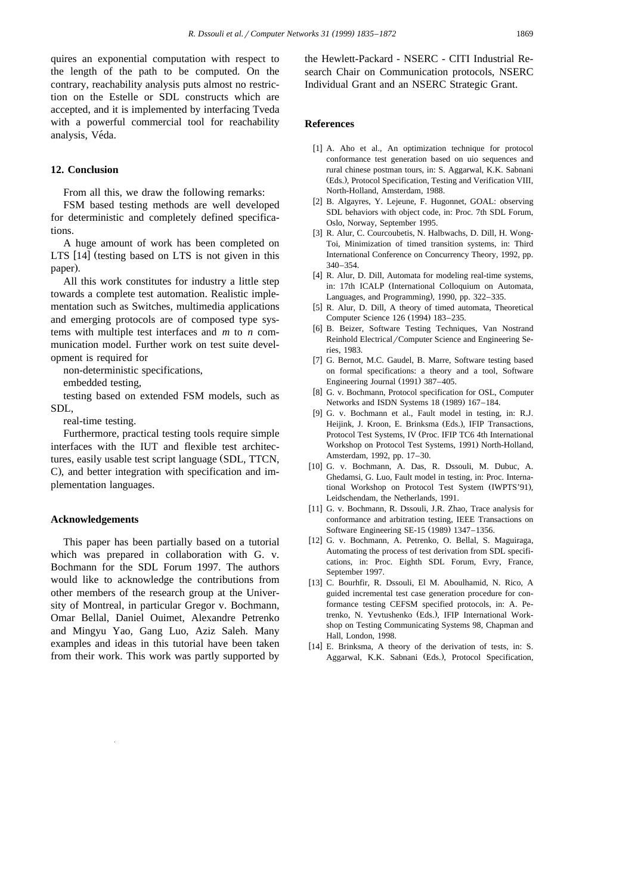quires an exponential computation with respect to the length of the path to be computed. On the contrary, reachability analysis puts almost no restriction on the Estelle or SDL constructs which are accepted, and it is implemented by interfacing Tveda with a powerful commercial tool for reachability analysis, Véda.

## 12. Conclusion

From all this, we draw the following remarks:

FSM based testing methods are well developed for deterministic and completely defined specifications.

A huge amount of work has been completed on LTS [14] (testing based on LTS is not given in this paper).

All this work constitutes for industry a little step towards a complete test automation. Realistic implementation such as Switches, multimedia applications and emerging protocols are of composed type systems with multiple test interfaces and *m* to *n* communication model. Further work on test suite development is required for

non-deterministic specifications,

embedded testing,

testing based on extended FSM models, such as SDL,

real-time testing.

Furthermore, practical testing tools require simple interfaces with the IUT and flexible test architectures, easily usable test script language (SDL, TTCN, C), and better integration with specification and implementation languages.

## Acknowledgements

This paper has been partially based on a tutorial which was prepared in collaboration with G. v. Bochmann for the SDL Forum 1997. The authors would like to acknowledge the contributions from other members of the research group at the University of Montreal, in particular Gregor v. Bochmann, Omar Bellal, Daniel Ouimet, Alexandre Petrenko and Mingyu Yao, Gang Luo, Aziz Saleh. Many examples and ideas in this tutorial have been taken from their work. This work was partly supported by the Hewlett-Packard - NSERC - CITI Industrial Research Chair on Communication protocols, NSERC Individual Grant and an NSERC Strategic Grant.

## References

[1] A. Aho et al., An optimization technique for protocol conformance test generation based on uio sequences and rural chinese postman tours, in: S. Aggarwal, K.K. Sabnani (Eds.), Protocol Specification, Testing and Verification VIII, North-Holland, Amsterdam, 1988.

[2] B. Algayres, Y. Lejeune, F. Hugonnet, GOAL: observing SDL behaviors with object code, in: Proc. 7th SDL Forum, Oslo, Norway, September 1995.

[3] R. Alur, C. Courcoubetis, N. Halbwachs, D. Dill, H. Wong-Toi, Minimization of timed transition systems, in: Third International Conference on Concurrency Theory, 1992, pp. 340–354.

[4] R. Alur, D. Dill, Automata for modeling real-time systems, in: 17th ICALP (International Colloquium on Automata, Languages, and Programming), 1990, pp. 322–335.

[5] R. Alur, D. Dill, A theory of timed automata, Theoretical Computer Science 126 (1994) 183–235.

[6] B. Beizer, Software Testing Techniques, Van Nostrand Reinhold Electrical/Computer Science and Engineering Series, 1983.

[7] G. Bernot, M.C. Gaudel, B. Marre, Software testing based on formal specifications: a theory and a tool, Software Engineering Journal (1991) 387–405.

[8] G. v. Bochmann, Protocol specification for OSL, Computer Networks and ISDN Systems 18 (1989) 167–184.

[9] G. v. Bochmann et al., Fault model in testing, in: R.J. Heijink, J. Kroon, E. Brinksma (Eds.), IFIP Transactions, Protocol Test Systems, IV (Proc. IFIP TC6 4th International Workshop on Protocol Test Systems, 1991) North-Holland, Amsterdam, 1992, pp. 17–30.

[10] G. v. Bochmann, A. Das, R. Dssouli, M. Dubuc, A. Ghedamsi, G. Luo, Fault model in testing, in: Proc. International Workshop on Protocol Test System (IWPTS'91), Leidschendam, the Netherlands, 1991.

[11] G. v. Bochmann, R. Dssouli, J.R. Zhao, Trace analysis for conformance and arbitration testing, IEEE Transactions on Software Engineering SE-15 (1989) 1347–1356.

[12] G. v. Bochmann, A. Petrenko, O. Bellal, S. Maguiraga, Automating the process of test derivation from SDL specifications, in: Proc. Eighth SDL Forum, Evry, France, September 1997.

[13] C. Bourhfir, R. Dssouli, El M. Aboulhamid, N. Rico, A guided incremental test case generation procedure for conformance testing CEFSM specified protocols, in: A. Petrenko, N. Yevtushenko (Eds.), IFIP International Workshop on Testing Communicating Systems 98, Chapman and Hall, London, 1998.

[14] E. Brinksma, A theory of the derivation of tests, in: S. Aggarwal, K.K. Sabnani (Eds.), Protocol Specification,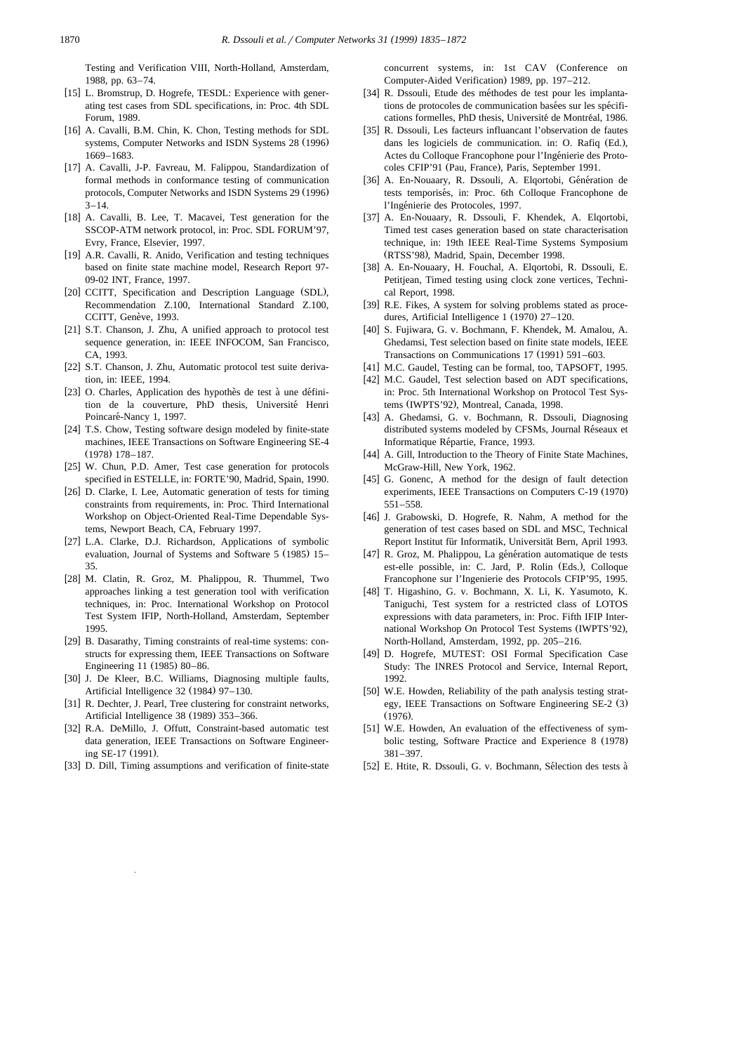Testing and Verification VIII, North-Holland, Amsterdam, 1988, pp. 63–74.

[15] L. Bromstrup, D. Hogrefe, TESDL: Experience with generating test cases from SDL specifications, in: Proc. 4th SDL Forum, 1989.

[16] A. Cavalli, B.M. Chin, K. Chon, Testing methods for SDL systems, Computer Networks and ISDN Systems 28 (1996) 1669–1683.

[17] A. Cavalli, J-P. Favreau, M. Falippou, Standardization of formal methods in conformance testing of communication protocols, Computer Networks and ISDN Systems 29 (1996) 3–14.

[18] A. Cavalli, B. Lee, T. Macavei, Test generation for the SSCOP-ATM network protocol, in: Proc. SDL FORUM'97, Evry, France, Elsevier, 1997.

[19] A.R. Cavalli, R. Anido, Verification and testing techniques based on finite state machine model, Research Report 97-09-02 INT, France, 1997.

[20] CCITT, Specification and Description Language (SDL), Recommendation Z.100, International Standard Z.100, CCITT, Genève, 1993.

[21] S.T. Chanson, J. Zhu, A unified approach to protocol test sequence generation, in: IEEE INFOCOM, San Francisco, CA, 1993.

[22] S.T. Chanson, J. Zhu, Automatic protocol test suite derivation, in: IEEE, 1994.

[23] O. Charles, Application des hypothès de test à une définition de la couverture, PhD thesis, Université Henri Poincaré-Nancy 1, 1997.

[24] T.S. Chow, Testing software design modeled by finite-state machines, IEEE Transactions on Software Engineering SE-4 (1978) 178–187.

[25] W. Chun, P.D. Amer, Test case generation for protocols specified in ESTELLE, in: FORTE'90, Madrid, Spain, 1990.

[26] D. Clarke, I. Lee, Automatic generation of tests for timing constraints from requirements, in: Proc. Third International Workshop on Object-Oriented Real-Time Dependable Systems, Newport Beach, CA, February 1997.

[27] L.A. Clarke, D.J. Richardson, Applications of symbolic evaluation, Journal of Systems and Software 5 (1985) 15–35.

[28] M. Clatin, R. Groz, M. Phalippou, R. Thummel, Two approaches linking a test generation tool with verification techniques, in: Proc. International Workshop on Protocol Test System IFIP, North-Holland, Amsterdam, September 1995.

[29] B. Dasarathy, Timing constraints of real-time systems: constructs for expressing them, IEEE Transactions on Software Engineering 11 (1985) 80–86.

[30] J. De Kleer, B.C. Williams, Diagnosing multiple faults, Artificial Intelligence 32 (1984) 97–130.

[31] R. Dechter, J. Pearl, Tree clustering for constraint networks, Artificial Intelligence 38 (1989) 353–366.

[32] R.A. DeMillo, J. Offutt, Constraint-based automatic test data generation, IEEE Transactions on Software Engineering SE-17 (1991).

[33] D. Dill, Timing assumptions and verification of finite-state concurrent systems, in: 1st CAV (Conference on Computer-Aided Verification) 1989, pp. 197–212.

[34] R. Dssouli, Etude des méthodes de test pour les implantations de protocoles de communication basées sur les spécifications formelles, PhD thesis, Université de Montréal, 1986.

[35] R. Dssouli, Les facteurs influancant l'observation de fautes dans les logiciels de communication. in: O. Rafiq (Ed.), Actes du Colloque Francophone pour l'Ingénierie des Protocoles CFIP'91 (Pau, France), Paris, September 1991.

[36] A. En-Nouaary, R. Dssouli, A. Elqortobi, Génération de tests temporisés, in: Proc. 6th Colloque Francophone de l'Ingénierie des Protocoles, 1997.

[37] A. En-Nouaary, R. Dssouli, F. Khendek, A. Elqortobi, Timed test cases generation based on state characterisation technique, in: 19th IEEE Real-Time Systems Symposium (RTSS'98), Madrid, Spain, December 1998.

[38] A. En-Nouaary, H. Fouchal, A. Elqortobi, R. Dssouli, E. Petitjean, Timed testing using clock zone vertices, Technical Report, 1998.

[39] R.E. Fikes, A system for solving problems stated as procedures, Artificial Intelligence 1 (1970) 27–120.

[40] S. Fujiwara, G. v. Bochmann, F. Khendek, M. Amalou, A. Ghedamsi, Test selection based on finite state models, IEEE Transactions on Communications 17 (1991) 591–603.

[41] M.C. Gaudel, Testing can be formal, too, TAPSOFT, 1995.

[42] M.C. Gaudel, Test selection based on ADT specifications, in: Proc. 5th International Workshop on Protocol Test Systems (IWPTS'92), Montreal, Canada, 1998.

[43] A. Ghedamsi, G. v. Bochmann, R. Dssouli, Diagnosing distributed systems modeled by CFSMs, Journal Réseaux et Informatique Répartie, France, 1993.

[44] A. Gill, Introduction to the Theory of Finite State Machines, McGraw-Hill, New York, 1962.

[45] G. Gonenc, A method for the design of fault detection experiments, IEEE Transactions on Computers C-19 (1970) 551–558.

[46] J. Grabowski, D. Hogrefe, R. Nahm, A method for the generation of test cases based on SDL and MSC, Technical Report Institut für Informatik, Universität Bern, April 1993.

[47] R. Groz, M. Phalippou, La génération automatique de tests est-elle possible, in: C. Jard, P. Rolin (Eds.), Colloque Francophone sur l'Ingenierie des Protocols CFIP'95, 1995.

[48] T. Higashino, G. v. Bochmann, X. Li, K. Yasumoto, K. Taniguchi, Test system for a restricted class of LOTOS expressions with data parameters, in: Proc. Fifth IFIP International Workshop On Protocol Test Systems (IWPTS'92), North-Holland, Amsterdam, 1992, pp. 205–216.

[49] D. Hogrefe, MUTEST: OSI Formal Specification Case Study: The INRES Protocol and Service, Internal Report, 1992.

[50] W.E. Howden, Reliability of the path analysis testing strategy, IEEE Transactions on Software Engineering SE-2 (3) (1976).

[51] W.E. Howden, An evaluation of the effectiveness of symbolic testing, Software Practice and Experience 8 (1978) 381–397.

[52] E. Htite, R. Dssouli, G. v. Bochmann, Sélection des tests à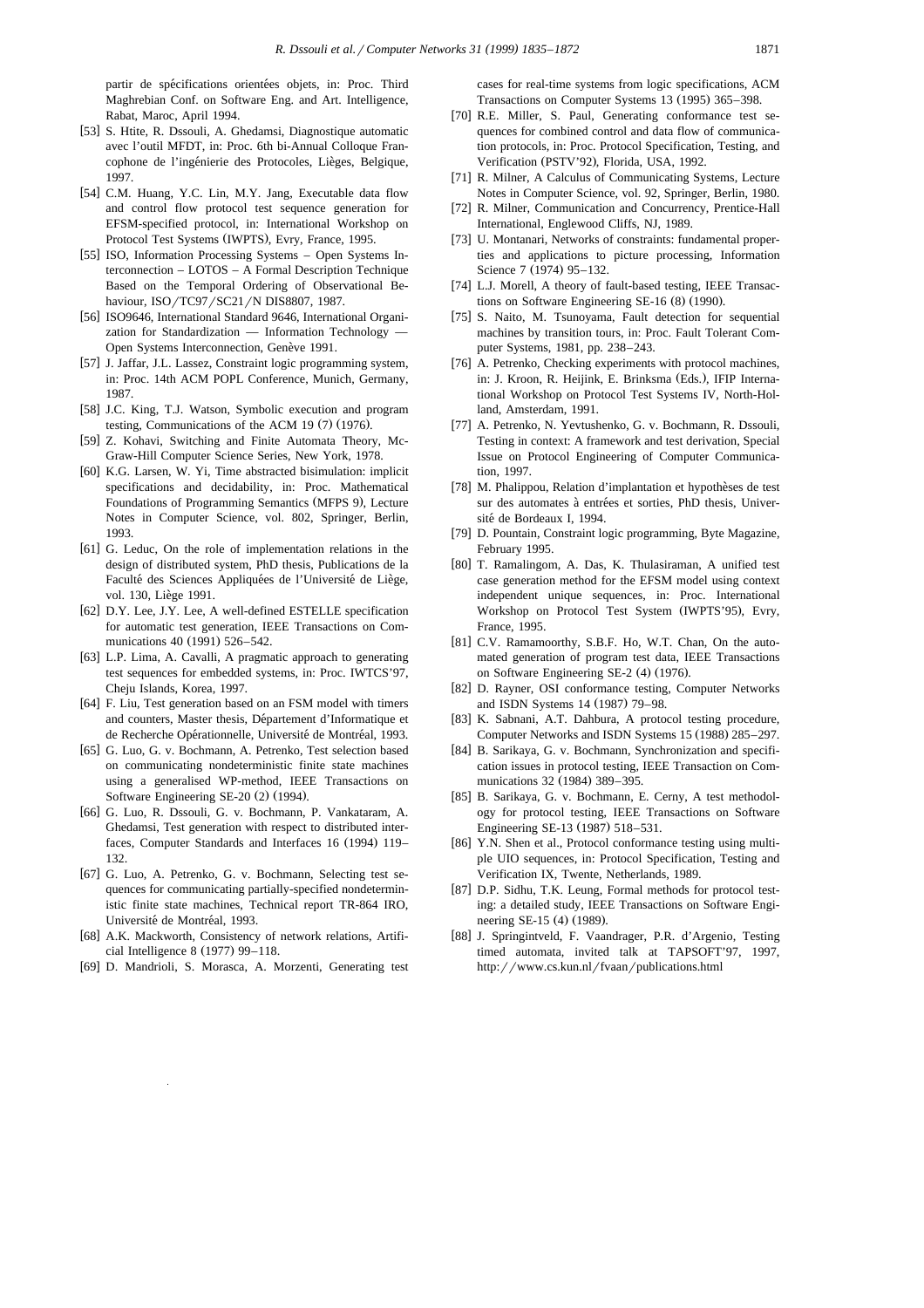partir de spécifications orientées objets, in: Proc. Third Maghrebian Conf. on Software Eng. and Art. Intelligence, Rabat, Maroc, April 1994.

[53] S. Htite, R. Dssouli, A. Ghedamsi, Diagnostique automatic avec l'outil MFDT, in: Proc. 6th bi-Annual Colloque Francophone de l'ingénierie des Protocoles, Lièges, Belgique, 1997.

[54] C.M. Huang, Y.C. Lin, M.Y. Jang, Executable data flow and control flow protocol test sequence generation for EFSM-specified protocol, in: International Workshop on Protocol Test Systems (IWPTS), Evry, France, 1995.

[55] ISO, Information Processing Systems – Open Systems Interconnection – LOTOS – A Formal Description Technique Based on the Temporal Ordering of Observational Behaviour, ISO/TC97/SC21/N DIS8807, 1987.

[56] ISO9646, International Standard 9646, International Organization for Standardization — Information Technology — Open Systems Interconnection, Genève 1991.

[57] J. Jaffar, J.L. Lassez, Constraint logic programming system, in: Proc. 14th ACM POPL Conference, Munich, Germany, 1987.

[58] J.C. King, T.J. Watson, Symbolic execution and program testing, Communications of the ACM 19 (7) (1976).

[59] Z. Kohavi, Switching and Finite Automata Theory, McGraw-Hill Computer Science Series, New York, 1978.

[60] K.G. Larsen, W. Yi, Time abstracted bisimulation: implicit specifications and decidability, in: Proc. Mathematical Foundations of Programming Semantics (MFPS 9), Lecture Notes in Computer Science, vol. 802, Springer, Berlin, 1993.

[61] G. Leduc, On the role of implementation relations in the design of distributed system, PhD thesis, Publications de la Faculté des Sciences Appliquées de l'Université de Liège, vol. 130, Liège 1991.

[62] D.Y. Lee, J.Y. Lee, A well-defined ESTELLE specification for automatic test generation, IEEE Transactions on Communications 40 (1991) 526–542.

[63] L.P. Lima, A. Cavalli, A pragmatic approach to generating test sequences for embedded systems, in: Proc. IWTCS'97, Cheju Islands, Korea, 1997.

[64] F. Liu, Test generation based on an FSM model with timers and counters, Master thesis, Département d'Informatique et de Recherche Opérationnelle, Université de Montréal, 1993.

[65] G. Luo, G. v. Bochmann, A. Petrenko, Test selection based on communicating nondeterministic finite state machines using a generalised WP-method, IEEE Transactions on Software Engineering SE-20 (2) (1994).

[66] G. Luo, R. Dssouli, G. v. Bochmann, P. Vankataram, A. Ghedamsi, Test generation with respect to distributed interfaces, Computer Standards and Interfaces 16 (1994) 119–132.

[67] G. Luo, A. Petrenko, G. v. Bochmann, Selecting test sequences for communicating partially-specified nondeterministic finite state machines, Technical report TR-864 IRO, Université de Montréal, 1993.

[68] A.K. Mackworth, Consistency of network relations, Artificial Intelligence 8 (1977) 99–118.

[69] D. Mandrioli, S. Morasca, A. Morzenti, Generating test cases for real-time systems from logic specifications, ACM Transactions on Computer Systems 13 (1995) 365–398.

[70] R.E. Miller, S. Paul, Generating conformance test sequences for combined control and data flow of communication protocols, in: Proc. Protocol Specification, Testing, and Verification (PSTV'92), Florida, USA, 1992.

[71] R. Milner, A Calculus of Communicating Systems, Lecture Notes in Computer Science, vol. 92, Springer, Berlin, 1980.

[72] R. Milner, Communication and Concurrency, Prentice-Hall International, Englewood Cliffs, NJ, 1989.

[73] U. Montanari, Networks of constraints: fundamental properties and applications to picture processing, Information Science 7 (1974) 95–132.

[74] L.J. Morell, A theory of fault-based testing, IEEE Transactions on Software Engineering SE-16 (8) (1990).

[75] S. Naito, M. Tsunoyama, Fault detection for sequential machines by transition tours, in: Proc. Fault Tolerant Computer Systems, 1981, pp. 238–243.

[76] A. Petrenko, Checking experiments with protocol machines, in: J. Kroon, R. Heijink, E. Brinksma (Eds.), IFIP International Workshop on Protocol Test Systems IV, North-Holland, Amsterdam, 1991.

[77] A. Petrenko, N. Yevtushenko, G. v. Bochmann, R. Dssouli, Testing in context: A framework and test derivation, Special Issue on Protocol Engineering of Computer Communication, 1997.

[78] M. Phalippou, Relation d'implantation et hypothèses de test sur des automates à entrées et sorties, PhD thesis, Université de Bordeaux I, 1994.

[79] D. Pountain, Constraint logic programming, Byte Magazine, February 1995.

[80] T. Ramalingom, A. Das, K. Thulasiraman, A unified test case generation method for the EFSM model using context independent unique sequences, in: Proc. International Workshop on Protocol Test System (IWPTS'95), Evry, France, 1995.

[81] C.V. Ramamoorthy, S.B.F. Ho, W.T. Chan, On the automated generation of program test data, IEEE Transactions on Software Engineering SE-2 (4) (1976).

[82] D. Rayner, OSI conformance testing, Computer Networks and ISDN Systems 14 (1987) 79–98.

[83] K. Sabnani, A.T. Dahbura, A protocol testing procedure, Computer Networks and ISDN Systems 15 (1988) 285–297.

[84] B. Sarikaya, G. v. Bochmann, Synchronization and specification issues in protocol testing, IEEE Transaction on Communications 32 (1984) 389–395.

[85] B. Sarikaya, G. v. Bochmann, E. Cerny, A test methodology for protocol testing, IEEE Transactions on Software Engineering SE-13 (1987) 518–531.

[86] Y.N. Shen et al., Protocol conformance testing using multiple UIO sequences, in: Protocol Specification, Testing and Verification IX, Twente, Netherlands, 1989.

[87] D.P. Sidhu, T.K. Leung, Formal methods for protocol testing: a detailed study, IEEE Transactions on Software Engineering SE-15 (4) (1989).

[88] J. Springintveld, F. Vaandrager, P.R. d'Argenio, Testing timed automata, invited talk at TAPSOFT'97, 1997, http://www.cs.kun.nl/fvaan/publications.html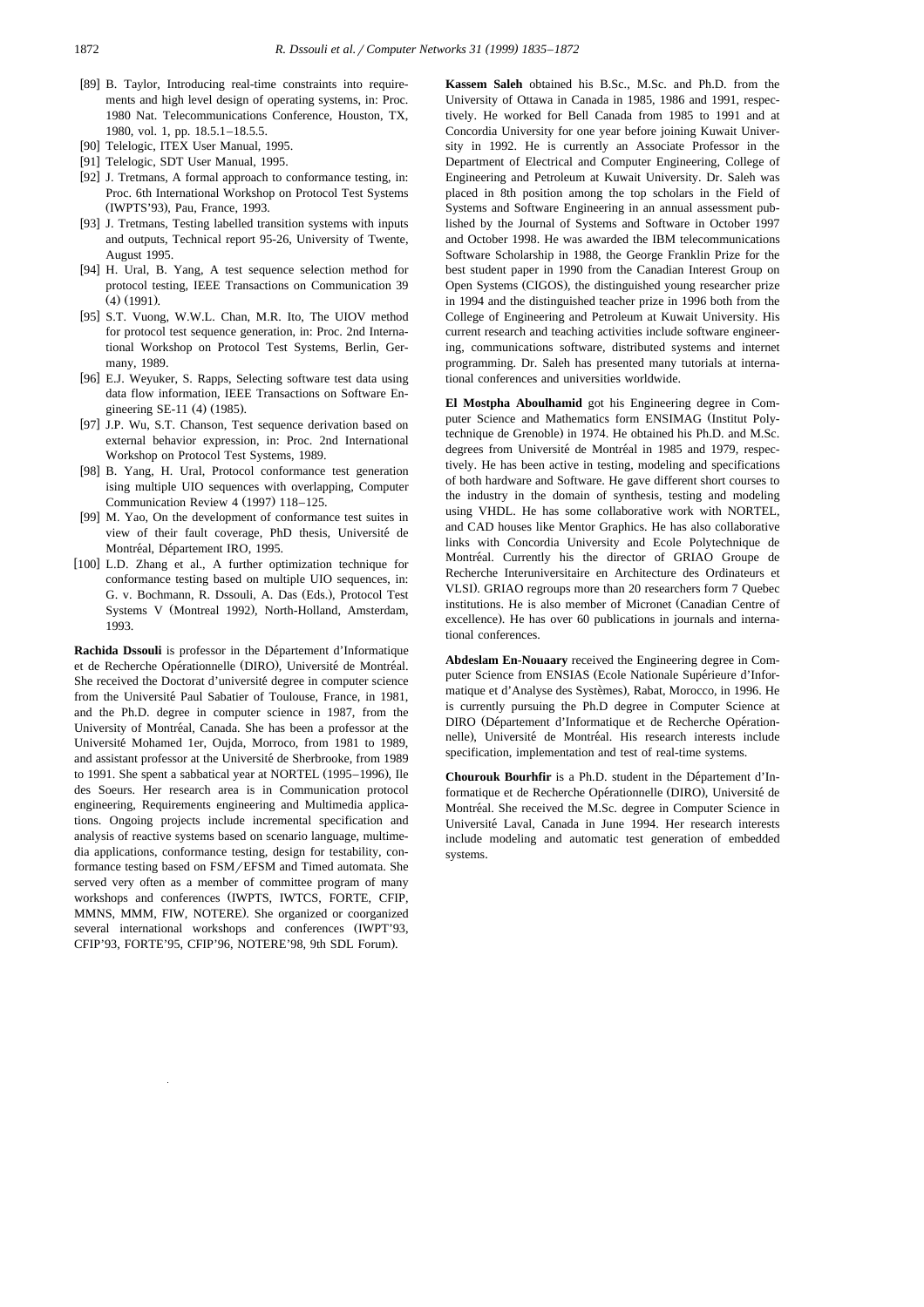[89] B. Taylor, Introducing real-time constraints into requirements and high level design of operating systems, in: Proc. 1980 Nat. Telecommunications Conference, Houston, TX, 1980, vol. 1, pp. 18.5.1–18.5.5.

[90] Telelogic, ITEX User Manual, 1995.

[91] Telelogic, SDT User Manual, 1995.

[92] J. Tretmans, A formal approach to conformance testing, in: Proc. 6th International Workshop on Protocol Test Systems (IWPTS'93), Pau, France, 1993.

[93] J. Tretmans, Testing labelled transition systems with inputs and outputs, Technical report 95-26, University of Twente, August 1995.

[94] H. Ural, B. Yang, A test sequence selection method for protocol testing, IEEE Transactions on Communication 39 (4) (1991).

[95] S.T. Vuong, W.W.L. Chan, M.R. Ito, The UIOV method for protocol test sequence generation, in: Proc. 2nd International Workshop on Protocol Test Systems, Berlin, Germany, 1989.

[96] E.J. Weyuker, S. Rapps, Selecting software test data using data flow information, IEEE Transactions on Software Engineering SE-11 (4) (1985).

[97] J.P. Wu, S.T. Chanson, Test sequence derivation based on external behavior expression, in: Proc. 2nd International Workshop on Protocol Test Systems, 1989.

[98] B. Yang, H. Ural, Protocol conformance test generation ising multiple UIO sequences with overlapping, Computer Communication Review 4 (1997) 118–125.

[99] M. Yao, On the development of conformance test suites in view of their fault coverage, PhD thesis, Université de Montréal, Département IRO, 1995.

[100] L.D. Zhang et al., A further optimization technique for conformance testing based on multiple UIO sequences, in: G. v. Bochmann, R. Dssouli, A. Das (Eds.), Protocol Test Systems V (Montreal 1992), North-Holland, Amsterdam, 1993.

**Rachida Dssouli** is professor in the Département d'Informatique et de Recherche Opérationnelle (DIRO), Université de Montréal. She received the Doctorat d'université degree in computer science from the Université Paul Sabatier of Toulouse, France, in 1981, and the Ph.D. degree in computer science in 1987, from the University of Montréal, Canada. She has been a professor at the Université Mohamed 1er, Oujda, Morroco, from 1981 to 1989, and assistant professor at the Université de Sherbrooke, from 1989 to 1991. She spent a sabbatical year at NORTEL (1995–1996), Ile des Soeurs. Her research area is in Communication protocol engineering, Requirements engineering and Multimedia applications. Ongoing projects include incremental specification and analysis of reactive systems based on scenario language, multimedia applications, conformance testing, design for testability, conformance testing based on FSM/EFSM and Timed automata. She served very often as a member of committee program of many workshops and conferences (IWPTS, IWTCS, FORTE, CFIP, MMNS, MMM, FIW, NOTERE). She organized or coorganized several international workshops and conferences (IWPT'93, CFIP'93, FORTE'95, CFIP'96, NOTERE'98, 9th SDL Forum).

**Kassem Saleh** obtained his B.Sc., M.Sc. and Ph.D. from the University of Ottawa in Canada in 1985, 1986 and 1991, respectively. He worked for Bell Canada from 1985 to 1991 and at Concordia University for one year before joining Kuwait University in 1992. He is currently an Associate Professor in the Department of Electrical and Computer Engineering, College of Engineering and Petroleum at Kuwait University. Dr. Saleh was placed in 8th position among the top scholars in the Field of Systems and Software Engineering in an annual assessment published by the Journal of Systems and Software in October 1997 and October 1998. He was awarded the IBM telecommunications Software Scholarship in 1988, the George Franklin Prize for the best student paper in 1990 from the Canadian Interest Group on Open Systems (CIGOS), the distinguished young researcher prize in 1994 and the distinguished teacher prize in 1996 both from the College of Engineering and Petroleum at Kuwait University. His current research and teaching activities include software engineering, communications software, distributed systems and internet programming. Dr. Saleh has presented many tutorials at international conferences and universities worldwide.

**El Mostpha Aboulhamid** got his Engineering degree in Computer Science and Mathematics form ENSIMAG (Institut Polytechnique de Grenoble) in 1974. He obtained his Ph.D. and M.Sc. degrees from Université de Montréal in 1985 and 1979, respectively. He has been active in testing, modeling and specifications of both hardware and Software. He gave different short courses to the industry in the domain of synthesis, testing and modeling using VHDL. He has some collaborative work with NORTEL, and CAD houses like Mentor Graphics. He has also collaborative links with Concordia University and Ecole Polytechnique de Montréal. Currently his the director of GRIAO Groupe de Recherche Interuniversitaire en Architecture des Ordinateurs et VLSI). GRIAO regroups more than 20 researchers form 7 Quebec institutions. He is also member of Micronet (Canadian Centre of excellence). He has over 60 publications in journals and international conferences.

**Abdeslam En-Nouaary** received the Engineering degree in Computer Science from ENSIAS (Ecole Nationale Supérieure d'Informatique et d'Analyse des Systèmes), Rabat, Morocco, in 1996. He is currently pursuing the Ph.D degree in Computer Science at DIRO (Département d'Informatique et de Recherche Opérationnelle), Université de Montréal. His research interests include specification, implementation and test of real-time systems.

**Chourouk Bourhfir** is a Ph.D. student in the Département d'Informatique et de Recherche Opérationnelle (DIRO), Université de Montréal. She received the M.Sc. degree in Computer Science in Université Laval, Canada in June 1994. Her research interests include modeling and automatic test generation of embedded systems.